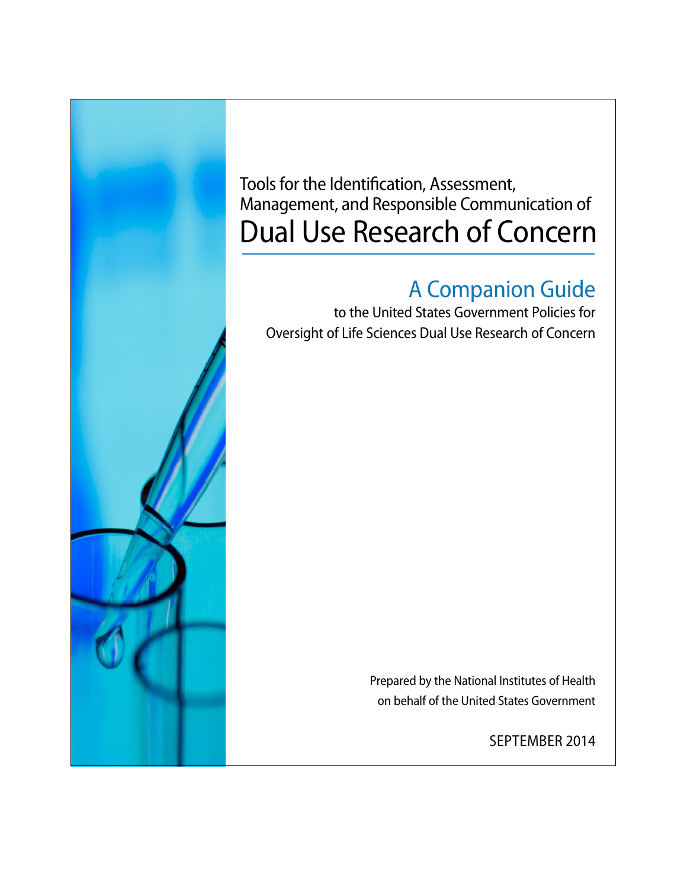Tools for the Identification, Assessment, Management, and Responsible Communication of

# Dual Use Research of Concern

## A Companion Guide

to the United States Government Policies for Oversight of Life Sciences Dual Use Research of Concern

Prepared by the National Institutes of Health on behalf of the United States Government

SEPTEMBER 2014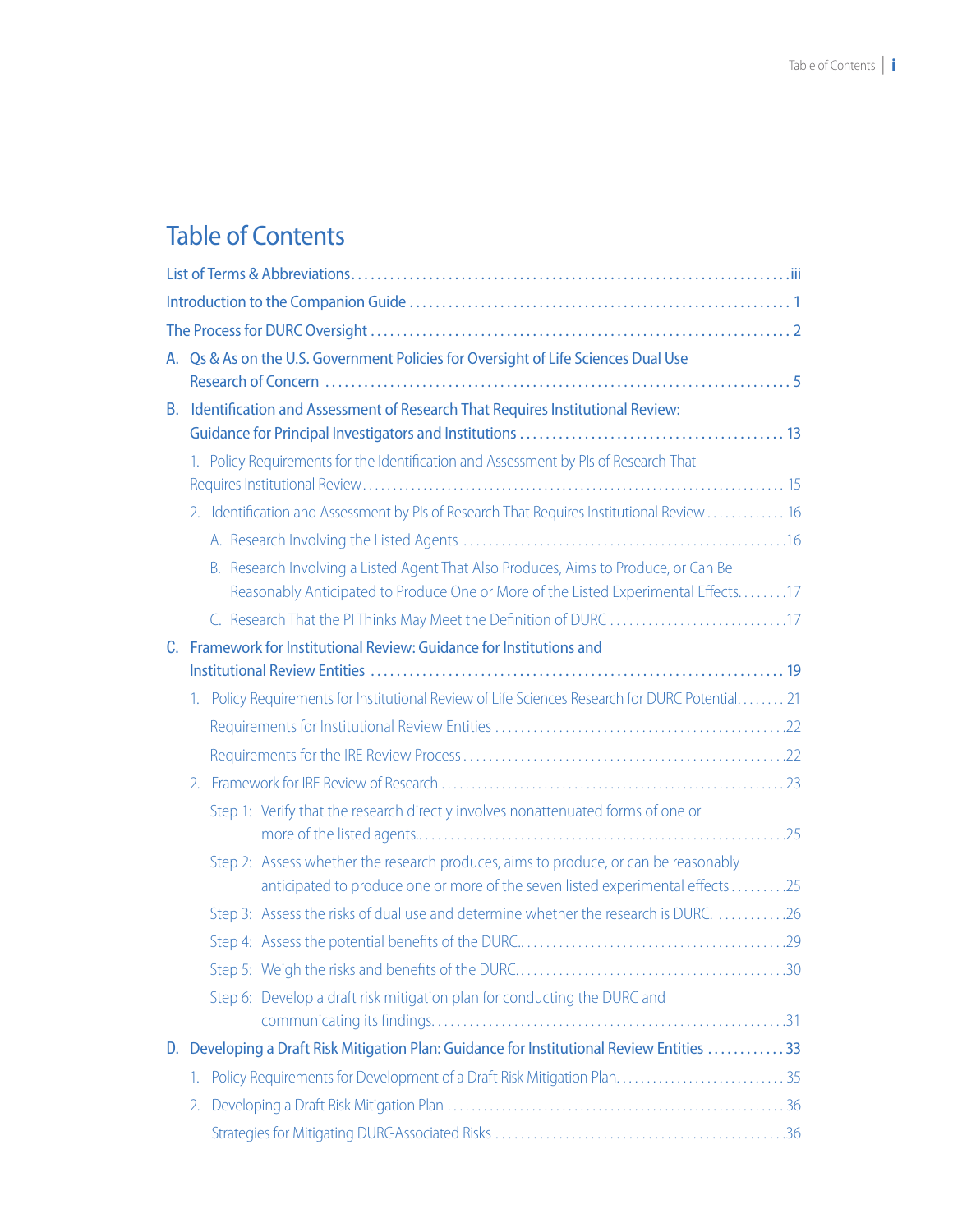# Table of Contents

List of Terms & Abbreviations . . . . . . . . . . . . . . . . . . . . . . . . . . . . . . . . . . . . . . . . . . . . . . . . . . . . . . . . . . . . . . .iii

Introduction to the Companion Guide . . . . . . . . . . . . . . . . . . . . . . . . . . . . . . . . . . . . . . . . . . . . . . . . . . . . . . . . . 1

The Process for DURC Oversight . . . . . . . . . . . . . . . . . . . . . . . . . . . . . . . . . . . . . . . . . . . . . . . . . . . . . . . . . . . . . . 2

A. Qs & As on the U.S. Government Policies for Oversight of Life Sciences Dual Use Research of Concern . . . . . . . . . . . . . . . . . . . . . . . . . . . . . . . . . . . . . . . . . . . . . . . . . . . . . . . . . . . . . . . . . . . . 5

B. Identification and Assessment of Research That Requires Institutional Review: Guidance for Principal Investigators and Institutions . . . . . . . . . . . . . . . . . . . . . . . . . . . . . . . . . . . . . . . 13

   1. Policy Requirements for the Identification and Assessment by PIs of Research That Requires Institutional Review . . . . . . . . . . . . . . . . . . . . . . . . . . . . . . . . . . . . . . . . . . . . . . . . . . . . . . . . . . . . . . . . . . . 15

   2. Identification and Assessment by PIs of Research That Requires Institutional Review . . . . . . . . . . . . . 16

      A. Research Involving the Listed Agents . . . . . . . . . . . . . . . . . . . . . . . . . . . . . . . . . . . . . . . . . . . . . . . . . . .16

      B. Research Involving a Listed Agent That Also Produces, Aims to Produce, or Can Be Reasonably Anticipated to Produce One or More of the Listed Experimental Effects. . . . . . . .17

      C. Research That the PI Thinks May Meet the Definition of DURC . . . . . . . . . . . . . . . . . . . . . . . . . . . .17

C. Framework for Institutional Review: Guidance for Institutions and Institutional Review Entities . . . . . . . . . . . . . . . . . . . . . . . . . . . . . . . . . . . . . . . . . . . . . . . . . . . . . . . . . . . . . . . . 19

   1. Policy Requirements for Institutional Review of Life Sciences Research for DURC Potential. . . . . . . . 21

      Requirements for Institutional Review Entities . . . . . . . . . . . . . . . . . . . . . . . . . . . . . . . . . . . . . . . . . . . . .22

      Requirements for the IRE Review Process . . . . . . . . . . . . . . . . . . . . . . . . . . . . . . . . . . . . . . . . . . . . . . . . .22

   2. Framework for IRE Review of Research . . . . . . . . . . . . . . . . . . . . . . . . . . . . . . . . . . . . . . . . . . . . . . . . . . . . . 23

      Step 1: Verify that the research directly involves nonattenuated forms of one or more of the listed agents.. . . . . . . . . . . . . . . . . . . . . . . . . . . . . . . . . . . . . . . . . . . . . . . . . . . . . . . .25

      Step 2: Assess whether the research produces, aims to produce, or can be reasonably anticipated to produce one or more of the seven listed experimental effects . . . . . . . . .25

      Step 3: Assess the risks of dual use and determine whether the research is DURC. . . . . . . . . . . .26

      Step 4: Assess the potential benefits of the DURC.. . . . . . . . . . . . . . . . . . . . . . . . . . . . . . . . . . . . . . . . . .29

      Step 5: Weigh the risks and benefits of the DURC. . . . . . . . . . . . . . . . . . . . . . . . . . . . . . . . . . . . . . . . . .30

      Step 6: Develop a draft risk mitigation plan for conducting the DURC and communicating its findings. . . . . . . . . . . . . . . . . . . . . . . . . . . . . . . . . . . . . . . . . . . . . . . . . . . . . .31

D. Developing a Draft Risk Mitigation Plan: Guidance for Institutional Review Entities . . . . . . . . . . . . 33

   1. Policy Requirements for Development of a Draft Risk Mitigation Plan. . . . . . . . . . . . . . . . . . . . . . . . . . . 35

   2. Developing a Draft Risk Mitigation Plan . . . . . . . . . . . . . . . . . . . . . . . . . . . . . . . . . . . . . . . . . . . . . . . . . . . . . 36

      Strategies for Mitigating DURC-Associated Risks . . . . . . . . . . . . . . . . . . . . . . . . . . . . . . . . . . . . . . . . . . .36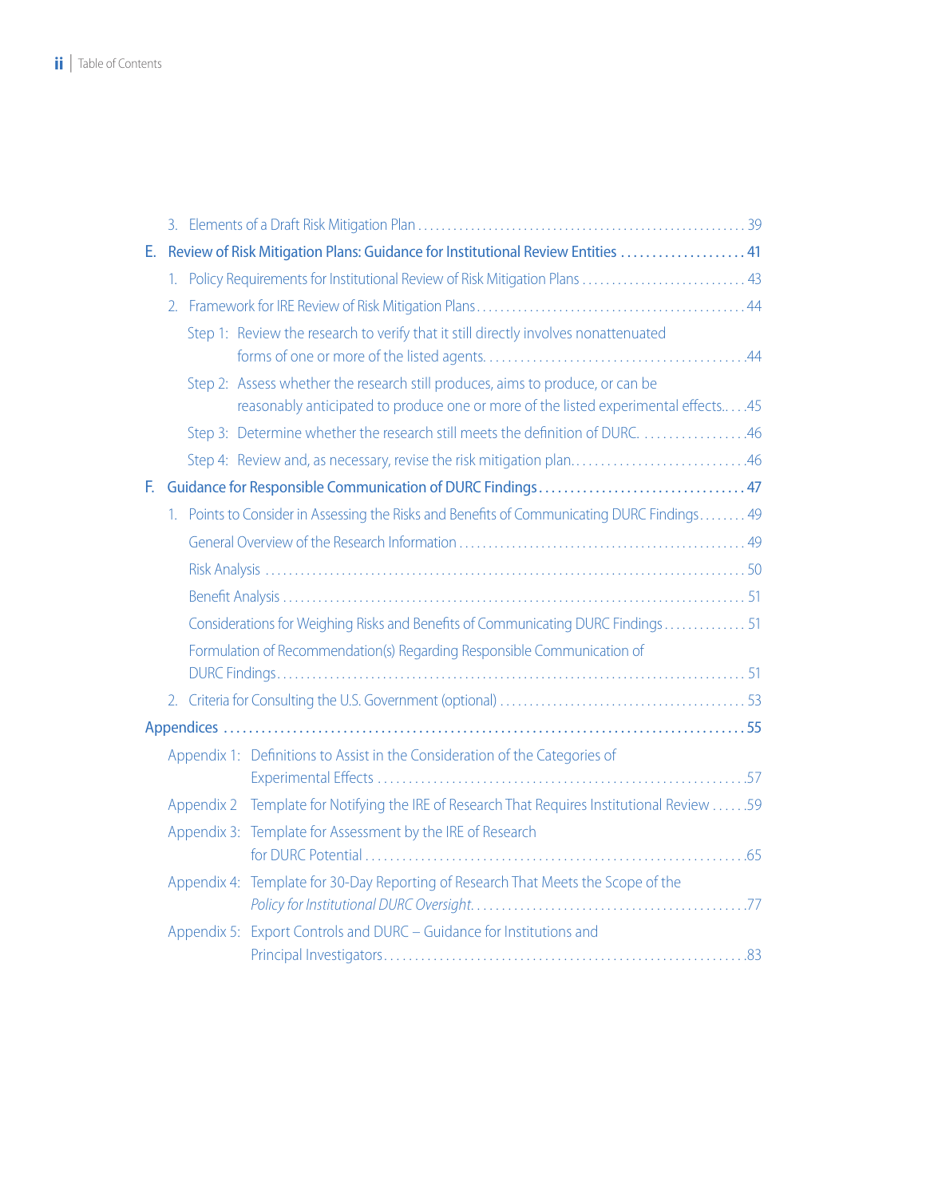3. Elements of a Draft Risk Mitigation Plan . . . . . . . . . . 39

E. Review of Risk Mitigation Plans: Guidance for Institutional Review Entities . . . . . . . . . . 41

1. Policy Requirements for Institutional Review of Risk Mitigation Plans . . . . . . . . . . 43
2. Framework for IRE Review of Risk Mitigation Plans . . . . . . . . . . 44

   Step 1: Review the research to verify that it still directly involves nonattenuated forms of one or more of the listed agents. . . . . . . . . . 44

   Step 2: Assess whether the research still produces, aims to produce, or can be reasonably anticipated to produce one or more of the listed experimental effects. . . . 45

   Step 3: Determine whether the research still meets the definition of DURC. . . . . . . . . . 46

   Step 4: Review and, as necessary, revise the risk mitigation plan. . . . . . . . . . 46

F. Guidance for Responsible Communication of DURC Findings . . . . . . . . . . 47

1. Points to Consider in Assessing the Risks and Benefits of Communicating DURC Findings . . . . . . . . 49

   General Overview of the Research Information . . . . . . . . . . 49

   Risk Analysis . . . . . . . . . . 50

   Benefit Analysis . . . . . . . . . . 51

   Considerations for Weighing Risks and Benefits of Communicating DURC Findings . . . . . . . . . . 51

   Formulation of Recommendation(s) Regarding Responsible Communication of DURC Findings . . . . . . . . . . 51

2. Criteria for Consulting the U.S. Government (optional) . . . . . . . . . . 53

Appendices . . . . . . . . . . 55

Appendix 1: Definitions to Assist in the Consideration of the Categories of Experimental Effects . . . . . . . . . . 57

Appendix 2 Template for Notifying the IRE of Research That Requires Institutional Review . . . . . . 59

Appendix 3: Template for Assessment by the IRE of Research for DURC Potential . . . . . . . . . . 65

Appendix 4: Template for 30-Day Reporting of Research That Meets the Scope of the *Policy for Institutional DURC Oversight*. . . . . . . . . . 77

Appendix 5: Export Controls and DURC – Guidance for Institutions and Principal Investigators . . . . . . . . . . 83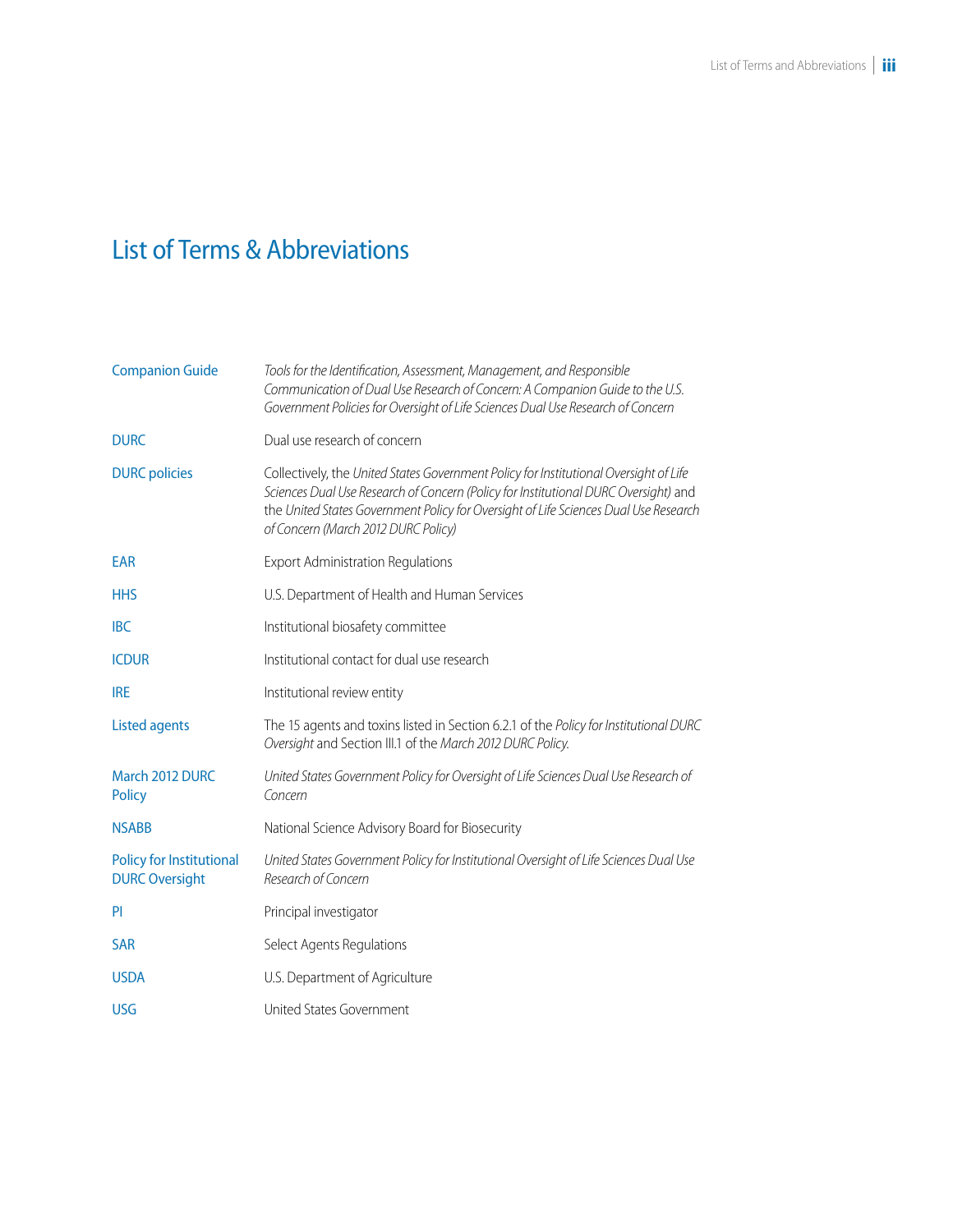# List of Terms & Abbreviations

| | |
|---|---|
| Companion Guide | *Tools for the Identification, Assessment, Management, and Responsible Communication of Dual Use Research of Concern: A Companion Guide to the U.S. Government Policies for Oversight of Life Sciences Dual Use Research of Concern* |
| DURC | Dual use research of concern |
| DURC policies | Collectively, the *United States Government Policy for Institutional Oversight of Life Sciences Dual Use Research of Concern (Policy for Institutional DURC Oversight)* and the *United States Government Policy for Oversight of Life Sciences Dual Use Research of Concern (March 2012 DURC Policy)* |
| EAR | Export Administration Regulations |
| HHS | U.S. Department of Health and Human Services |
| IBC | Institutional biosafety committee |
| ICDUR | Institutional contact for dual use research |
| IRE | Institutional review entity |
| Listed agents | The 15 agents and toxins listed in Section 6.2.1 of the *Policy for Institutional DURC Oversight* and Section III.1 of the *March 2012 DURC Policy.* |
| March 2012 DURC Policy | *United States Government Policy for Oversight of Life Sciences Dual Use Research of Concern* |
| NSABB | National Science Advisory Board for Biosecurity |
| Policy for Institutional DURC Oversight | *United States Government Policy for Institutional Oversight of Life Sciences Dual Use Research of Concern* |
| PI | Principal investigator |
| SAR | Select Agents Regulations |
| USDA | U.S. Department of Agriculture |
| USG | United States Government |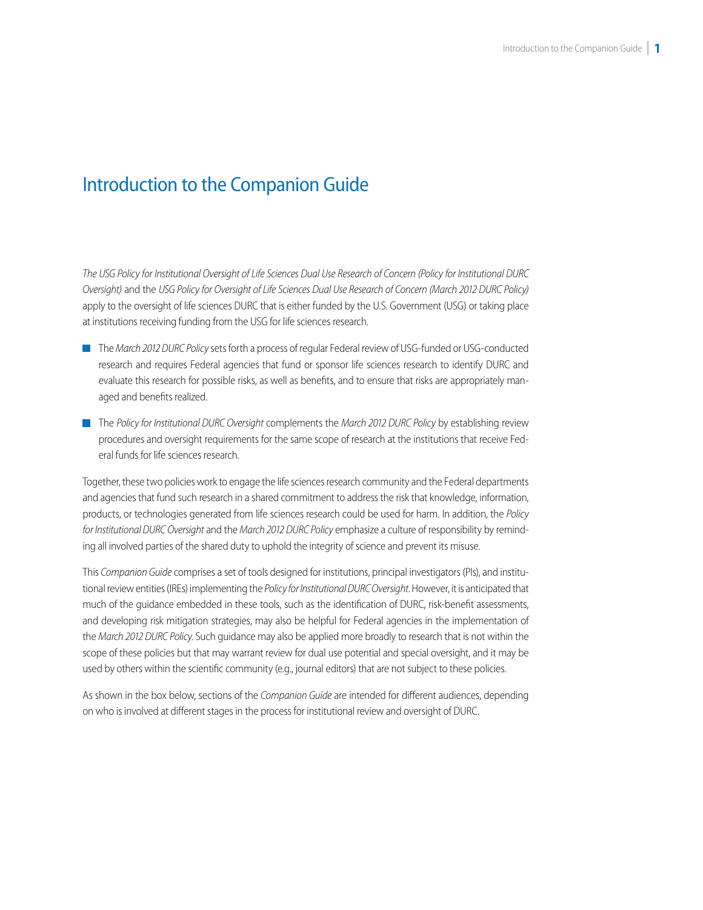# Introduction to the Companion Guide

*The USG Policy for Institutional Oversight of Life Sciences Dual Use Research of Concern (Policy for Institutional DURC Oversight)* and the *USG Policy for Oversight of Life Sciences Dual Use Research of Concern (March 2012 DURC Policy)* apply to the oversight of life sciences DURC that is either funded by the U.S. Government (USG) or taking place at institutions receiving funding from the USG for life sciences research.

- The *March 2012 DURC Policy* sets forth a process of regular Federal review of USG-funded or USG-conducted research and requires Federal agencies that fund or sponsor life sciences research to identify DURC and evaluate this research for possible risks, as well as benefits, and to ensure that risks are appropriately managed and benefits realized.
- The *Policy for Institutional DURC Oversight* complements the *March 2012 DURC Policy* by establishing review procedures and oversight requirements for the same scope of research at the institutions that receive Federal funds for life sciences research.

Together, these two policies work to engage the life sciences research community and the Federal departments and agencies that fund such research in a shared commitment to address the risk that knowledge, information, products, or technologies generated from life sciences research could be used for harm. In addition, the *Policy for Institutional DURC Oversight* and the *March 2012 DURC Policy* emphasize a culture of responsibility by reminding all involved parties of the shared duty to uphold the integrity of science and prevent its misuse.

This *Companion Guide* comprises a set of tools designed for institutions, principal investigators (PIs), and institutional review entities (IREs) implementing the *Policy for Institutional DURC Oversight*. However, it is anticipated that much of the guidance embedded in these tools, such as the identification of DURC, risk-benefit assessments, and developing risk mitigation strategies, may also be helpful for Federal agencies in the implementation of the *March 2012 DURC Policy*. Such guidance may also be applied more broadly to research that is not within the scope of these policies but that may warrant review for dual use potential and special oversight, and it may be used by others within the scientific community (e.g., journal editors) that are not subject to these policies.

As shown in the box below, sections of the *Companion Guide* are intended for different audiences, depending on who is involved at different stages in the process for institutional review and oversight of DURC.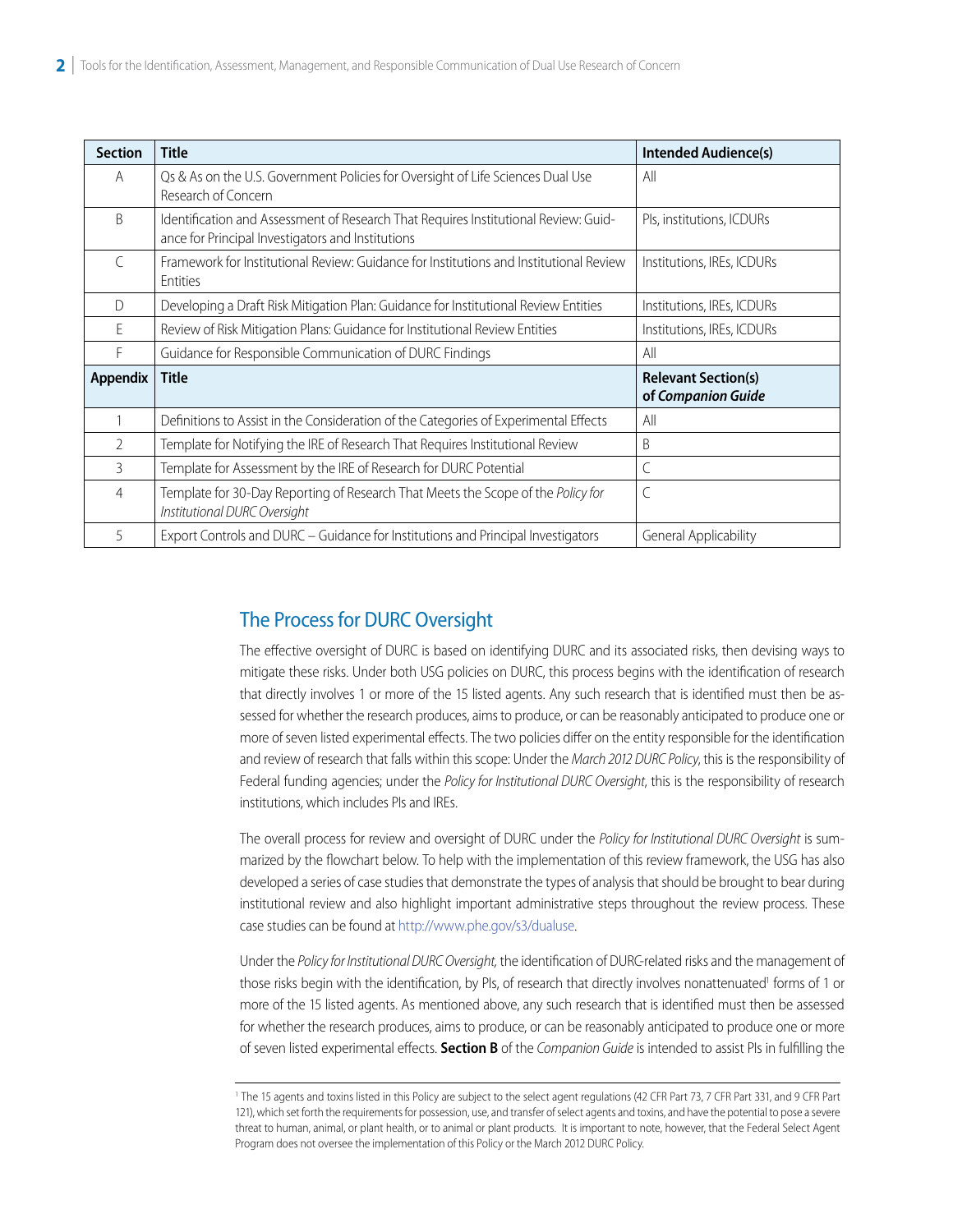| Section | Title | Intended Audience(s) |
|---|---|---|
| A | Qs & As on the U.S. Government Policies for Oversight of Life Sciences Dual Use Research of Concern | All |
| B | Identification and Assessment of Research That Requires Institutional Review: Guidance for Principal Investigators and Institutions | PIs, institutions, ICDURs |
| C | Framework for Institutional Review: Guidance for Institutions and Institutional Review Entities | Institutions, IREs, ICDURs |
| D | Developing a Draft Risk Mitigation Plan: Guidance for Institutional Review Entities | Institutions, IREs, ICDURs |
| E | Review of Risk Mitigation Plans: Guidance for Institutional Review Entities | Institutions, IREs, ICDURs |
| F | Guidance for Responsible Communication of DURC Findings | All |
| **Appendix** | **Title** | **Relevant Section(s) of *Companion Guide*** |
| 1 | Definitions to Assist in the Consideration of the Categories of Experimental Effects | All |
| 2 | Template for Notifying the IRE of Research That Requires Institutional Review | B |
| 3 | Template for Assessment by the IRE of Research for DURC Potential | C |
| 4 | Template for 30-Day Reporting of Research That Meets the Scope of the *Policy for Institutional DURC Oversight* | C |
| 5 | Export Controls and DURC – Guidance for Institutions and Principal Investigators | General Applicability |

## The Process for DURC Oversight

The effective oversight of DURC is based on identifying DURC and its associated risks, then devising ways to mitigate these risks. Under both USG policies on DURC, this process begins with the identification of research that directly involves 1 or more of the 15 listed agents. Any such research that is identified must then be assessed for whether the research produces, aims to produce, or can be reasonably anticipated to produce one or more of seven listed experimental effects. The two policies differ on the entity responsible for the identification and review of research that falls within this scope: Under the *March 2012 DURC Policy*, this is the responsibility of Federal funding agencies; under the *Policy for Institutional DURC Oversight*, this is the responsibility of research institutions, which includes PIs and IREs.

The overall process for review and oversight of DURC under the *Policy for Institutional DURC Oversight* is summarized by the flowchart below. To help with the implementation of this review framework, the USG has also developed a series of case studies that demonstrate the types of analysis that should be brought to bear during institutional review and also highlight important administrative steps throughout the review process. These case studies can be found at http://www.phe.gov/s3/dualuse.

Under the *Policy for Institutional DURC Oversight*, the identification of DURC-related risks and the management of those risks begin with the identification, by PIs, of research that directly involves nonattenuated[1] forms of 1 or more of the 15 listed agents. As mentioned above, any such research that is identified must then be assessed for whether the research produces, aims to produce, or can be reasonably anticipated to produce one or more of seven listed experimental effects. **Section B** of the *Companion Guide* is intended to assist PIs in fulfilling the

[1] The 15 agents and toxins listed in this Policy are subject to the select agent regulations (42 CFR Part 73, 7 CFR Part 331, and 9 CFR Part 121), which set forth the requirements for possession, use, and transfer of select agents and toxins, and have the potential to pose a severe threat to human, animal, or plant health, or to animal or plant products. It is important to note, however, that the Federal Select Agent Program does not oversee the implementation of this Policy or the March 2012 DURC Policy.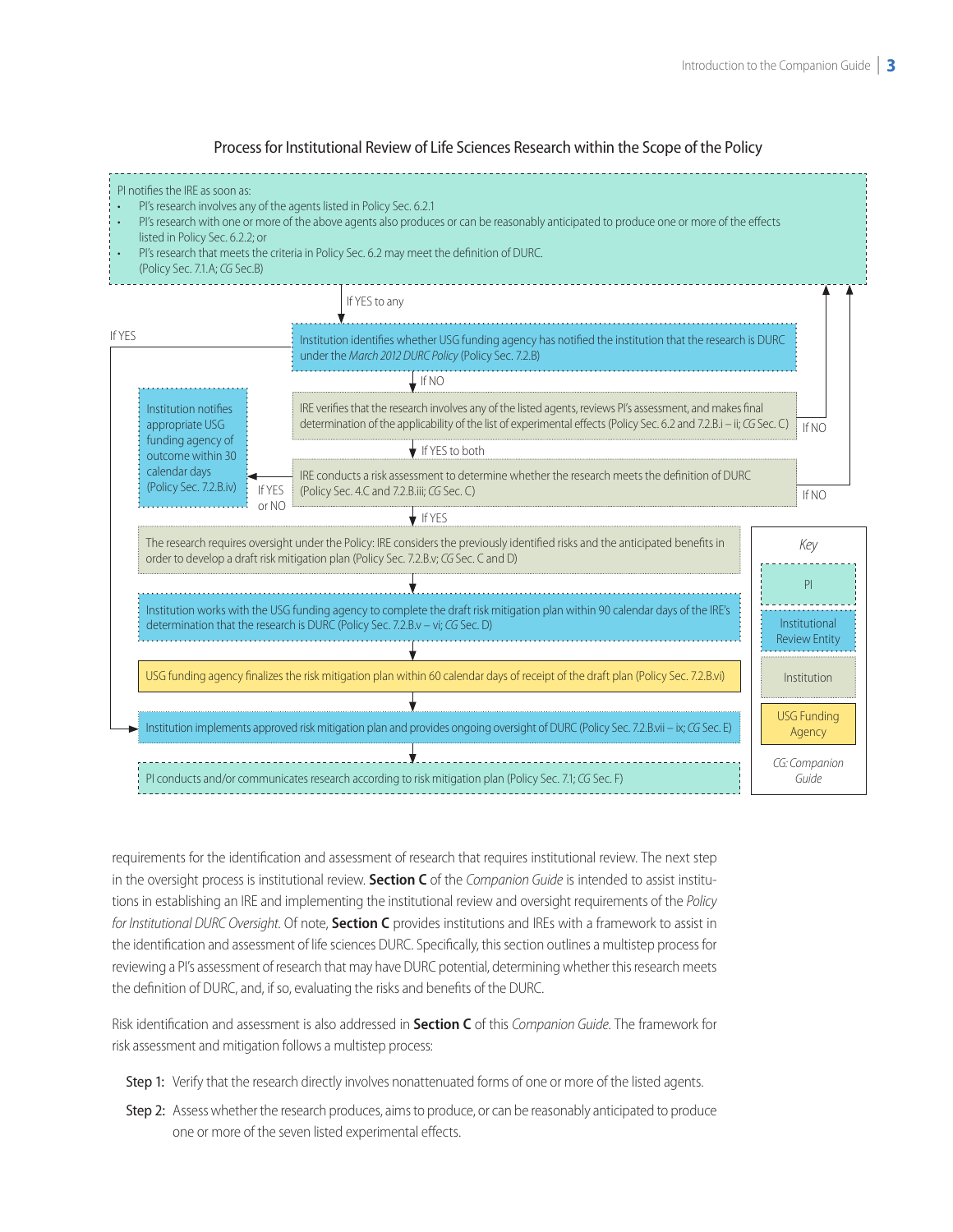### Process for Institutional Review of Life Sciences Research within the Scope of the Policy

PI notifies the IRE as soon as:

- PI's research involves any of the agents listed in Policy Sec. 6.2.1
- PI's research with one or more of the above agents also produces or can be reasonably anticipated to produce one or more of the effects listed in Policy Sec. 6.2.2; or
- PI's research that meets the criteria in Policy Sec. 6.2 may meet the definition of DURC.

(Policy Sec. 7.1.A; *CG* Sec.B)

If YES to any

Institution identifies whether USG funding agency has notified the institution that the research is DURC under the *March 2012 DURC Policy* (Policy Sec. 7.2.B)

If YES

If NO

IRE verifies that the research involves any of the listed agents, reviews PI's assessment, and makes final determination of the applicability of the list of experimental effects (Policy Sec. 6.2 and 7.2.B.i – ii; *CG* Sec. C)

If NO

If YES to both

IRE conducts a risk assessment to determine whether the research meets the definition of DURC (Policy Sec. 4.C and 7.2.B.iii; *CG* Sec. C)

If NO

If YES or NO

Institution notifies appropriate USG funding agency of outcome within 30 calendar days (Policy Sec. 7.2.B.iv)

If YES

The research requires oversight under the Policy: IRE considers the previously identified risks and the anticipated benefits in order to develop a draft risk mitigation plan (Policy Sec. 7.2.B.v; *CG* Sec. C and D)

Institution works with the USG funding agency to complete the draft risk mitigation plan within 90 calendar days of the IRE's determination that the research is DURC (Policy Sec. 7.2.B.v – vi; *CG* Sec. D)

USG funding agency finalizes the risk mitigation plan within 60 calendar days of receipt of the draft plan (Policy Sec. 7.2.B.vi)

Institution implements approved risk mitigation plan and provides ongoing oversight of DURC (Policy Sec. 7.2.B.vii – ix; *CG* Sec. E)

PI conducts and/or communicates research according to risk mitigation plan (Policy Sec. 7.1; *CG* Sec. F)

*Key*

- PI
- Institutional Review Entity
- Institution
- USG Funding Agency

*CG: Companion Guide*

requirements for the identification and assessment of research that requires institutional review. The next step in the oversight process is institutional review. **Section C** of the *Companion Guide* is intended to assist institutions in establishing an IRE and implementing the institutional review and oversight requirements of the *Policy for Institutional DURC Oversight*. Of note, **Section C** provides institutions and IREs with a framework to assist in the identification and assessment of life sciences DURC. Specifically, this section outlines a multistep process for reviewing a PI's assessment of research that may have DURC potential, determining whether this research meets the definition of DURC, and, if so, evaluating the risks and benefits of the DURC.

Risk identification and assessment is also addressed in **Section C** of this *Companion Guide*. The framework for risk assessment and mitigation follows a multistep process:

**Step 1:** Verify that the research directly involves nonattenuated forms of one or more of the listed agents.

**Step 2:** Assess whether the research produces, aims to produce, or can be reasonably anticipated to produce one or more of the seven listed experimental effects.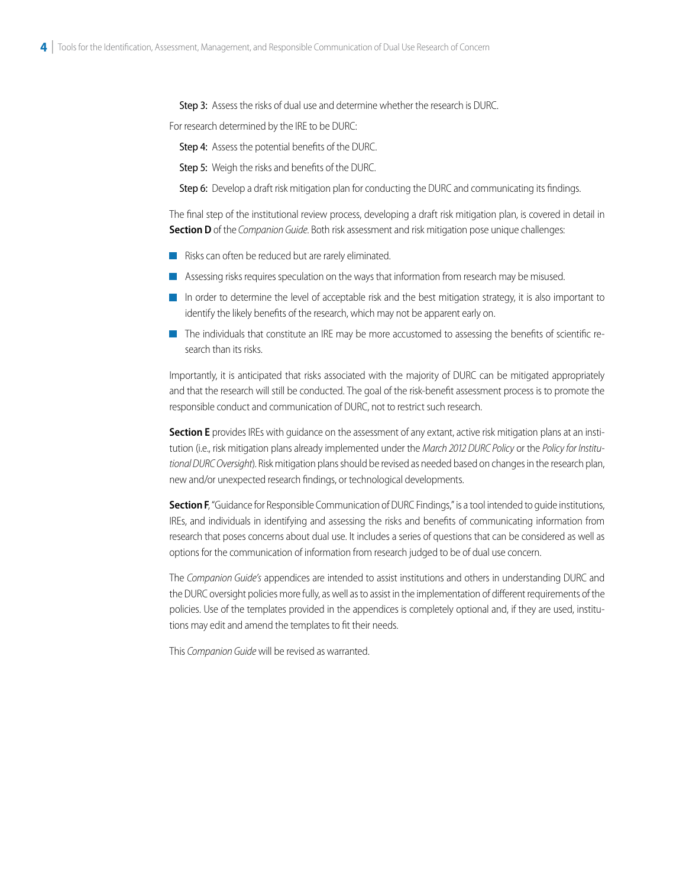**Step 3:** Assess the risks of dual use and determine whether the research is DURC.

For research determined by the IRE to be DURC:

**Step 4:** Assess the potential benefits of the DURC.

**Step 5:** Weigh the risks and benefits of the DURC.

**Step 6:** Develop a draft risk mitigation plan for conducting the DURC and communicating its findings.

The final step of the institutional review process, developing a draft risk mitigation plan, is covered in detail in **Section D** of the *Companion Guide*. Both risk assessment and risk mitigation pose unique challenges:

- Risks can often be reduced but are rarely eliminated.
- Assessing risks requires speculation on the ways that information from research may be misused.
- In order to determine the level of acceptable risk and the best mitigation strategy, it is also important to identify the likely benefits of the research, which may not be apparent early on.
- The individuals that constitute an IRE may be more accustomed to assessing the benefits of scientific research than its risks.

Importantly, it is anticipated that risks associated with the majority of DURC can be mitigated appropriately and that the research will still be conducted. The goal of the risk-benefit assessment process is to promote the responsible conduct and communication of DURC, not to restrict such research.

**Section E** provides IREs with guidance on the assessment of any extant, active risk mitigation plans at an institution (i.e., risk mitigation plans already implemented under the *March 2012 DURC Policy* or the *Policy for Institutional DURC Oversight*). Risk mitigation plans should be revised as needed based on changes in the research plan, new and/or unexpected research findings, or technological developments.

**Section F**, "Guidance for Responsible Communication of DURC Findings," is a tool intended to guide institutions, IREs, and individuals in identifying and assessing the risks and benefits of communicating information from research that poses concerns about dual use. It includes a series of questions that can be considered as well as options for the communication of information from research judged to be of dual use concern.

The *Companion Guide's* appendices are intended to assist institutions and others in understanding DURC and the DURC oversight policies more fully, as well as to assist in the implementation of different requirements of the policies. Use of the templates provided in the appendices is completely optional and, if they are used, institutions may edit and amend the templates to fit their needs.

This *Companion Guide* will be revised as warranted.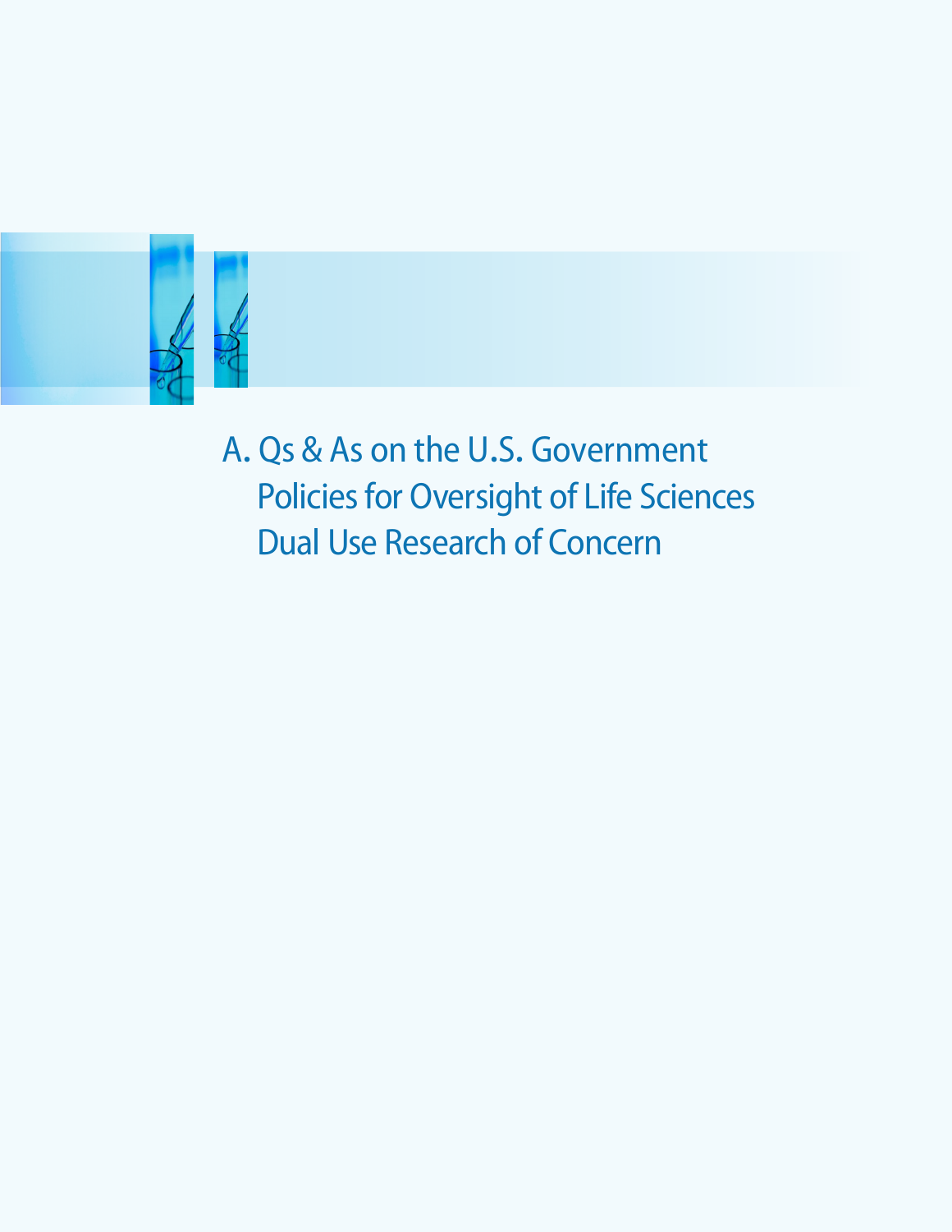# A. Qs & As on the U.S. Government Policies for Oversight of Life Sciences Dual Use Research of Concern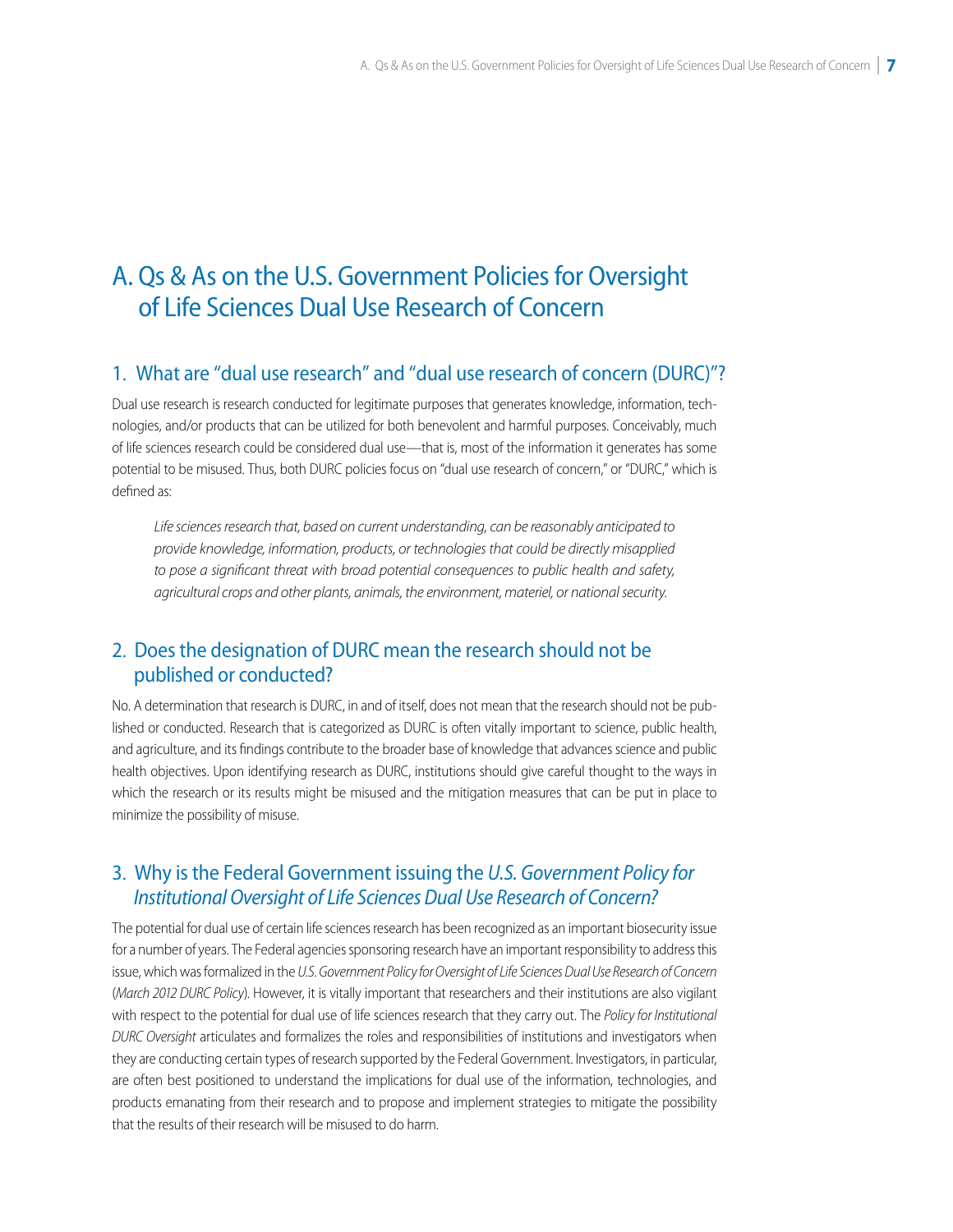# A. Qs & As on the U.S. Government Policies for Oversight of Life Sciences Dual Use Research of Concern

## 1. What are "dual use research" and "dual use research of concern (DURC)"?

Dual use research is research conducted for legitimate purposes that generates knowledge, information, technologies, and/or products that can be utilized for both benevolent and harmful purposes. Conceivably, much of life sciences research could be considered dual use—that is, most of the information it generates has some potential to be misused. Thus, both DURC policies focus on "dual use research of concern," or "DURC," which is defined as:

> *Life sciences research that, based on current understanding, can be reasonably anticipated to provide knowledge, information, products, or technologies that could be directly misapplied to pose a significant threat with broad potential consequences to public health and safety, agricultural crops and other plants, animals, the environment, materiel, or national security.*

## 2. Does the designation of DURC mean the research should not be published or conducted?

No. A determination that research is DURC, in and of itself, does not mean that the research should not be published or conducted. Research that is categorized as DURC is often vitally important to science, public health, and agriculture, and its findings contribute to the broader base of knowledge that advances science and public health objectives. Upon identifying research as DURC, institutions should give careful thought to the ways in which the research or its results might be misused and the mitigation measures that can be put in place to minimize the possibility of misuse.

## 3. Why is the Federal Government issuing the *U.S. Government Policy for Institutional Oversight of Life Sciences Dual Use Research of Concern?*

The potential for dual use of certain life sciences research has been recognized as an important biosecurity issue for a number of years. The Federal agencies sponsoring research have an important responsibility to address this issue, which was formalized in the *U.S. Government Policy for Oversight of Life Sciences Dual Use Research of Concern* (*March 2012 DURC Policy*). However, it is vitally important that researchers and their institutions are also vigilant with respect to the potential for dual use of life sciences research that they carry out. The *Policy for Institutional DURC Oversight* articulates and formalizes the roles and responsibilities of institutions and investigators when they are conducting certain types of research supported by the Federal Government. Investigators, in particular, are often best positioned to understand the implications for dual use of the information, technologies, and products emanating from their research and to propose and implement strategies to mitigate the possibility that the results of their research will be misused to do harm.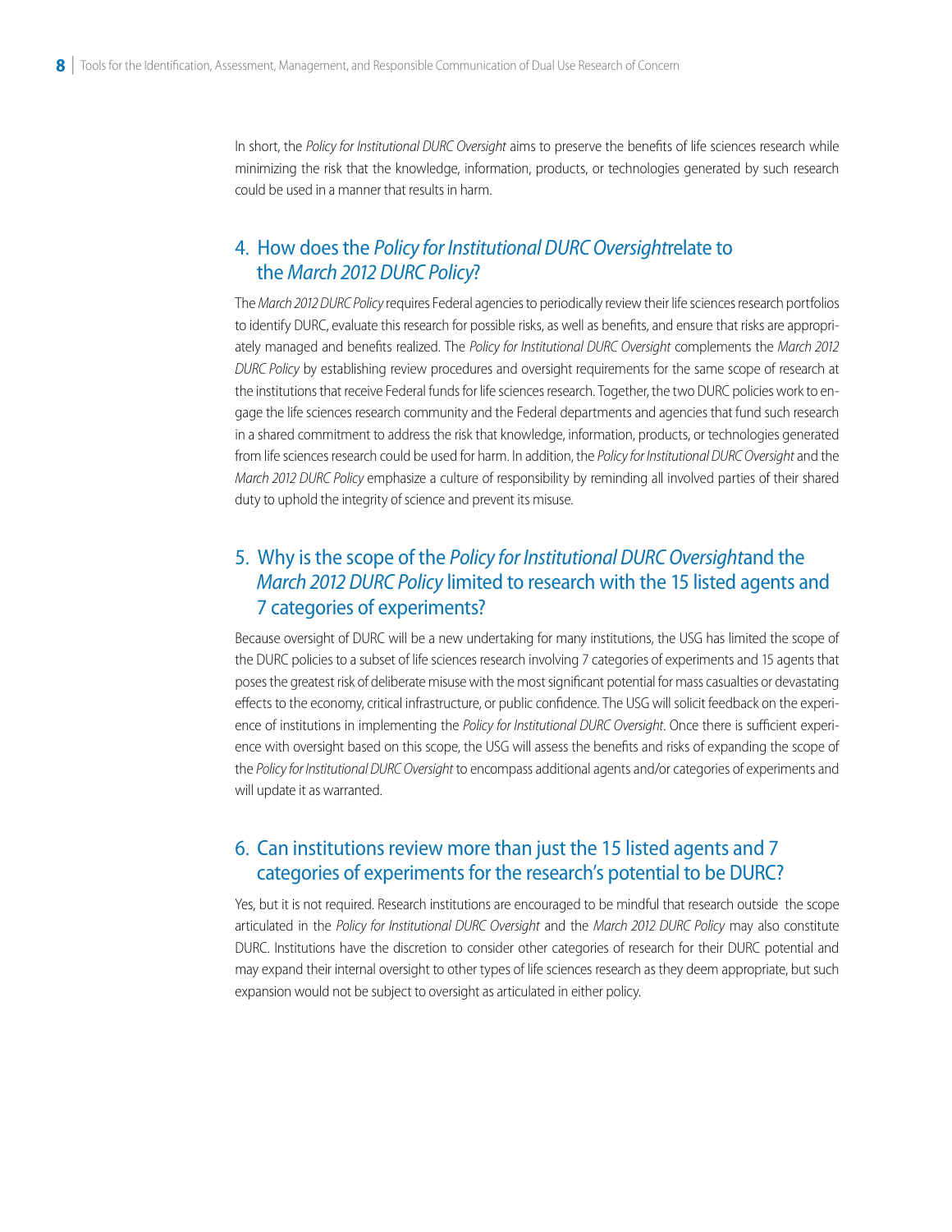In short, the *Policy for Institutional DURC Oversight* aims to preserve the benefits of life sciences research while minimizing the risk that the knowledge, information, products, or technologies generated by such research could be used in a manner that results in harm.

## 4. How does the *Policy for Institutional DURC Oversight* relate to the *March 2012 DURC Policy*?

The *March 2012 DURC Policy* requires Federal agencies to periodically review their life sciences research portfolios to identify DURC, evaluate this research for possible risks, as well as benefits, and ensure that risks are appropriately managed and benefits realized. The *Policy for Institutional DURC Oversight* complements the *March 2012 DURC Policy* by establishing review procedures and oversight requirements for the same scope of research at the institutions that receive Federal funds for life sciences research. Together, the two DURC policies work to engage the life sciences research community and the Federal departments and agencies that fund such research in a shared commitment to address the risk that knowledge, information, products, or technologies generated from life sciences research could be used for harm. In addition, the *Policy for Institutional DURC Oversight* and the *March 2012 DURC Policy* emphasize a culture of responsibility by reminding all involved parties of their shared duty to uphold the integrity of science and prevent its misuse.

## 5. Why is the scope of the *Policy for Institutional DURC Oversight* and the *March 2012 DURC Policy* limited to research with the 15 listed agents and 7 categories of experiments?

Because oversight of DURC will be a new undertaking for many institutions, the USG has limited the scope of the DURC policies to a subset of life sciences research involving 7 categories of experiments and 15 agents that poses the greatest risk of deliberate misuse with the most significant potential for mass casualties or devastating effects to the economy, critical infrastructure, or public confidence. The USG will solicit feedback on the experience of institutions in implementing the *Policy for Institutional DURC Oversight*. Once there is sufficient experience with oversight based on this scope, the USG will assess the benefits and risks of expanding the scope of the *Policy for Institutional DURC Oversight* to encompass additional agents and/or categories of experiments and will update it as warranted.

## 6. Can institutions review more than just the 15 listed agents and 7 categories of experiments for the research's potential to be DURC?

Yes, but it is not required. Research institutions are encouraged to be mindful that research outside the scope articulated in the *Policy for Institutional DURC Oversight* and the *March 2012 DURC Policy* may also constitute DURC. Institutions have the discretion to consider other categories of research for their DURC potential and may expand their internal oversight to other types of life sciences research as they deem appropriate, but such expansion would not be subject to oversight as articulated in either policy.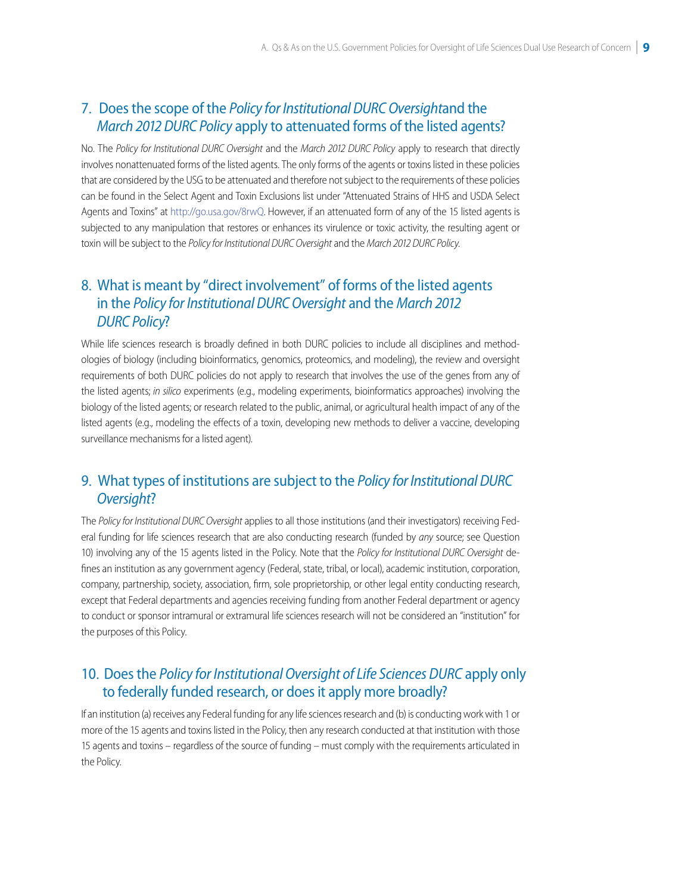## 7. Does the scope of the *Policy for Institutional DURC Oversight*and the *March 2012 DURC Policy* apply to attenuated forms of the listed agents?

No. The *Policy for Institutional DURC Oversight* and the *March 2012 DURC Policy* apply to research that directly involves nonattenuated forms of the listed agents. The only forms of the agents or toxins listed in these policies that are considered by the USG to be attenuated and therefore not subject to the requirements of these policies can be found in the Select Agent and Toxin Exclusions list under "Attenuated Strains of HHS and USDA Select Agents and Toxins" at http://go.usa.gov/8rwQ. However, if an attenuated form of any of the 15 listed agents is subjected to any manipulation that restores or enhances its virulence or toxic activity, the resulting agent or toxin will be subject to the *Policy for Institutional DURC Oversight* and the *March 2012 DURC Policy*.

## 8. What is meant by "direct involvement" of forms of the listed agents in the *Policy for Institutional DURC Oversight* and the *March 2012 DURC Policy*?

While life sciences research is broadly defined in both DURC policies to include all disciplines and methodologies of biology (including bioinformatics, genomics, proteomics, and modeling), the review and oversight requirements of both DURC policies do not apply to research that involves the use of the genes from any of the listed agents; *in silico* experiments (e.g., modeling experiments, bioinformatics approaches) involving the biology of the listed agents; or research related to the public, animal, or agricultural health impact of any of the listed agents (e.g., modeling the effects of a toxin, developing new methods to deliver a vaccine, developing surveillance mechanisms for a listed agent).

## 9. What types of institutions are subject to the *Policy for Institutional DURC Oversight*?

The *Policy for Institutional DURC Oversight* applies to all those institutions (and their investigators) receiving Federal funding for life sciences research that are also conducting research (funded by *any* source; see Question 10) involving any of the 15 agents listed in the Policy. Note that the *Policy for Institutional DURC Oversight* defines an institution as any government agency (Federal, state, tribal, or local), academic institution, corporation, company, partnership, society, association, firm, sole proprietorship, or other legal entity conducting research, except that Federal departments and agencies receiving funding from another Federal department or agency to conduct or sponsor intramural or extramural life sciences research will not be considered an "institution" for the purposes of this Policy.

## 10. Does the *Policy for Institutional Oversight of Life Sciences DURC* apply only to federally funded research, or does it apply more broadly?

If an institution (a) receives any Federal funding for any life sciences research and (b) is conducting work with 1 or more of the 15 agents and toxins listed in the Policy, then any research conducted at that institution with those 15 agents and toxins – regardless of the source of funding – must comply with the requirements articulated in the Policy.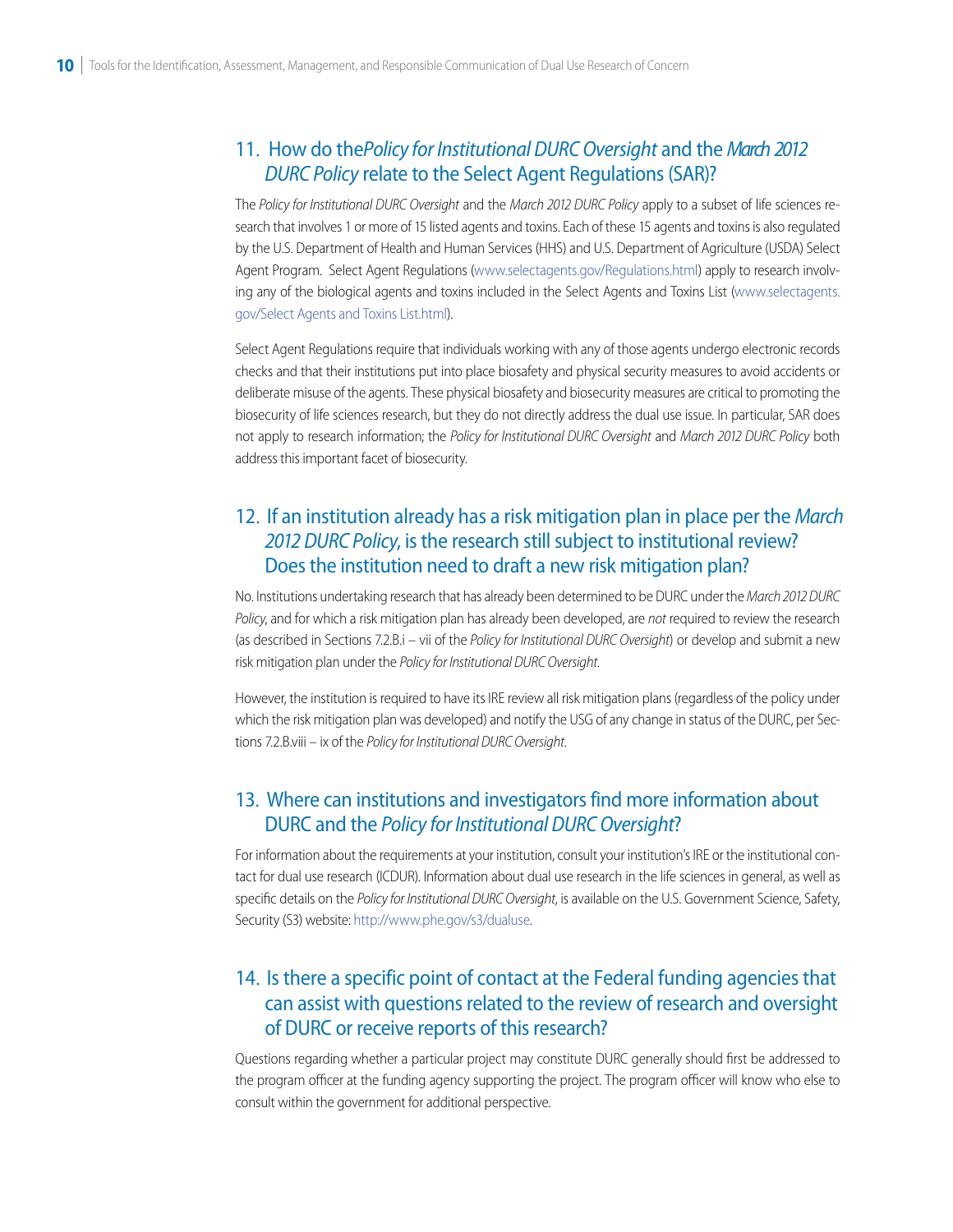## 11. How do the *Policy for Institutional DURC Oversight* and the *March 2012 DURC Policy* relate to the Select Agent Regulations (SAR)?

The *Policy for Institutional DURC Oversight* and the *March 2012 DURC Policy* apply to a subset of life sciences research that involves 1 or more of 15 listed agents and toxins. Each of these 15 agents and toxins is also regulated by the U.S. Department of Health and Human Services (HHS) and U.S. Department of Agriculture (USDA) Select Agent Program. Select Agent Regulations (www.selectagents.gov/Regulations.html) apply to research involving any of the biological agents and toxins included in the Select Agents and Toxins List (www.selectagents.gov/Select Agents and Toxins List.html).

Select Agent Regulations require that individuals working with any of those agents undergo electronic records checks and that their institutions put into place biosafety and physical security measures to avoid accidents or deliberate misuse of the agents. These physical biosafety and biosecurity measures are critical to promoting the biosecurity of life sciences research, but they do not directly address the dual use issue. In particular, SAR does not apply to research information; the *Policy for Institutional DURC Oversight* and *March 2012 DURC Policy* both address this important facet of biosecurity.

## 12. If an institution already has a risk mitigation plan in place per the *March 2012 DURC Policy*, is the research still subject to institutional review? Does the institution need to draft a new risk mitigation plan?

No. Institutions undertaking research that has already been determined to be DURC under the *March 2012 DURC Policy*, and for which a risk mitigation plan has already been developed, are *not* required to review the research (as described in Sections 7.2.B.i – vii of the *Policy for Institutional DURC Oversight*) or develop and submit a new risk mitigation plan under the *Policy for Institutional DURC Oversight*.

However, the institution is required to have its IRE review all risk mitigation plans (regardless of the policy under which the risk mitigation plan was developed) and notify the USG of any change in status of the DURC, per Sections 7.2.B.viii – ix of the *Policy for Institutional DURC Oversight*.

## 13. Where can institutions and investigators find more information about DURC and the *Policy for Institutional DURC Oversight*?

For information about the requirements at your institution, consult your institution's IRE or the institutional contact for dual use research (ICDUR). Information about dual use research in the life sciences in general, as well as specific details on the *Policy for Institutional DURC Oversight*, is available on the U.S. Government Science, Safety, Security (S3) website: http://www.phe.gov/s3/dualuse.

## 14. Is there a specific point of contact at the Federal funding agencies that can assist with questions related to the review of research and oversight of DURC or receive reports of this research?

Questions regarding whether a particular project may constitute DURC generally should first be addressed to the program officer at the funding agency supporting the project. The program officer will know who else to consult within the government for additional perspective.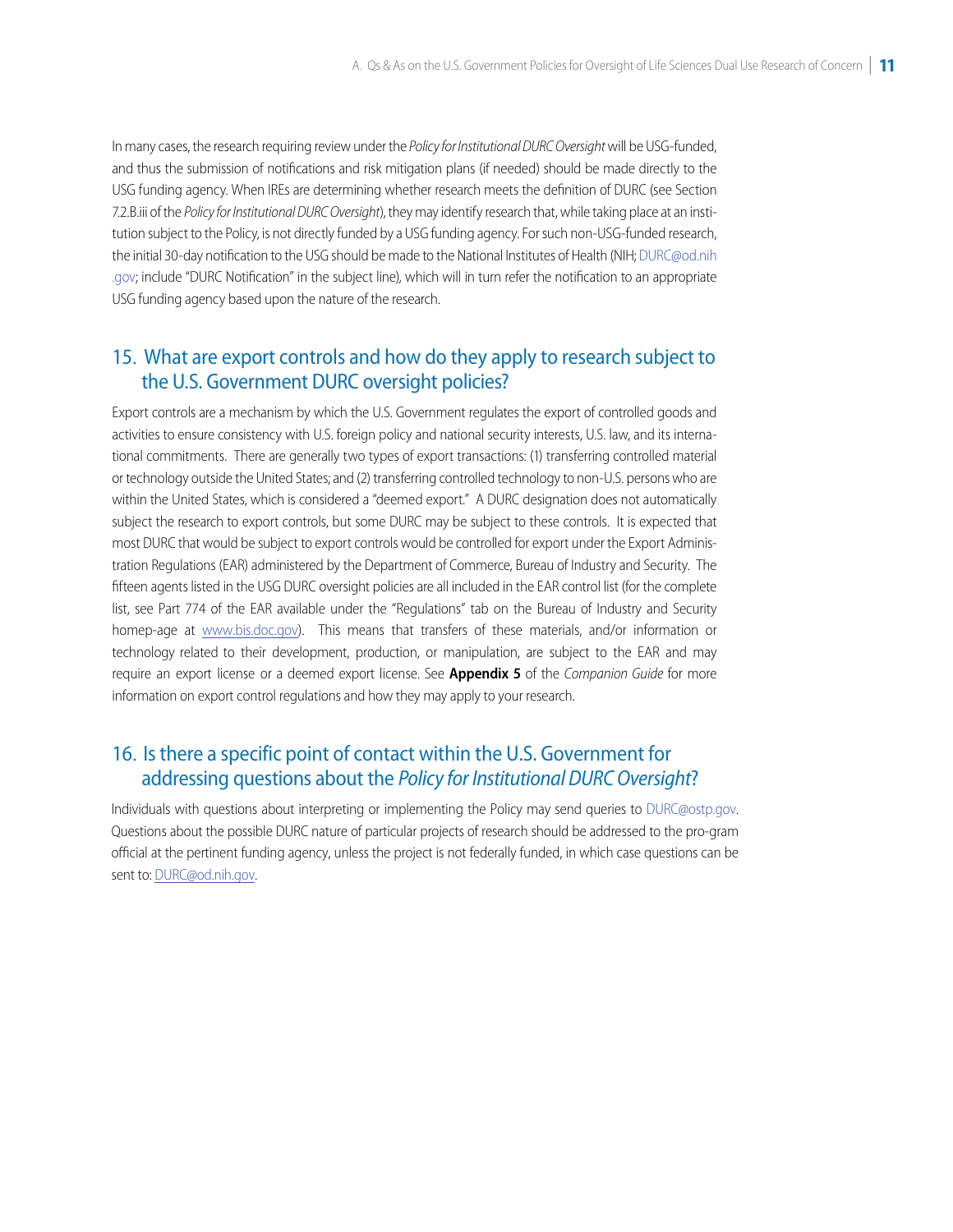In many cases, the research requiring review under the *Policy for Institutional DURC Oversight* will be USG-funded, and thus the submission of notifications and risk mitigation plans (if needed) should be made directly to the USG funding agency. When IREs are determining whether research meets the definition of DURC (see Section 7.2.B.iii of the *Policy for Institutional DURC Oversight*), they may identify research that, while taking place at an institution subject to the Policy, is not directly funded by a USG funding agency. For such non-USG-funded research, the initial 30-day notification to the USG should be made to the National Institutes of Health (NIH; DURC@od.nih.gov; include "DURC Notification" in the subject line), which will in turn refer the notification to an appropriate USG funding agency based upon the nature of the research.

## 15. What are export controls and how do they apply to research subject to the U.S. Government DURC oversight policies?

Export controls are a mechanism by which the U.S. Government regulates the export of controlled goods and activities to ensure consistency with U.S. foreign policy and national security interests, U.S. law, and its international commitments. There are generally two types of export transactions: (1) transferring controlled material or technology outside the United States; and (2) transferring controlled technology to non-U.S. persons who are within the United States, which is considered a "deemed export." A DURC designation does not automatically subject the research to export controls, but some DURC may be subject to these controls. It is expected that most DURC that would be subject to export controls would be controlled for export under the Export Administration Regulations (EAR) administered by the Department of Commerce, Bureau of Industry and Security. The fifteen agents listed in the USG DURC oversight policies are all included in the EAR control list (for the complete list, see Part 774 of the EAR available under the "Regulations" tab on the Bureau of Industry and Security homep-age at www.bis.doc.gov). This means that transfers of these materials, and/or information or technology related to their development, production, or manipulation, are subject to the EAR and may require an export license or a deemed export license. See **Appendix 5** of the *Companion Guide* for more information on export control regulations and how they may apply to your research.

## 16. Is there a specific point of contact within the U.S. Government for addressing questions about the *Policy for Institutional DURC Oversight*?

Individuals with questions about interpreting or implementing the Policy may send queries to DURC@ostp.gov. Questions about the possible DURC nature of particular projects of research should be addressed to the pro-gram official at the pertinent funding agency, unless the project is not federally funded, in which case questions can be sent to: DURC@od.nih.gov.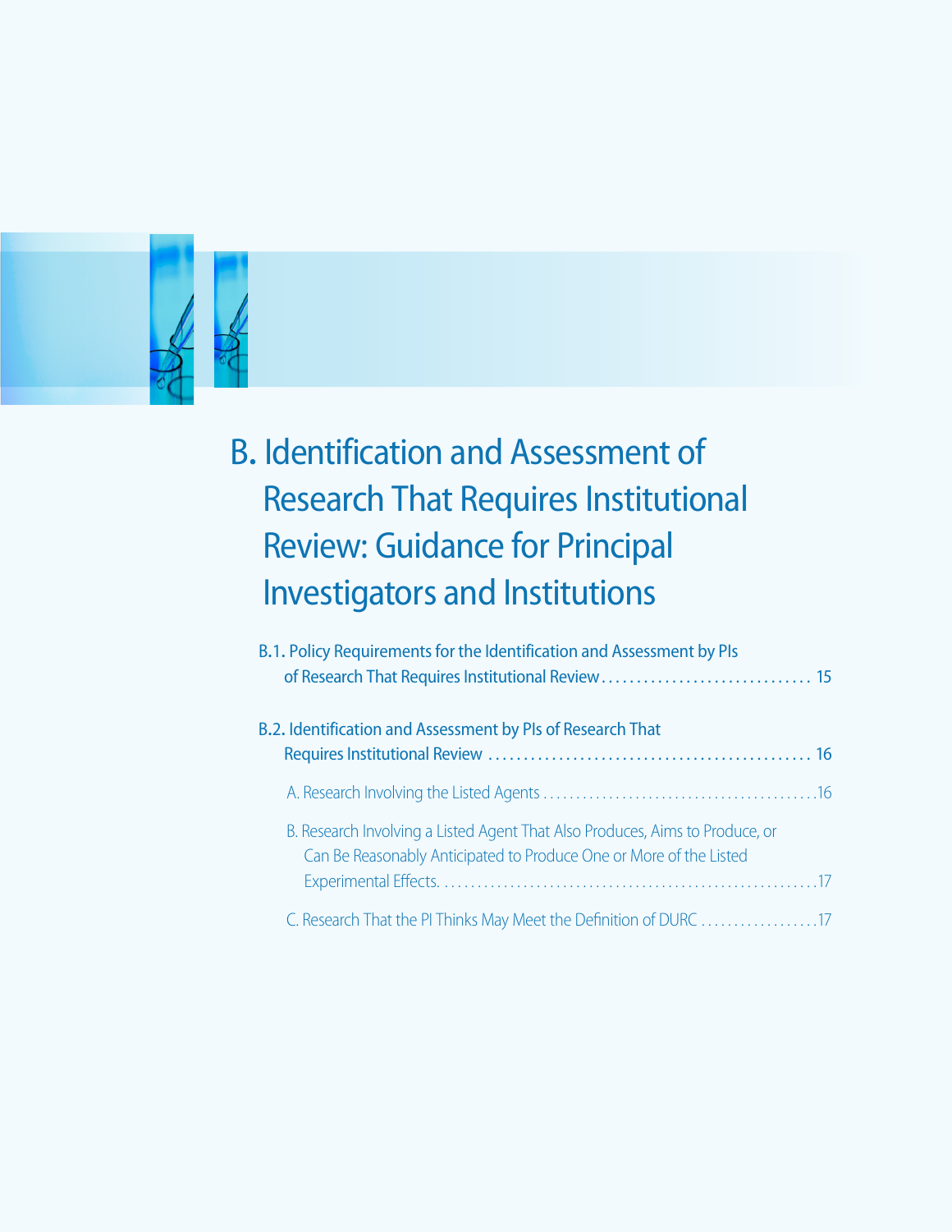# B. Identification and Assessment of Research That Requires Institutional Review: Guidance for Principal Investigators and Institutions

B.1. Policy Requirements for the Identification and Assessment by PIs of Research That Requires Institutional Review ............................. 15

B.2. Identification and Assessment by PIs of Research That Requires Institutional Review .............................................. 16

A. Research Involving the Listed Agents ..........................................16

B. Research Involving a Listed Agent That Also Produces, Aims to Produce, or Can Be Reasonably Anticipated to Produce One or More of the Listed Experimental Effects. .........................................................17

C. Research That the PI Thinks May Meet the Definition of DURC ..................17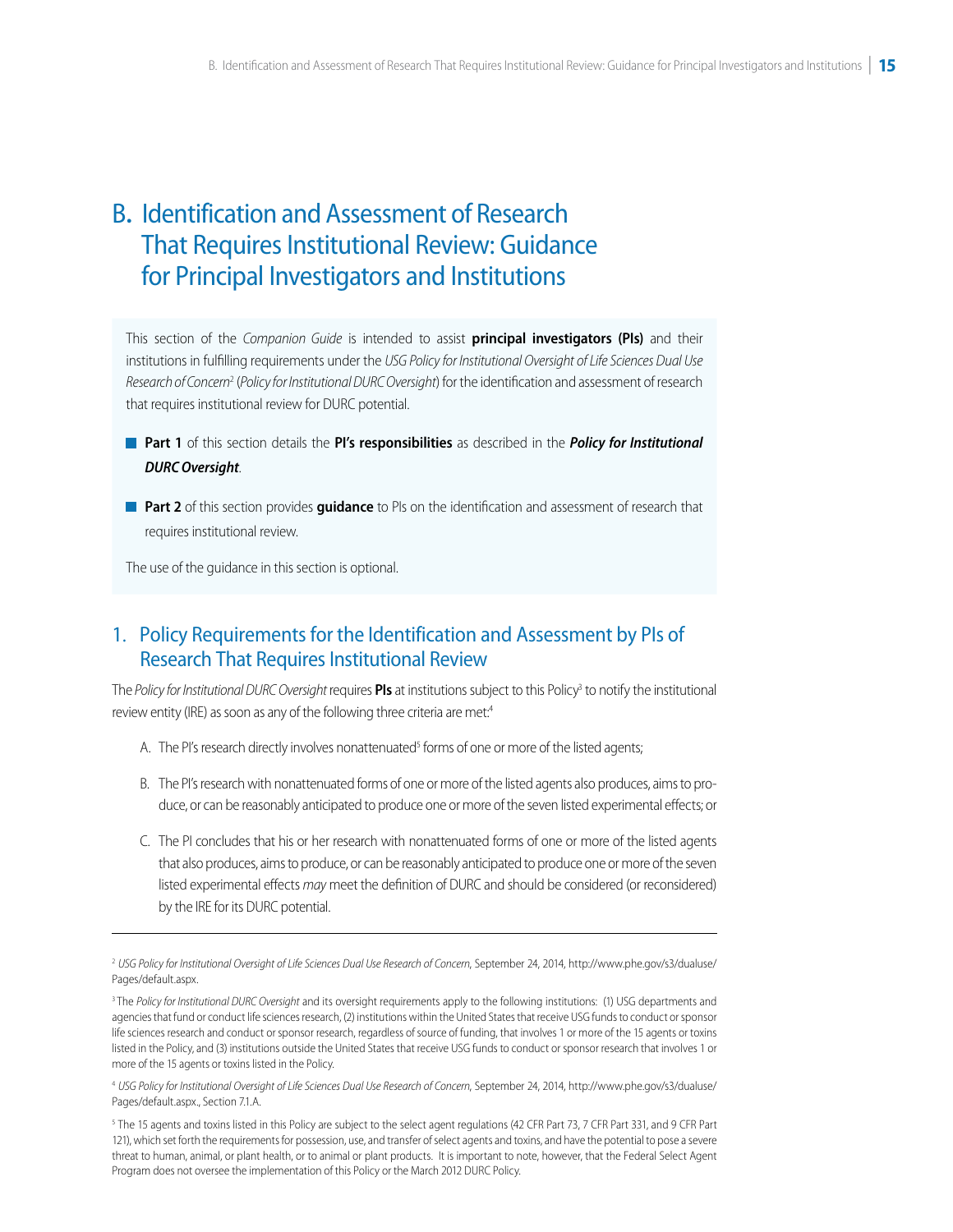# B. Identification and Assessment of Research That Requires Institutional Review: Guidance for Principal Investigators and Institutions

This section of the *Companion Guide* is intended to assist **principal investigators (PIs)** and their institutions in fulfilling requirements under the *USG Policy for Institutional Oversight of Life Sciences Dual Use Research of Concern*[2] (*Policy for Institutional DURC Oversight*) for the identification and assessment of research that requires institutional review for DURC potential.

- **Part 1** of this section details the **PI's responsibilities** as described in the ***Policy for Institutional DURC Oversight***.
- **Part 2** of this section provides **guidance** to PIs on the identification and assessment of research that requires institutional review.

The use of the guidance in this section is optional.

## 1. Policy Requirements for the Identification and Assessment by PIs of Research That Requires Institutional Review

The *Policy for Institutional DURC Oversight* requires **PIs** at institutions subject to this Policy[3] to notify the institutional review entity (IRE) as soon as any of the following three criteria are met:[4]

A. The PI's research directly involves nonattenuated[5] forms of one or more of the listed agents;

B. The PI's research with nonattenuated forms of one or more of the listed agents also produces, aims to produce, or can be reasonably anticipated to produce one or more of the seven listed experimental effects; or

C. The PI concludes that his or her research with nonattenuated forms of one or more of the listed agents that also produces, aims to produce, or can be reasonably anticipated to produce one or more of the seven listed experimental effects *may* meet the definition of DURC and should be considered (or reconsidered) by the IRE for its DURC potential.

---

[2] *USG Policy for Institutional Oversight of Life Sciences Dual Use Research of Concern*, September 24, 2014, http://www.phe.gov/s3/dualuse/Pages/default.aspx.

[3] The *Policy for Institutional DURC Oversight* and its oversight requirements apply to the following institutions: (1) USG departments and agencies that fund or conduct life sciences research, (2) institutions within the United States that receive USG funds to conduct or sponsor life sciences research and conduct or sponsor research, regardless of source of funding, that involves 1 or more of the 15 agents or toxins listed in the Policy, and (3) institutions outside the United States that receive USG funds to conduct or sponsor research that involves 1 or more of the 15 agents or toxins listed in the Policy.

[4] *USG Policy for Institutional Oversight of Life Sciences Dual Use Research of Concern*, September 24, 2014, http://www.phe.gov/s3/dualuse/Pages/default.aspx., Section 7.1.A.

[5] The 15 agents and toxins listed in this Policy are subject to the select agent regulations (42 CFR Part 73, 7 CFR Part 331, and 9 CFR Part 121), which set forth the requirements for possession, use, and transfer of select agents and toxins, and have the potential to pose a severe threat to human, animal, or plant health, or to animal or plant products. It is important to note, however, that the Federal Select Agent Program does not oversee the implementation of this Policy or the March 2012 DURC Policy.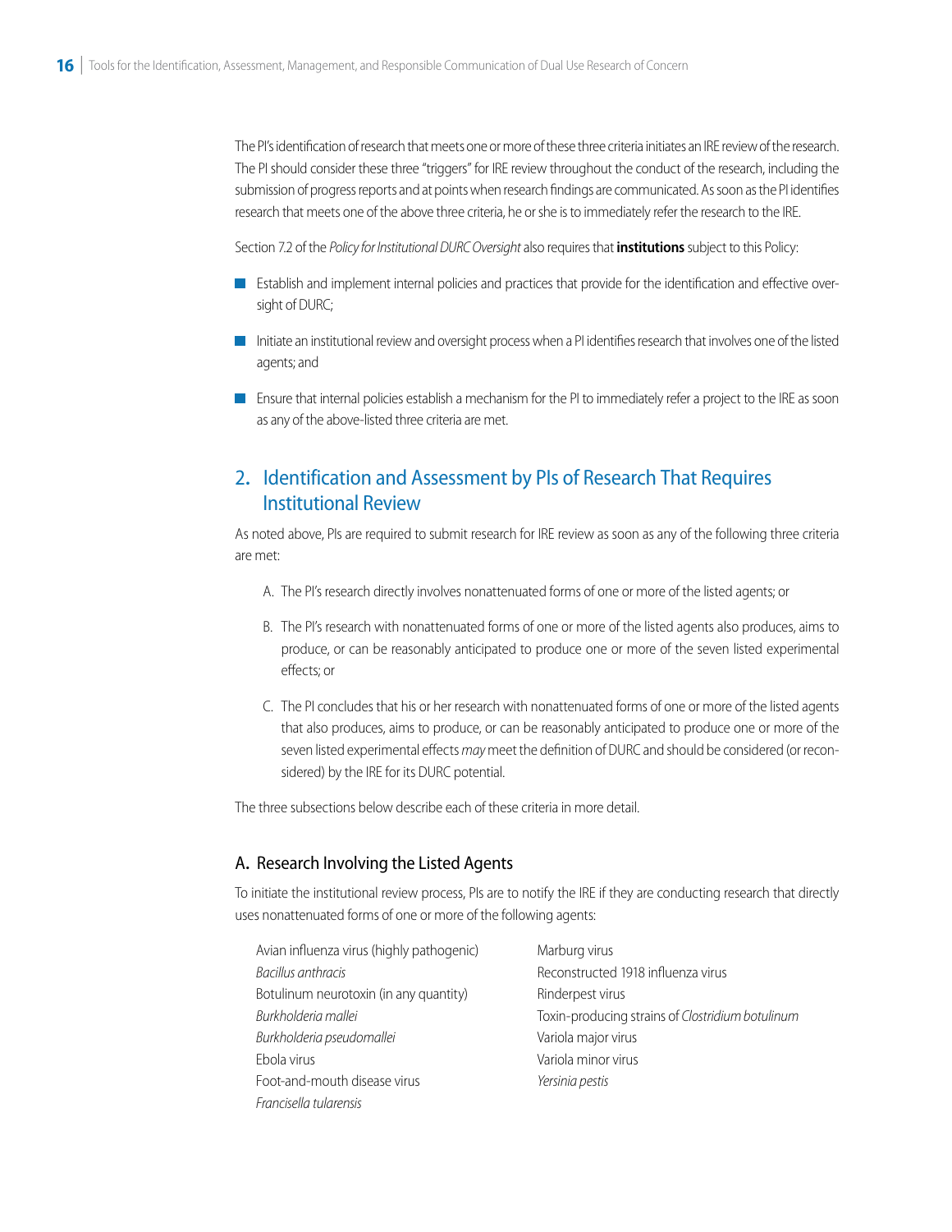The PI's identification of research that meets one or more of these three criteria initiates an IRE review of the research. The PI should consider these three "triggers" for IRE review throughout the conduct of the research, including the submission of progress reports and at points when research findings are communicated. As soon as the PI identifies research that meets one of the above three criteria, he or she is to immediately refer the research to the IRE.

Section 7.2 of the *Policy for Institutional DURC Oversight* also requires that **institutions** subject to this Policy:

- Establish and implement internal policies and practices that provide for the identification and effective oversight of DURC;
- Initiate an institutional review and oversight process when a PI identifies research that involves one of the listed agents; and
- Ensure that internal policies establish a mechanism for the PI to immediately refer a project to the IRE as soon as any of the above-listed three criteria are met.

## 2. Identification and Assessment by PIs of Research That Requires Institutional Review

As noted above, PIs are required to submit research for IRE review as soon as any of the following three criteria are met:

A. The PI's research directly involves nonattenuated forms of one or more of the listed agents; or

B. The PI's research with nonattenuated forms of one or more of the listed agents also produces, aims to produce, or can be reasonably anticipated to produce one or more of the seven listed experimental effects; or

C. The PI concludes that his or her research with nonattenuated forms of one or more of the listed agents that also produces, aims to produce, or can be reasonably anticipated to produce one or more of the seven listed experimental effects *may* meet the definition of DURC and should be considered (or reconsidered) by the IRE for its DURC potential.

The three subsections below describe each of these criteria in more detail.

### A. Research Involving the Listed Agents

To initiate the institutional review process, PIs are to notify the IRE if they are conducting research that directly uses nonattenuated forms of one or more of the following agents:

- Avian influenza virus (highly pathogenic)
- *Bacillus anthracis*
- Botulinum neurotoxin (in any quantity)
- *Burkholderia mallei*
- *Burkholderia pseudomallei*
- Ebola virus
- Foot-and-mouth disease virus
- *Francisella tularensis*
- Marburg virus
- Reconstructed 1918 influenza virus
- Rinderpest virus
- Toxin-producing strains of *Clostridium botulinum*
- Variola major virus
- Variola minor virus
- *Yersinia pestis*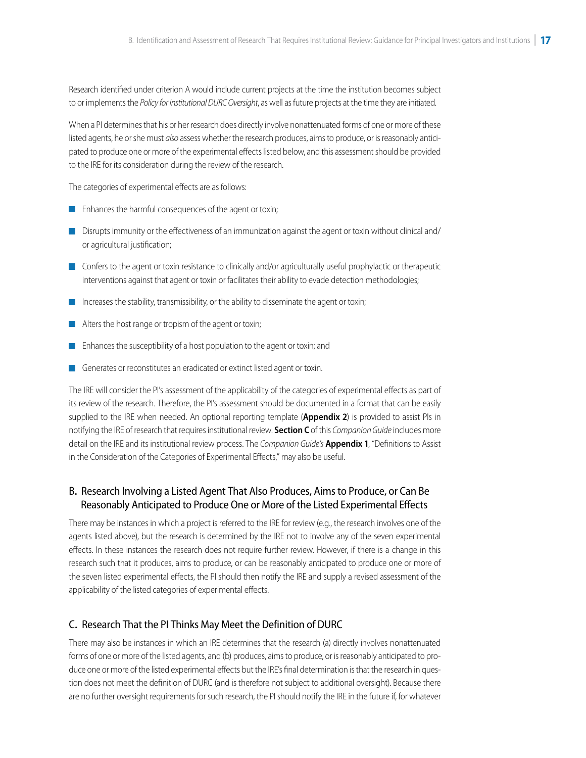Research identified under criterion A would include current projects at the time the institution becomes subject to or implements the *Policy for Institutional DURC Oversight*, as well as future projects at the time they are initiated.

When a PI determines that his or her research does directly involve nonattenuated forms of one or more of these listed agents, he or she must *also* assess whether the research produces, aims to produce, or is reasonably anticipated to produce one or more of the experimental effects listed below, and this assessment should be provided to the IRE for its consideration during the review of the research.

The categories of experimental effects are as follows:

- Enhances the harmful consequences of the agent or toxin;
- Disrupts immunity or the effectiveness of an immunization against the agent or toxin without clinical and/or agricultural justification;
- Confers to the agent or toxin resistance to clinically and/or agriculturally useful prophylactic or therapeutic interventions against that agent or toxin or facilitates their ability to evade detection methodologies;
- Increases the stability, transmissibility, or the ability to disseminate the agent or toxin;
- Alters the host range or tropism of the agent or toxin;
- Enhances the susceptibility of a host population to the agent or toxin; and
- Generates or reconstitutes an eradicated or extinct listed agent or toxin.

The IRE will consider the PI's assessment of the applicability of the categories of experimental effects as part of its review of the research. Therefore, the PI's assessment should be documented in a format that can be easily supplied to the IRE when needed. An optional reporting template (**Appendix 2**) is provided to assist PIs in notifying the IRE of research that requires institutional review. **Section C** of this *Companion Guide* includes more detail on the IRE and its institutional review process. The *Companion Guide's* **Appendix 1**, "Definitions to Assist in the Consideration of the Categories of Experimental Effects," may also be useful.

## B. Research Involving a Listed Agent That Also Produces, Aims to Produce, or Can Be Reasonably Anticipated to Produce One or More of the Listed Experimental Effects

There may be instances in which a project is referred to the IRE for review (e.g., the research involves one of the agents listed above), but the research is determined by the IRE not to involve any of the seven experimental effects. In these instances the research does not require further review. However, if there is a change in this research such that it produces, aims to produce, or can be reasonably anticipated to produce one or more of the seven listed experimental effects, the PI should then notify the IRE and supply a revised assessment of the applicability of the listed categories of experimental effects.

## C. Research That the PI Thinks May Meet the Definition of DURC

There may also be instances in which an IRE determines that the research (a) directly involves nonattenuated forms of one or more of the listed agents, and (b) produces, aims to produce, or is reasonably anticipated to produce one or more of the listed experimental effects but the IRE's final determination is that the research in question does not meet the definition of DURC (and is therefore not subject to additional oversight). Because there are no further oversight requirements for such research, the PI should notify the IRE in the future if, for whatever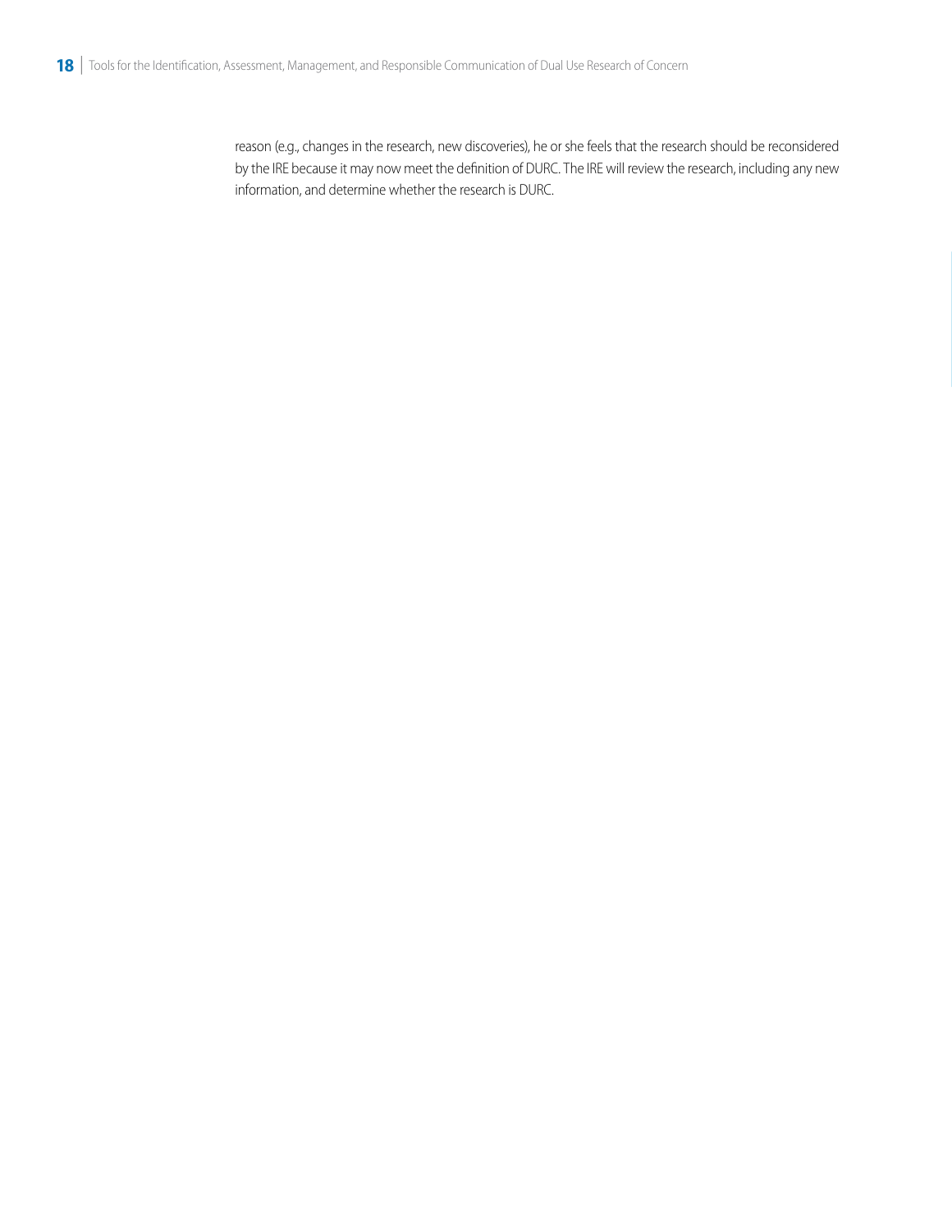reason (e.g., changes in the research, new discoveries), he or she feels that the research should be reconsidered by the IRE because it may now meet the definition of DURC. The IRE will review the research, including any new information, and determine whether the research is DURC.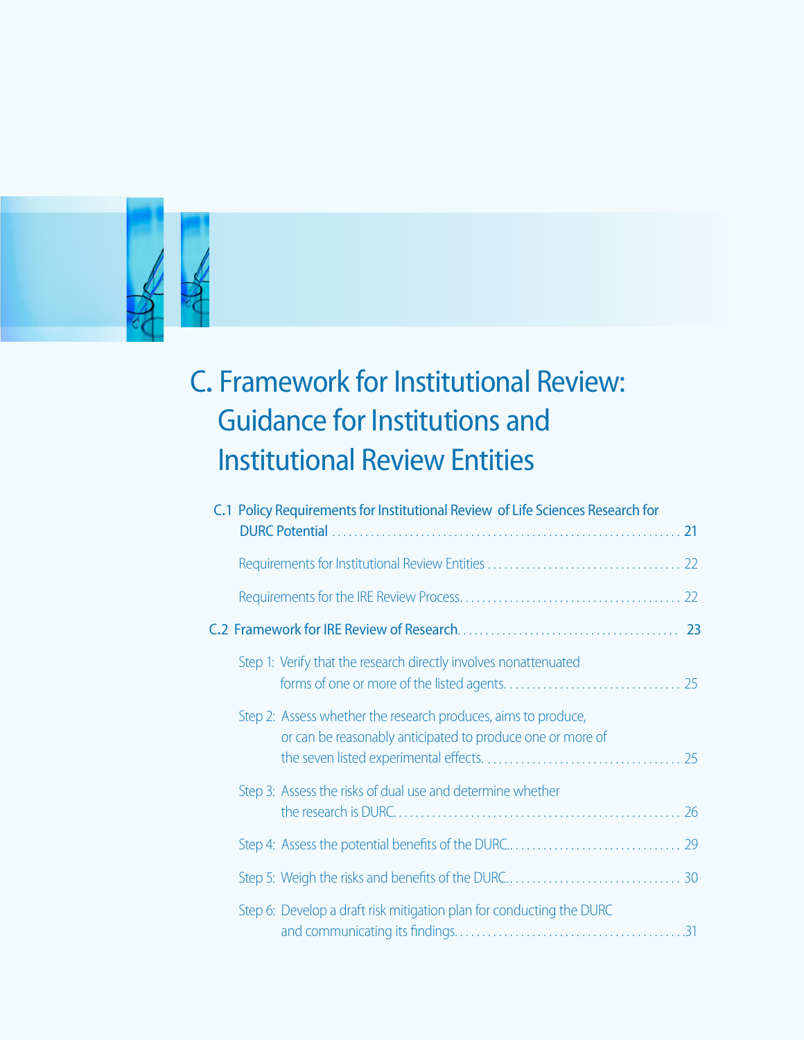# C. Framework for Institutional Review: Guidance for Institutions and Institutional Review Entities

C.1 Policy Requirements for Institutional Review of Life Sciences Research for DURC Potential . . . 21

- Requirements for Institutional Review Entities . . . 22
- Requirements for the IRE Review Process . . . 22

C.2 Framework for IRE Review of Research . . . 23

- Step 1: Verify that the research directly involves nonattenuated forms of one or more of the listed agents . . . 25
- Step 2: Assess whether the research produces, aims to produce, or can be reasonably anticipated to produce one or more of the seven listed experimental effects . . . 25
- Step 3: Assess the risks of dual use and determine whether the research is DURC . . . 26
- Step 4: Assess the potential benefits of the DURC. . . . 29
- Step 5: Weigh the risks and benefits of the DURC. . . . 30
- Step 6: Develop a draft risk mitigation plan for conducting the DURC and communicating its findings . . . 31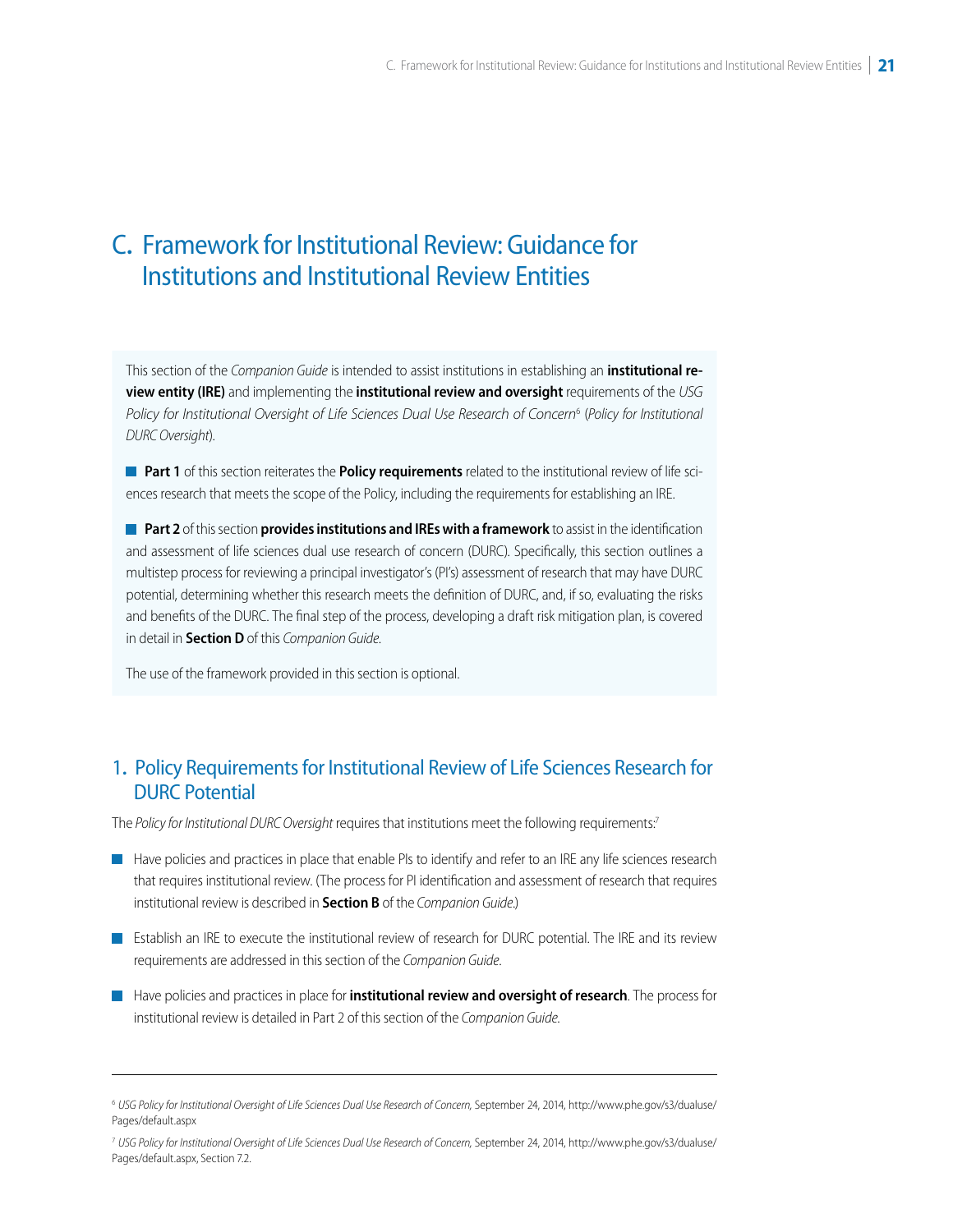# C. Framework for Institutional Review: Guidance for Institutions and Institutional Review Entities

This section of the *Companion Guide* is intended to assist institutions in establishing an **institutional review entity (IRE)** and implementing the **institutional review and oversight** requirements of the *USG Policy for Institutional Oversight of Life Sciences Dual Use Research of Concern*[6] (*Policy for Institutional DURC Oversight*).

- **Part 1** of this section reiterates the **Policy requirements** related to the institutional review of life sciences research that meets the scope of the Policy, including the requirements for establishing an IRE.
- **Part 2** of this section **provides institutions and IREs with a framework** to assist in the identification and assessment of life sciences dual use research of concern (DURC). Specifically, this section outlines a multistep process for reviewing a principal investigator's (PI's) assessment of research that may have DURC potential, determining whether this research meets the definition of DURC, and, if so, evaluating the risks and benefits of the DURC. The final step of the process, developing a draft risk mitigation plan, is covered in detail in **Section D** of this *Companion Guide*.

The use of the framework provided in this section is optional.

## 1. Policy Requirements for Institutional Review of Life Sciences Research for DURC Potential

The *Policy for Institutional DURC Oversight* requires that institutions meet the following requirements:[7]

- Have policies and practices in place that enable PIs to identify and refer to an IRE any life sciences research that requires institutional review. (The process for PI identification and assessment of research that requires institutional review is described in **Section B** of the *Companion Guide*.)
- Establish an IRE to execute the institutional review of research for DURC potential. The IRE and its review requirements are addressed in this section of the *Companion Guide*.
- Have policies and practices in place for **institutional review and oversight of research**. The process for institutional review is detailed in Part 2 of this section of the *Companion Guide*.

---

[6] *USG Policy for Institutional Oversight of Life Sciences Dual Use Research of Concern*, September 24, 2014, http://www.phe.gov/s3/dualuse/Pages/default.aspx

[7] *USG Policy for Institutional Oversight of Life Sciences Dual Use Research of Concern*, September 24, 2014, http://www.phe.gov/s3/dualuse/Pages/default.aspx, Section 7.2.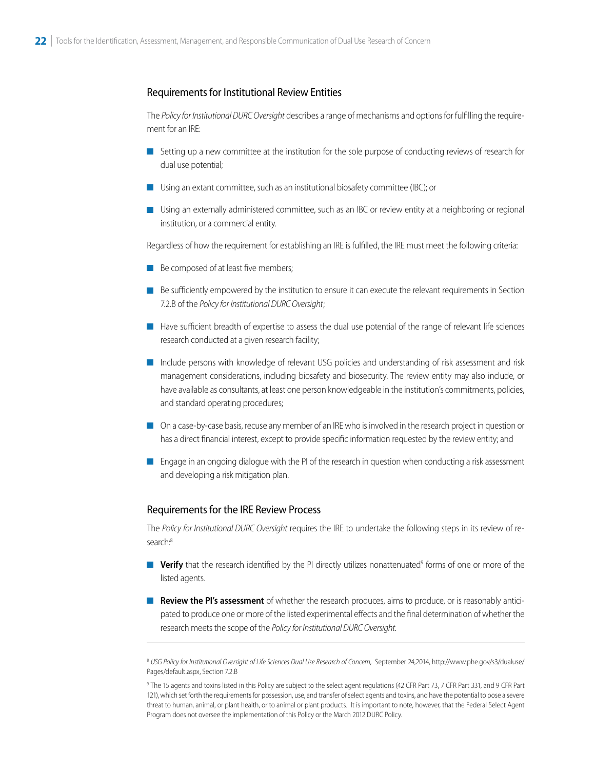## Requirements for Institutional Review Entities

The *Policy for Institutional DURC Oversight* describes a range of mechanisms and options for fulfilling the requirement for an IRE:

- Setting up a new committee at the institution for the sole purpose of conducting reviews of research for dual use potential;
- Using an extant committee, such as an institutional biosafety committee (IBC); or
- Using an externally administered committee, such as an IBC or review entity at a neighboring or regional institution, or a commercial entity.

Regardless of how the requirement for establishing an IRE is fulfilled, the IRE must meet the following criteria:

- Be composed of at least five members;
- Be sufficiently empowered by the institution to ensure it can execute the relevant requirements in Section 7.2.B of the *Policy for Institutional DURC Oversight*;
- Have sufficient breadth of expertise to assess the dual use potential of the range of relevant life sciences research conducted at a given research facility;
- Include persons with knowledge of relevant USG policies and understanding of risk assessment and risk management considerations, including biosafety and biosecurity. The review entity may also include, or have available as consultants, at least one person knowledgeable in the institution's commitments, policies, and standard operating procedures;
- On a case-by-case basis, recuse any member of an IRE who is involved in the research project in question or has a direct financial interest, except to provide specific information requested by the review entity; and
- Engage in an ongoing dialogue with the PI of the research in question when conducting a risk assessment and developing a risk mitigation plan.

## Requirements for the IRE Review Process

The *Policy for Institutional DURC Oversight* requires the IRE to undertake the following steps in its review of research:[8]

- **Verify** that the research identified by the PI directly utilizes nonattenuated[9] forms of one or more of the listed agents.
- **Review the PI's assessment** of whether the research produces, aims to produce, or is reasonably anticipated to produce one or more of the listed experimental effects and the final determination of whether the research meets the scope of the *Policy for Institutional DURC Oversight*.

---

[8] *USG Policy for Institutional Oversight of Life Sciences Dual Use Research of Concern*, September 24,2014, http://www.phe.gov/s3/dualuse/Pages/default.aspx, Section 7.2.B

[9] The 15 agents and toxins listed in this Policy are subject to the select agent regulations (42 CFR Part 73, 7 CFR Part 331, and 9 CFR Part 121), which set forth the requirements for possession, use, and transfer of select agents and toxins, and have the potential to pose a severe threat to human, animal, or plant health, or to animal or plant products. It is important to note, however, that the Federal Select Agent Program does not oversee the implementation of this Policy or the March 2012 DURC Policy.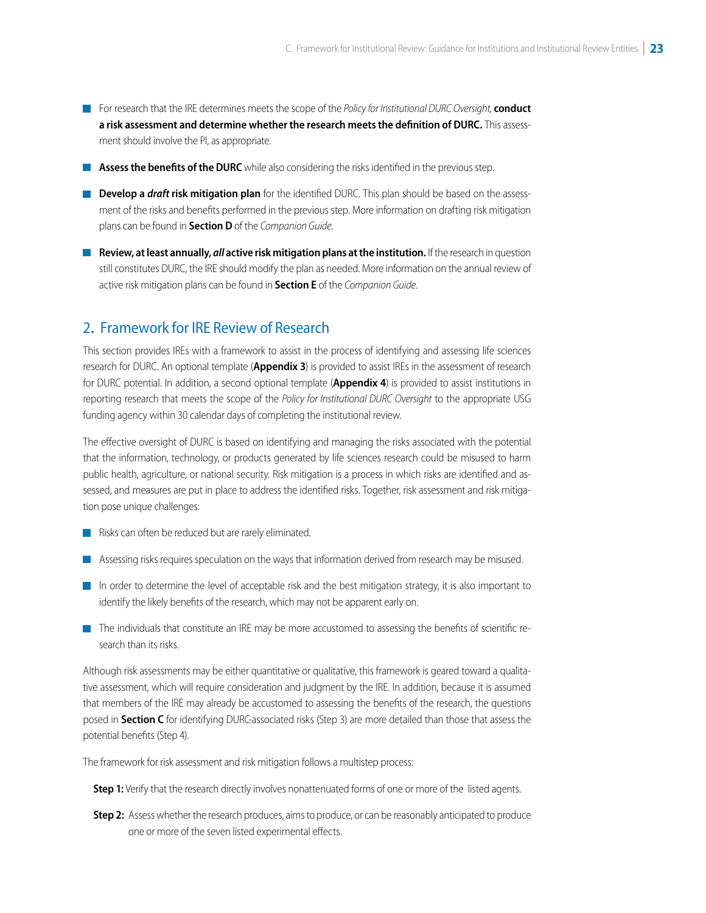- For research that the IRE determines meets the scope of the *Policy for Institutional DURC Oversight,* **conduct a risk assessment and determine whether the research meets the definition of DURC.** This assessment should involve the PI, as appropriate.

- **Assess the benefits of the DURC** while also considering the risks identified in the previous step.

- **Develop a *draft* risk mitigation plan** for the identified DURC. This plan should be based on the assessment of the risks and benefits performed in the previous step. More information on drafting risk mitigation plans can be found in **Section D** of the *Companion Guide.*

- **Review, at least annually, *all* active risk mitigation plans at the institution.** If the research in question still constitutes DURC, the IRE should modify the plan as needed. More information on the annual review of active risk mitigation plans can be found in **Section E** of the *Companion Guide.*

## 2. Framework for IRE Review of Research

This section provides IREs with a framework to assist in the process of identifying and assessing life sciences research for DURC. An optional template (**Appendix 3**) is provided to assist IREs in the assessment of research for DURC potential. In addition, a second optional template (**Appendix 4**) is provided to assist institutions in reporting research that meets the scope of the *Policy for Institutional DURC Oversight* to the appropriate USG funding agency within 30 calendar days of completing the institutional review.

The effective oversight of DURC is based on identifying and managing the risks associated with the potential that the information, technology, or products generated by life sciences research could be misused to harm public health, agriculture, or national security. Risk mitigation is a process in which risks are identified and assessed, and measures are put in place to address the identified risks. Together, risk assessment and risk mitigation pose unique challenges:

- Risks can often be reduced but are rarely eliminated.

- Assessing risks requires speculation on the ways that information derived from research may be misused.

- In order to determine the level of acceptable risk and the best mitigation strategy, it is also important to identify the likely benefits of the research, which may not be apparent early on.

- The individuals that constitute an IRE may be more accustomed to assessing the benefits of scientific research than its risks.

Although risk assessments may be either quantitative or qualitative, this framework is geared toward a qualitative assessment, which will require consideration and judgment by the IRE. In addition, because it is assumed that members of the IRE may already be accustomed to assessing the benefits of the research, the questions posed in **Section C** for identifying DURC-associated risks (Step 3) are more detailed than those that assess the potential benefits (Step 4).

The framework for risk assessment and risk mitigation follows a multistep process:

**Step 1:** Verify that the research directly involves nonattenuated forms of one or more of the listed agents.

**Step 2:** Assess whether the research produces, aims to produce, or can be reasonably anticipated to produce one or more of the seven listed experimental effects.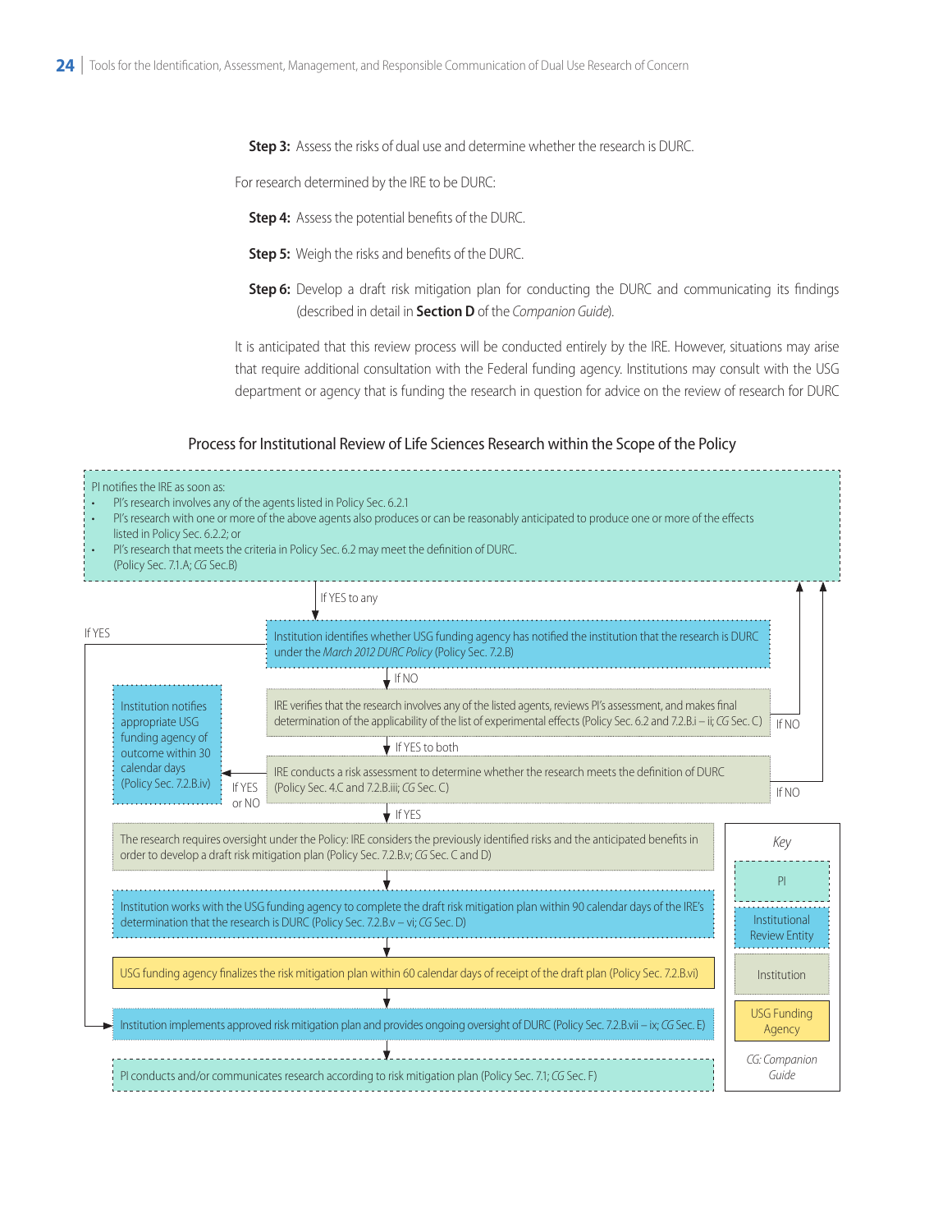**Step 3:** Assess the risks of dual use and determine whether the research is DURC.

For research determined by the IRE to be DURC:

**Step 4:** Assess the potential benefits of the DURC.

**Step 5:** Weigh the risks and benefits of the DURC.

**Step 6:** Develop a draft risk mitigation plan for conducting the DURC and communicating its findings (described in detail in **Section D** of the *Companion Guide*).

It is anticipated that this review process will be conducted entirely by the IRE. However, situations may arise that require additional consultation with the Federal funding agency. Institutions may consult with the USG department or agency that is funding the research in question for advice on the review of research for DURC

### Process for Institutional Review of Life Sciences Research within the Scope of the Policy

PI notifies the IRE as soon as:
- PI's research involves any of the agents listed in Policy Sec. 6.2.1
- PI's research with one or more of the above agents also produces or can be reasonably anticipated to produce one or more of the effects listed in Policy Sec. 6.2.2; or
- PI's research that meets the criteria in Policy Sec. 6.2 may meet the definition of DURC. (Policy Sec. 7.1.A; *CG* Sec.B)

If YES to any

Institution identifies whether USG funding agency has notified the institution that the research is DURC under the *March 2012 DURC Policy* (Policy Sec. 7.2.B)

If YES → Institution implements approved risk mitigation plan (below)

If NO

IRE verifies that the research involves any of the listed agents, reviews PI's assessment, and makes final determination of the applicability of the list of experimental effects (Policy Sec. 6.2 and 7.2.B.i – ii; *CG* Sec. C)

If NO → returns to PI

If YES to both

IRE conducts a risk assessment to determine whether the research meets the definition of DURC (Policy Sec. 4.C and 7.2.B.iii; *CG* Sec. C)

If NO → returns to PI

If YES or NO → Institution notifies appropriate USG funding agency of outcome within 30 calendar days (Policy Sec. 7.2.B.iv)

If YES

The research requires oversight under the Policy: IRE considers the previously identified risks and the anticipated benefits in order to develop a draft risk mitigation plan (Policy Sec. 7.2.B.v; *CG* Sec. C and D)

↓

Institution works with the USG funding agency to complete the draft risk mitigation plan within 90 calendar days of the IRE's determination that the research is DURC (Policy Sec. 7.2.B.v – vi; *CG* Sec. D)

↓

USG funding agency finalizes the risk mitigation plan within 60 calendar days of receipt of the draft plan (Policy Sec. 7.2.B.vi)

↓

Institution implements approved risk mitigation plan and provides ongoing oversight of DURC (Policy Sec. 7.2.B.vii – ix; *CG* Sec. E)

↓

PI conducts and/or communicates research according to risk mitigation plan (Policy Sec. 7.1; *CG* Sec. F)

*Key*

- PI
- Institutional Review Entity
- Institution
- USG Funding Agency

*CG: Companion Guide*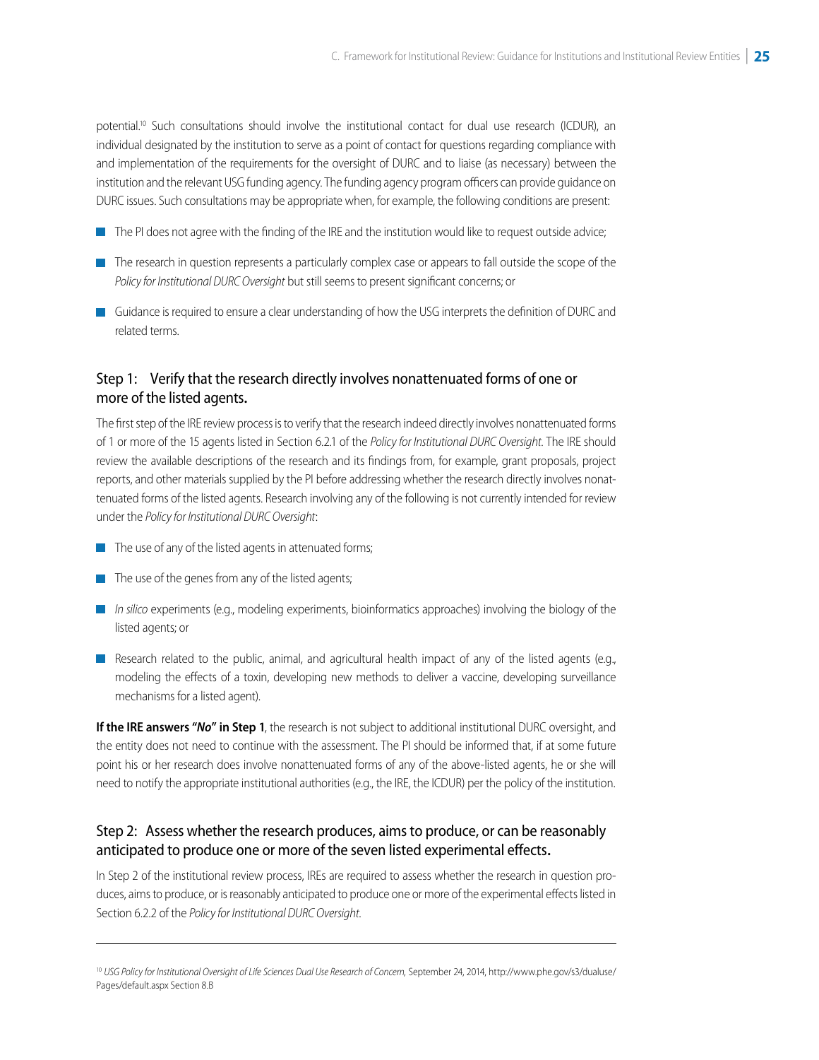potential.[10] Such consultations should involve the institutional contact for dual use research (ICDUR), an individual designated by the institution to serve as a point of contact for questions regarding compliance with and implementation of the requirements for the oversight of DURC and to liaise (as necessary) between the institution and the relevant USG funding agency. The funding agency program officers can provide guidance on DURC issues. Such consultations may be appropriate when, for example, the following conditions are present:

- The PI does not agree with the finding of the IRE and the institution would like to request outside advice;
- The research in question represents a particularly complex case or appears to fall outside the scope of the *Policy for Institutional DURC Oversight* but still seems to present significant concerns; or
- Guidance is required to ensure a clear understanding of how the USG interprets the definition of DURC and related terms.

### Step 1: Verify that the research directly involves nonattenuated forms of one or more of the listed agents.

The first step of the IRE review process is to verify that the research indeed directly involves nonattenuated forms of 1 or more of the 15 agents listed in Section 6.2.1 of the *Policy for Institutional DURC Oversight*. The IRE should review the available descriptions of the research and its findings from, for example, grant proposals, project reports, and other materials supplied by the PI before addressing whether the research directly involves nonattenuated forms of the listed agents. Research involving any of the following is not currently intended for review under the *Policy for Institutional DURC Oversight*:

- The use of any of the listed agents in attenuated forms;
- The use of the genes from any of the listed agents;
- *In silico* experiments (e.g., modeling experiments, bioinformatics approaches) involving the biology of the listed agents; or
- Research related to the public, animal, and agricultural health impact of any of the listed agents (e.g., modeling the effects of a toxin, developing new methods to deliver a vaccine, developing surveillance mechanisms for a listed agent).

**If the IRE answers "*No*" in Step 1**, the research is not subject to additional institutional DURC oversight, and the entity does not need to continue with the assessment. The PI should be informed that, if at some future point his or her research does involve nonattenuated forms of any of the above-listed agents, he or she will need to notify the appropriate institutional authorities (e.g., the IRE, the ICDUR) per the policy of the institution.

### Step 2: Assess whether the research produces, aims to produce, or can be reasonably anticipated to produce one or more of the seven listed experimental effects.

In Step 2 of the institutional review process, IREs are required to assess whether the research in question produces, aims to produce, or is reasonably anticipated to produce one or more of the experimental effects listed in Section 6.2.2 of the *Policy for Institutional DURC Oversight*.

---

[10] *USG Policy for Institutional Oversight of Life Sciences Dual Use Research of Concern,* September 24, 2014, http://www.phe.gov/s3/dualuse/Pages/default.aspx Section 8.B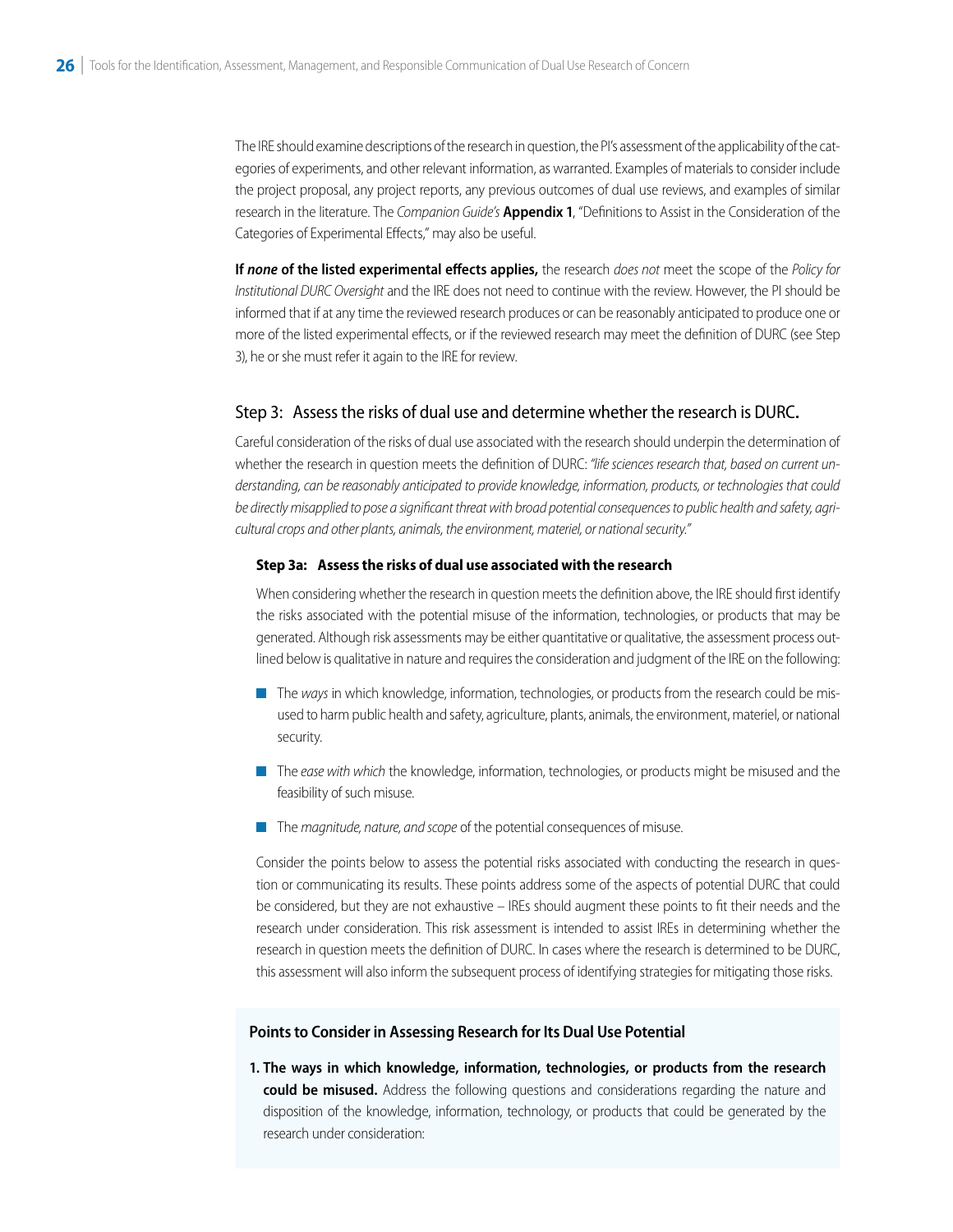The IRE should examine descriptions of the research in question, the PI's assessment of the applicability of the categories of experiments, and other relevant information, as warranted. Examples of materials to consider include the project proposal, any project reports, any previous outcomes of dual use reviews, and examples of similar research in the literature. The *Companion Guide's* **Appendix 1**, "Definitions to Assist in the Consideration of the Categories of Experimental Effects," may also be useful.

**If *none* of the listed experimental effects applies,** the research *does not* meet the scope of the *Policy for Institutional DURC Oversight* and the IRE does not need to continue with the review. However, the PI should be informed that if at any time the reviewed research produces or can be reasonably anticipated to produce one or more of the listed experimental effects, or if the reviewed research may meet the definition of DURC (see Step 3), he or she must refer it again to the IRE for review.

## Step 3: Assess the risks of dual use and determine whether the research is DURC.

Careful consideration of the risks of dual use associated with the research should underpin the determination of whether the research in question meets the definition of DURC: *"life sciences research that, based on current understanding, can be reasonably anticipated to provide knowledge, information, products, or technologies that could be directly misapplied to pose a significant threat with broad potential consequences to public health and safety, agricultural crops and other plants, animals, the environment, materiel, or national security."*

### Step 3a: Assess the risks of dual use associated with the research

When considering whether the research in question meets the definition above, the IRE should first identify the risks associated with the potential misuse of the information, technologies, or products that may be generated. Although risk assessments may be either quantitative or qualitative, the assessment process outlined below is qualitative in nature and requires the consideration and judgment of the IRE on the following:

- The *ways* in which knowledge, information, technologies, or products from the research could be misused to harm public health and safety, agriculture, plants, animals, the environment, materiel, or national security.
- The *ease with which* the knowledge, information, technologies, or products might be misused and the feasibility of such misuse.
- The *magnitude, nature, and scope* of the potential consequences of misuse.

Consider the points below to assess the potential risks associated with conducting the research in question or communicating its results. These points address some of the aspects of potential DURC that could be considered, but they are not exhaustive – IREs should augment these points to fit their needs and the research under consideration. This risk assessment is intended to assist IREs in determining whether the research in question meets the definition of DURC. In cases where the research is determined to be DURC, this assessment will also inform the subsequent process of identifying strategies for mitigating those risks.

#### Points to Consider in Assessing Research for Its Dual Use Potential

1. **The ways in which knowledge, information, technologies, or products from the research could be misused.** Address the following questions and considerations regarding the nature and disposition of the knowledge, information, technology, or products that could be generated by the research under consideration: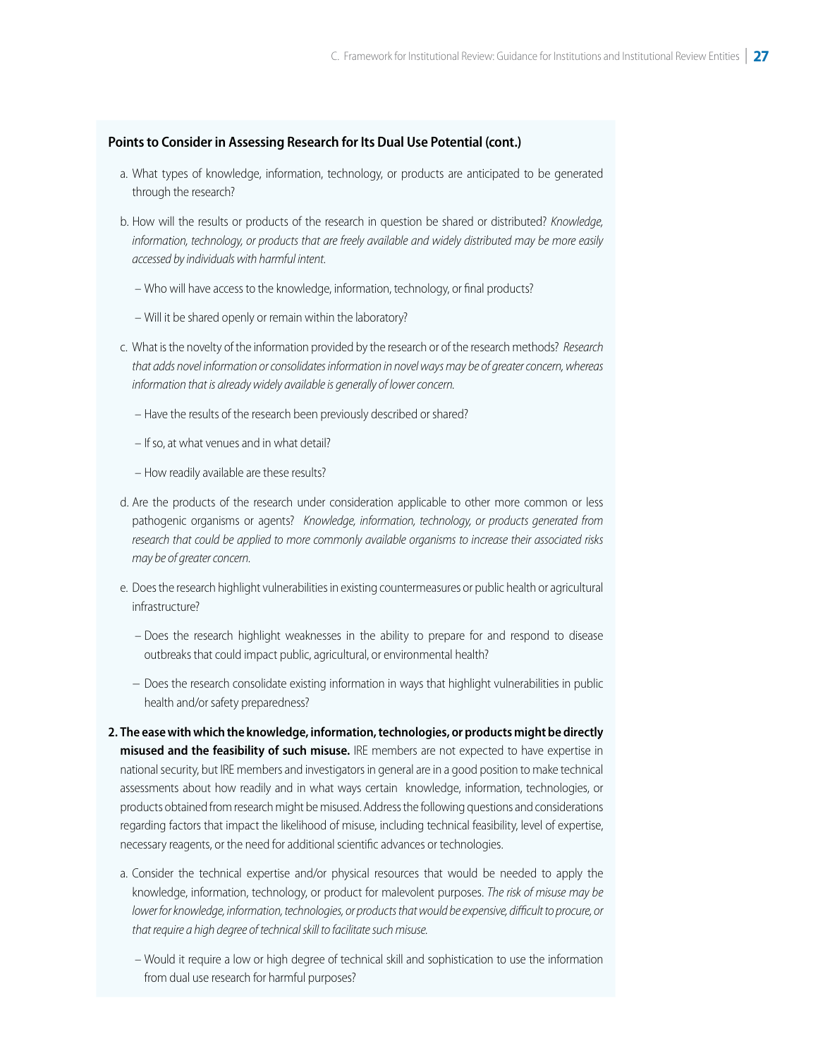**Points to Consider in Assessing Research for Its Dual Use Potential (cont.)**

a. What types of knowledge, information, technology, or products are anticipated to be generated through the research?

b. How will the results or products of the research in question be shared or distributed? *Knowledge, information, technology, or products that are freely available and widely distributed may be more easily accessed by individuals with harmful intent.*

   – Who will have access to the knowledge, information, technology, or final products?

   – Will it be shared openly or remain within the laboratory?

c. What is the novelty of the information provided by the research or of the research methods? *Research that adds novel information or consolidates information in novel ways may be of greater concern, whereas information that is already widely available is generally of lower concern.*

   – Have the results of the research been previously described or shared?

   – If so, at what venues and in what detail?

   – How readily available are these results?

d. Are the products of the research under consideration applicable to other more common or less pathogenic organisms or agents? *Knowledge, information, technology, or products generated from research that could be applied to more commonly available organisms to increase their associated risks may be of greater concern.*

e. Does the research highlight vulnerabilities in existing countermeasures or public health or agricultural infrastructure?

   – Does the research highlight weaknesses in the ability to prepare for and respond to disease outbreaks that could impact public, agricultural, or environmental health?

   – Does the research consolidate existing information in ways that highlight vulnerabilities in public health and/or safety preparedness?

**2. The ease with which the knowledge, information, technologies, or products might be directly misused and the feasibility of such misuse.** IRE members are not expected to have expertise in national security, but IRE members and investigators in general are in a good position to make technical assessments about how readily and in what ways certain knowledge, information, technologies, or products obtained from research might be misused. Address the following questions and considerations regarding factors that impact the likelihood of misuse, including technical feasibility, level of expertise, necessary reagents, or the need for additional scientific advances or technologies.

a. Consider the technical expertise and/or physical resources that would be needed to apply the knowledge, information, technology, or product for malevolent purposes. *The risk of misuse may be lower for knowledge, information, technologies, or products that would be expensive, difficult to procure, or that require a high degree of technical skill to facilitate such misuse.*

   – Would it require a low or high degree of technical skill and sophistication to use the information from dual use research for harmful purposes?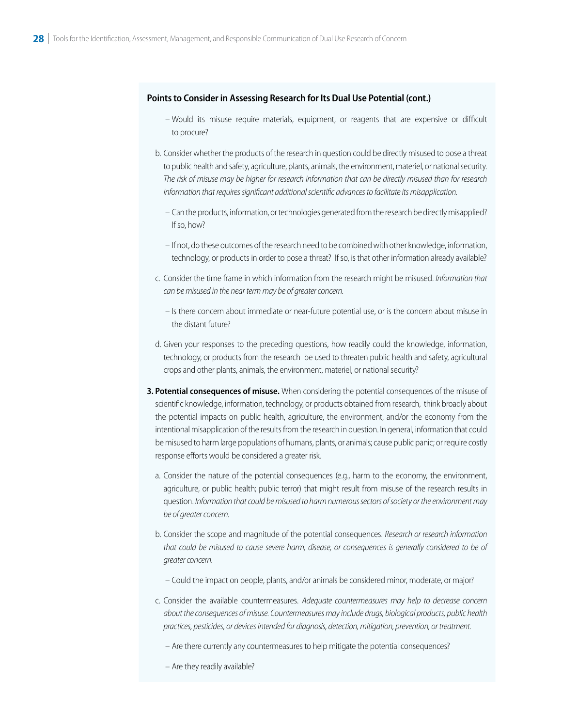**Points to Consider in Assessing Research for Its Dual Use Potential (cont.)**

– Would its misuse require materials, equipment, or reagents that are expensive or difficult to procure?

b. Consider whether the products of the research in question could be directly misused to pose a threat to public health and safety, agriculture, plants, animals, the environment, materiel, or national security. *The risk of misuse may be higher for research information that can be directly misused than for research information that requires significant additional scientific advances to facilitate its misapplication.*

– Can the products, information, or technologies generated from the research be directly misapplied? If so, how?

– If not, do these outcomes of the research need to be combined with other knowledge, information, technology, or products in order to pose a threat? If so, is that other information already available?

c. Consider the time frame in which information from the research might be misused. *Information that can be misused in the near term may be of greater concern.*

– Is there concern about immediate or near-future potential use, or is the concern about misuse in the distant future?

d. Given your responses to the preceding questions, how readily could the knowledge, information, technology, or products from the research be used to threaten public health and safety, agricultural crops and other plants, animals, the environment, materiel, or national security?

**3. Potential consequences of misuse.** When considering the potential consequences of the misuse of scientific knowledge, information, technology, or products obtained from research, think broadly about the potential impacts on public health, agriculture, the environment, and/or the economy from the intentional misapplication of the results from the research in question. In general, information that could be misused to harm large populations of humans, plants, or animals; cause public panic; or require costly response efforts would be considered a greater risk.

a. Consider the nature of the potential consequences (e.g., harm to the economy, the environment, agriculture, or public health; public terror) that might result from misuse of the research results in question. *Information that could be misused to harm numerous sectors of society or the environment may be of greater concern.*

b. Consider the scope and magnitude of the potential consequences. *Research or research information that could be misused to cause severe harm, disease, or consequences is generally considered to be of greater concern.*

– Could the impact on people, plants, and/or animals be considered minor, moderate, or major?

c. Consider the available countermeasures. *Adequate countermeasures may help to decrease concern about the consequences of misuse. Countermeasures may include drugs, biological products, public health practices, pesticides, or devices intended for diagnosis, detection, mitigation, prevention, or treatment.*

– Are there currently any countermeasures to help mitigate the potential consequences?

– Are they readily available?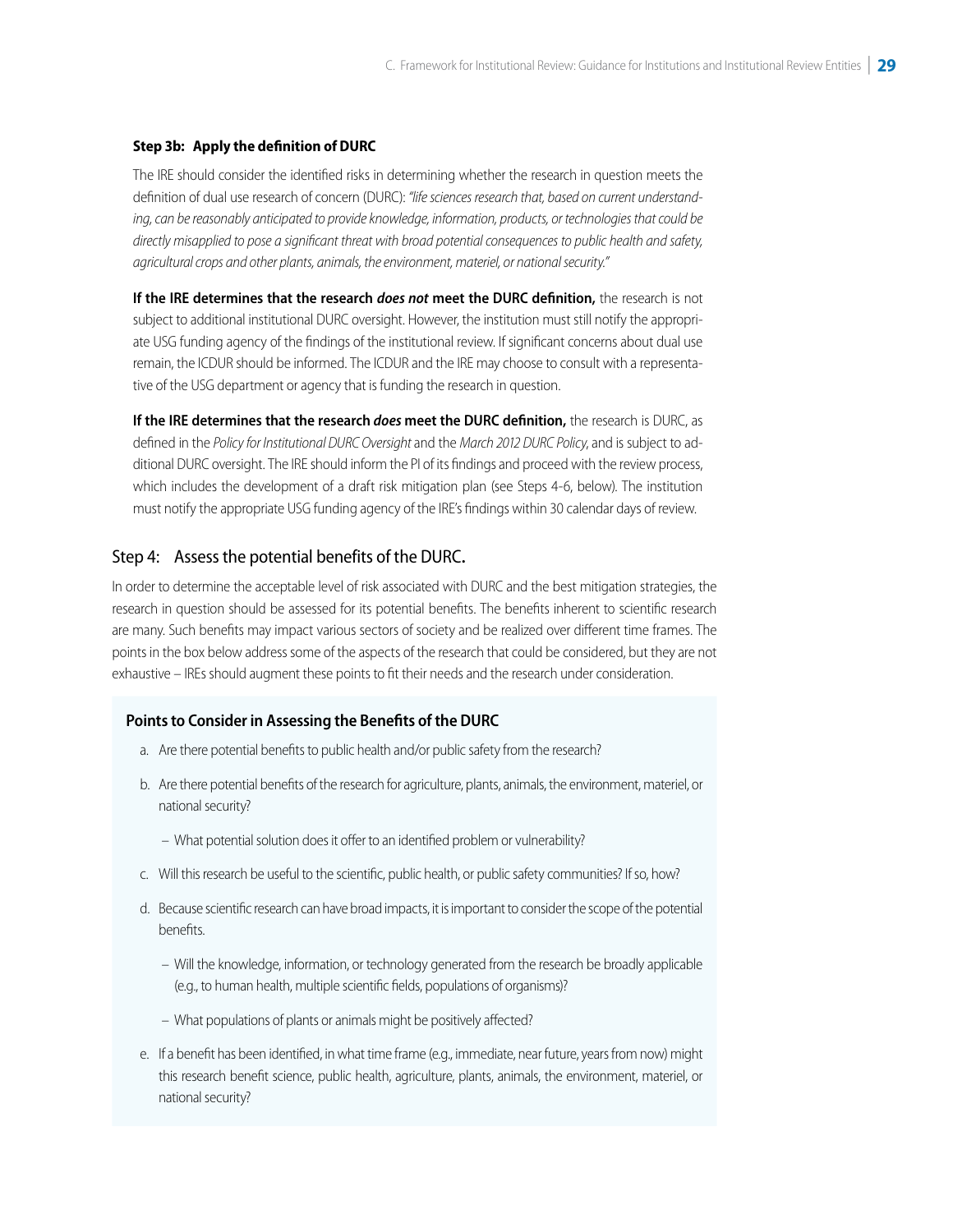### Step 3b: Apply the definition of DURC

The IRE should consider the identified risks in determining whether the research in question meets the definition of dual use research of concern (DURC): *"life sciences research that, based on current understanding, can be reasonably anticipated to provide knowledge, information, products, or technologies that could be directly misapplied to pose a significant threat with broad potential consequences to public health and safety, agricultural crops and other plants, animals, the environment, materiel, or national security."*

**If the IRE determines that the research *does not* meet the DURC definition,** the research is not subject to additional institutional DURC oversight. However, the institution must still notify the appropriate USG funding agency of the findings of the institutional review. If significant concerns about dual use remain, the ICDUR should be informed. The ICDUR and the IRE may choose to consult with a representative of the USG department or agency that is funding the research in question.

**If the IRE determines that the research *does* meet the DURC definition,** the research is DURC, as defined in the *Policy for Institutional DURC Oversight* and the *March 2012 DURC Policy*, and is subject to additional DURC oversight. The IRE should inform the PI of its findings and proceed with the review process, which includes the development of a draft risk mitigation plan (see Steps 4-6, below). The institution must notify the appropriate USG funding agency of the IRE's findings within 30 calendar days of review.

## Step 4: Assess the potential benefits of the DURC.

In order to determine the acceptable level of risk associated with DURC and the best mitigation strategies, the research in question should be assessed for its potential benefits. The benefits inherent to scientific research are many. Such benefits may impact various sectors of society and be realized over different time frames. The points in the box below address some of the aspects of the research that could be considered, but they are not exhaustive – IREs should augment these points to fit their needs and the research under consideration.

**Points to Consider in Assessing the Benefits of the DURC**

a. Are there potential benefits to public health and/or public safety from the research?

b. Are there potential benefits of the research for agriculture, plants, animals, the environment, materiel, or national security?
   - What potential solution does it offer to an identified problem or vulnerability?

c. Will this research be useful to the scientific, public health, or public safety communities? If so, how?

d. Because scientific research can have broad impacts, it is important to consider the scope of the potential benefits.
   - Will the knowledge, information, or technology generated from the research be broadly applicable (e.g., to human health, multiple scientific fields, populations of organisms)?
   - What populations of plants or animals might be positively affected?

e. If a benefit has been identified, in what time frame (e.g., immediate, near future, years from now) might this research benefit science, public health, agriculture, plants, animals, the environment, materiel, or national security?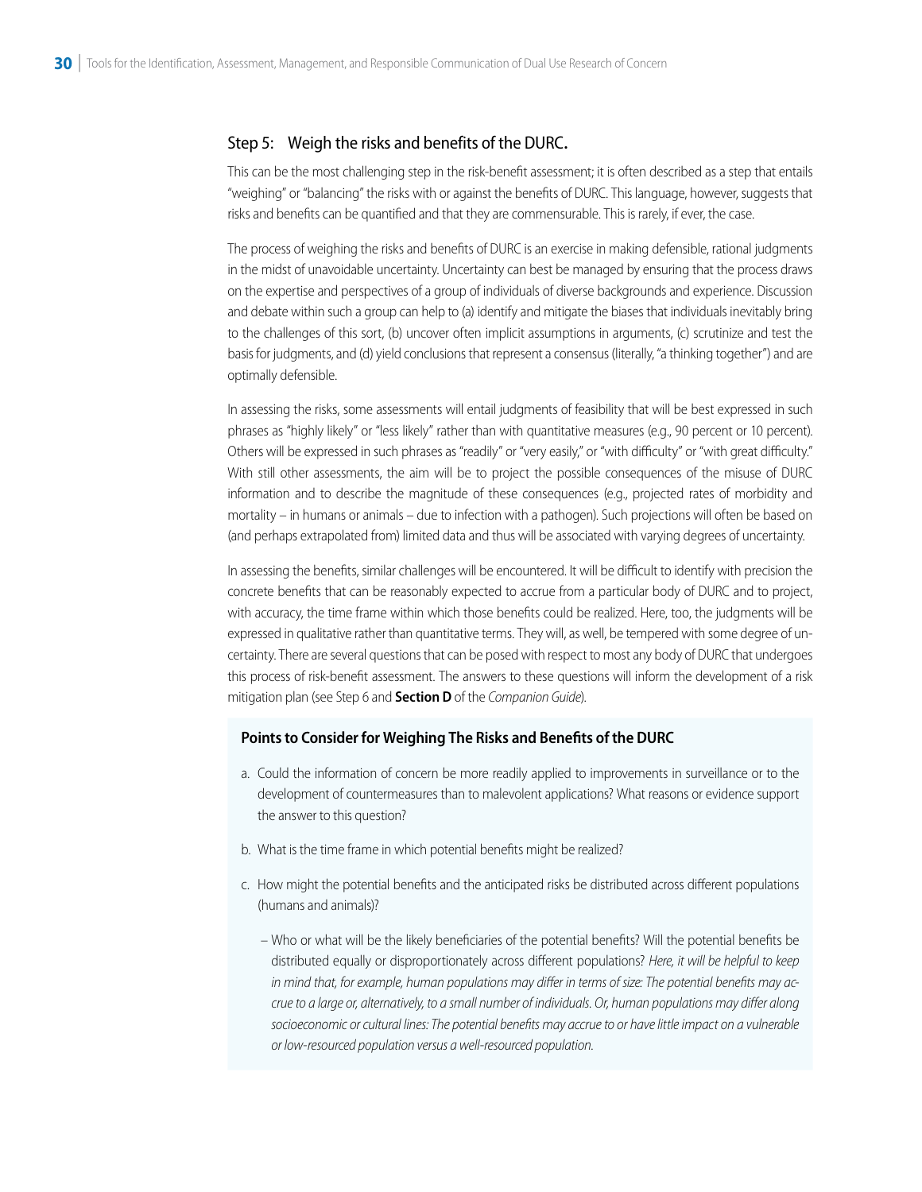## Step 5: Weigh the risks and benefits of the DURC.

This can be the most challenging step in the risk-benefit assessment; it is often described as a step that entails "weighing" or "balancing" the risks with or against the benefits of DURC. This language, however, suggests that risks and benefits can be quantified and that they are commensurable. This is rarely, if ever, the case.

The process of weighing the risks and benefits of DURC is an exercise in making defensible, rational judgments in the midst of unavoidable uncertainty. Uncertainty can best be managed by ensuring that the process draws on the expertise and perspectives of a group of individuals of diverse backgrounds and experience. Discussion and debate within such a group can help to (a) identify and mitigate the biases that individuals inevitably bring to the challenges of this sort, (b) uncover often implicit assumptions in arguments, (c) scrutinize and test the basis for judgments, and (d) yield conclusions that represent a consensus (literally, "a thinking together") and are optimally defensible.

In assessing the risks, some assessments will entail judgments of feasibility that will be best expressed in such phrases as "highly likely" or "less likely" rather than with quantitative measures (e.g., 90 percent or 10 percent). Others will be expressed in such phrases as "readily" or "very easily," or "with difficulty" or "with great difficulty." With still other assessments, the aim will be to project the possible consequences of the misuse of DURC information and to describe the magnitude of these consequences (e.g., projected rates of morbidity and mortality – in humans or animals – due to infection with a pathogen). Such projections will often be based on (and perhaps extrapolated from) limited data and thus will be associated with varying degrees of uncertainty.

In assessing the benefits, similar challenges will be encountered. It will be difficult to identify with precision the concrete benefits that can be reasonably expected to accrue from a particular body of DURC and to project, with accuracy, the time frame within which those benefits could be realized. Here, too, the judgments will be expressed in qualitative rather than quantitative terms. They will, as well, be tempered with some degree of uncertainty. There are several questions that can be posed with respect to most any body of DURC that undergoes this process of risk-benefit assessment. The answers to these questions will inform the development of a risk mitigation plan (see Step 6 and **Section D** of the *Companion Guide*).

**Points to Consider for Weighing The Risks and Benefits of the DURC**

a. Could the information of concern be more readily applied to improvements in surveillance or to the development of countermeasures than to malevolent applications? What reasons or evidence support the answer to this question?

b. What is the time frame in which potential benefits might be realized?

c. How might the potential benefits and the anticipated risks be distributed across different populations (humans and animals)?

   – Who or what will be the likely beneficiaries of the potential benefits? Will the potential benefits be distributed equally or disproportionately across different populations? *Here, it will be helpful to keep in mind that, for example, human populations may differ in terms of size: The potential benefits may accrue to a large or, alternatively, to a small number of individuals. Or, human populations may differ along socioeconomic or cultural lines: The potential benefits may accrue to or have little impact on a vulnerable or low-resourced population versus a well-resourced population.*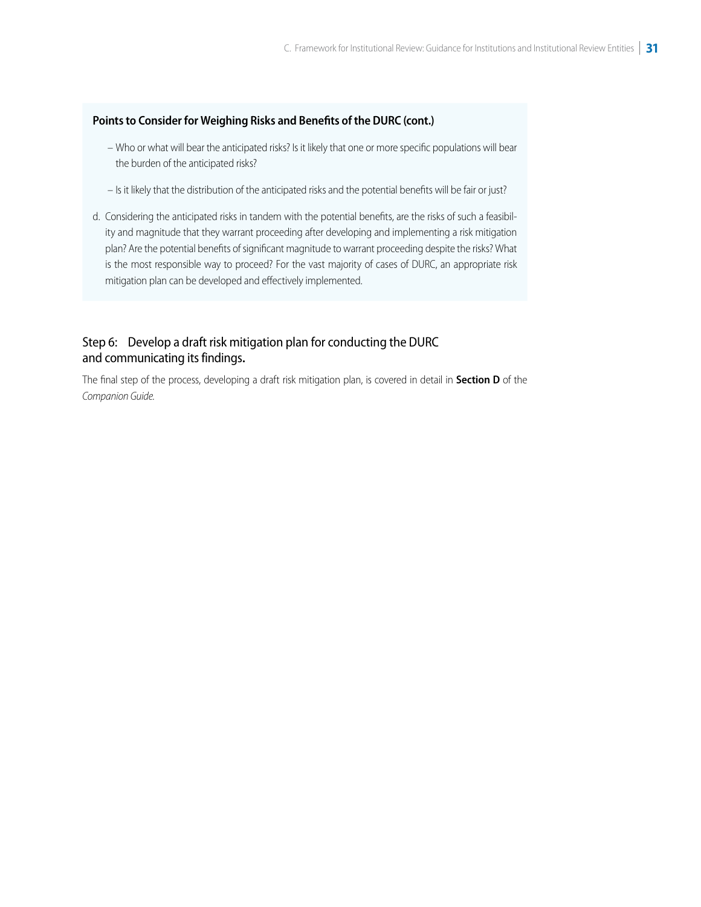**Points to Consider for Weighing Risks and Benefits of the DURC (cont.)**

- Who or what will bear the anticipated risks? Is it likely that one or more specific populations will bear the burden of the anticipated risks?
- Is it likely that the distribution of the anticipated risks and the potential benefits will be fair or just?

d. Considering the anticipated risks in tandem with the potential benefits, are the risks of such a feasibility and magnitude that they warrant proceeding after developing and implementing a risk mitigation plan? Are the potential benefits of significant magnitude to warrant proceeding despite the risks? What is the most responsible way to proceed? For the vast majority of cases of DURC, an appropriate risk mitigation plan can be developed and effectively implemented.

### Step 6: Develop a draft risk mitigation plan for conducting the DURC and communicating its findings.

The final step of the process, developing a draft risk mitigation plan, is covered in detail in **Section D** of the *Companion Guide.*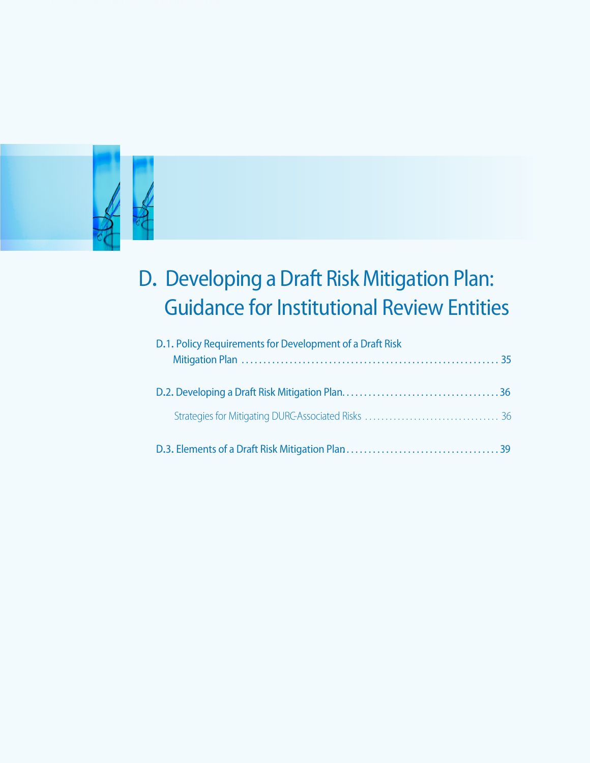# D. Developing a Draft Risk Mitigation Plan: Guidance for Institutional Review Entities

D.1. Policy Requirements for Development of a Draft Risk Mitigation Plan .......... 35

D.2. Developing a Draft Risk Mitigation Plan .......... 36

Strategies for Mitigating DURC-Associated Risks .......... 36

D.3. Elements of a Draft Risk Mitigation Plan .......... 39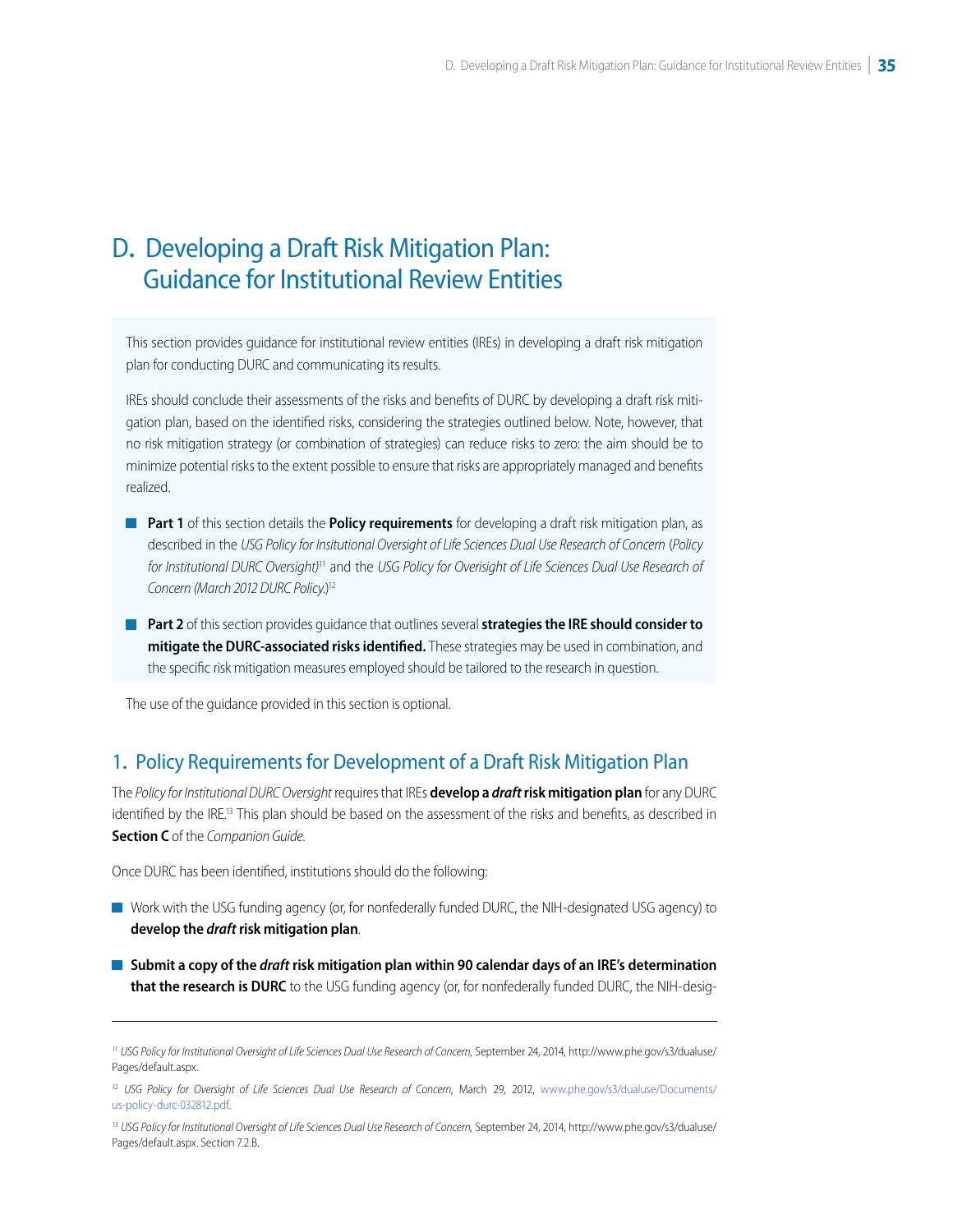# D. Developing a Draft Risk Mitigation Plan: Guidance for Institutional Review Entities

This section provides guidance for institutional review entities (IREs) in developing a draft risk mitigation plan for conducting DURC and communicating its results.

IREs should conclude their assessments of the risks and benefits of DURC by developing a draft risk mitigation plan, based on the identified risks, considering the strategies outlined below. Note, however, that no risk mitigation strategy (or combination of strategies) can reduce risks to zero: the aim should be to minimize potential risks to the extent possible to ensure that risks are appropriately managed and benefits realized.

- **Part 1** of this section details the **Policy requirements** for developing a draft risk mitigation plan, as described in the *USG Policy for Institutional Oversight of Life Sciences Dual Use Research of Concern* (*Policy for Institutional DURC Oversight)*[11] and the *USG Policy for Oversight of Life Sciences Dual Use Research of Concern (March 2012 DURC Policy.)*[12]
- **Part 2** of this section provides guidance that outlines several **strategies the IRE should consider to mitigate the DURC-associated risks identified.** These strategies may be used in combination, and the specific risk mitigation measures employed should be tailored to the research in question.

The use of the guidance provided in this section is optional.

## 1. Policy Requirements for Development of a Draft Risk Mitigation Plan

The *Policy for Institutional DURC Oversight* requires that IREs **develop a *draft* risk mitigation plan** for any DURC identified by the IRE.[13] This plan should be based on the assessment of the risks and benefits, as described in **Section C** of the *Companion Guide*.

Once DURC has been identified, institutions should do the following:

- Work with the USG funding agency (or, for nonfederally funded DURC, the NIH-designated USG agency) to **develop the *draft* risk mitigation plan**.
- **Submit a copy of the *draft* risk mitigation plan within 90 calendar days of an IRE's determination that the research is DURC** to the USG funding agency (or, for nonfederally funded DURC, the NIH-desig-

---

[11] *USG Policy for Institutional Oversight of Life Sciences Dual Use Research of Concern,* September 24, 2014, http://www.phe.gov/s3/dualuse/Pages/default.aspx.

[12] *USG Policy for Oversight of Life Sciences Dual Use Research of Concern,* March 29, 2012, www.phe.gov/s3/dualuse/Documents/us-policy-durc-032812.pdf.

[13] *USG Policy for Institutional Oversight of Life Sciences Dual Use Research of Concern,* September 24, 2014, http://www.phe.gov/s3/dualuse/Pages/default.aspx. Section 7.2.B.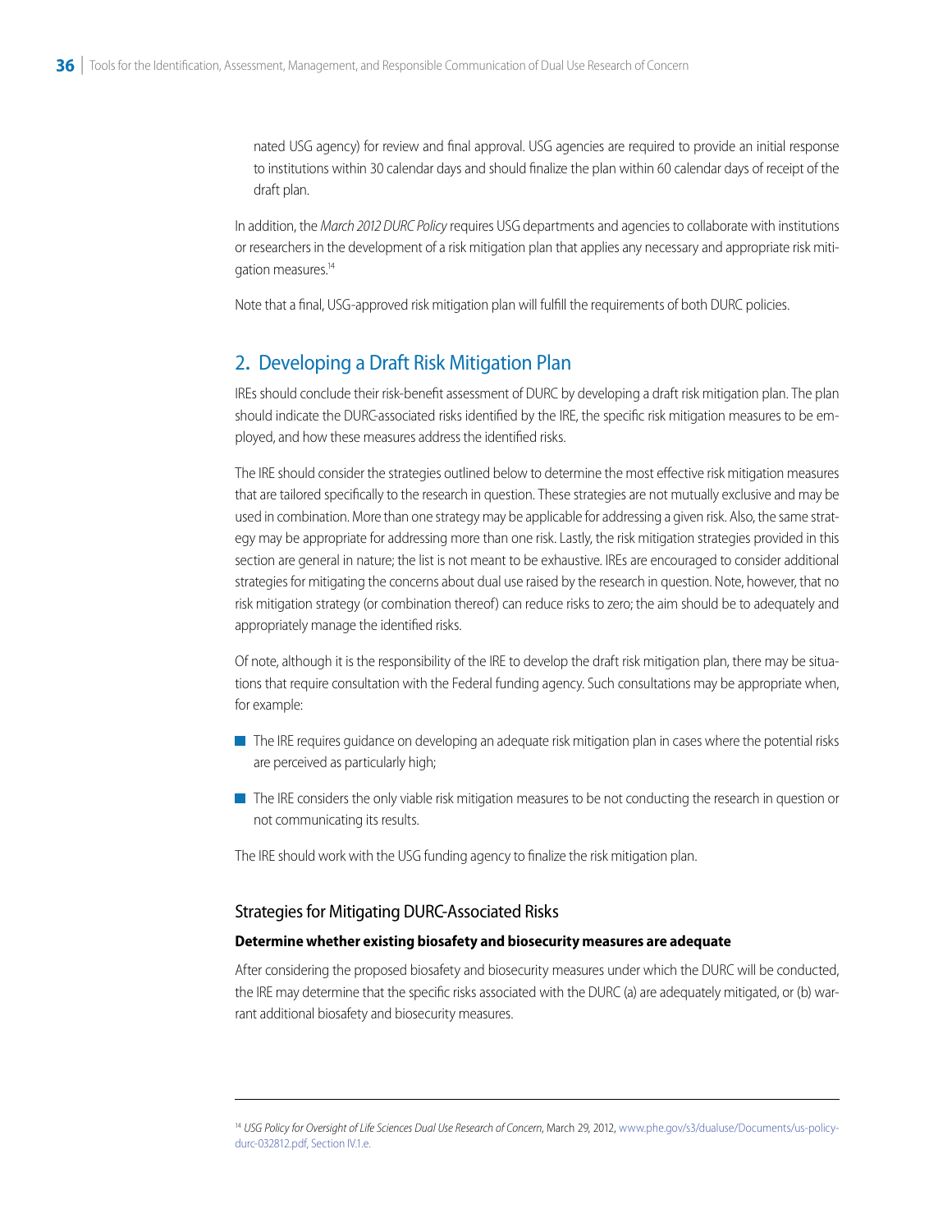nated USG agency) for review and final approval. USG agencies are required to provide an initial response to institutions within 30 calendar days and should finalize the plan within 60 calendar days of receipt of the draft plan.

In addition, the *March 2012 DURC Policy* requires USG departments and agencies to collaborate with institutions or researchers in the development of a risk mitigation plan that applies any necessary and appropriate risk mitigation measures.[14]

Note that a final, USG-approved risk mitigation plan will fulfill the requirements of both DURC policies.

## 2. Developing a Draft Risk Mitigation Plan

IREs should conclude their risk-benefit assessment of DURC by developing a draft risk mitigation plan. The plan should indicate the DURC-associated risks identified by the IRE, the specific risk mitigation measures to be employed, and how these measures address the identified risks.

The IRE should consider the strategies outlined below to determine the most effective risk mitigation measures that are tailored specifically to the research in question. These strategies are not mutually exclusive and may be used in combination. More than one strategy may be applicable for addressing a given risk. Also, the same strategy may be appropriate for addressing more than one risk. Lastly, the risk mitigation strategies provided in this section are general in nature; the list is not meant to be exhaustive. IREs are encouraged to consider additional strategies for mitigating the concerns about dual use raised by the research in question. Note, however, that no risk mitigation strategy (or combination thereof) can reduce risks to zero; the aim should be to adequately and appropriately manage the identified risks.

Of note, although it is the responsibility of the IRE to develop the draft risk mitigation plan, there may be situations that require consultation with the Federal funding agency. Such consultations may be appropriate when, for example:

- The IRE requires guidance on developing an adequate risk mitigation plan in cases where the potential risks are perceived as particularly high;
- The IRE considers the only viable risk mitigation measures to be not conducting the research in question or not communicating its results.

The IRE should work with the USG funding agency to finalize the risk mitigation plan.

### Strategies for Mitigating DURC-Associated Risks

**Determine whether existing biosafety and biosecurity measures are adequate**

After considering the proposed biosafety and biosecurity measures under which the DURC will be conducted, the IRE may determine that the specific risks associated with the DURC (a) are adequately mitigated, or (b) warrant additional biosafety and biosecurity measures.

---

[14] *USG Policy for Oversight of Life Sciences Dual Use Research of Concern*, March 29, 2012, www.phe.gov/s3/dualuse/Documents/us-policy-durc-032812.pdf, Section IV.1.e.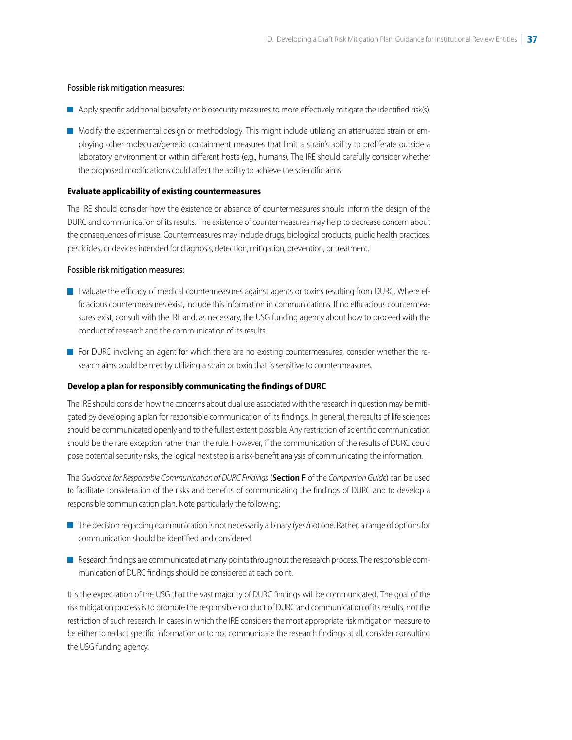Possible risk mitigation measures:

- Apply specific additional biosafety or biosecurity measures to more effectively mitigate the identified risk(s).
- Modify the experimental design or methodology. This might include utilizing an attenuated strain or employing other molecular/genetic containment measures that limit a strain's ability to proliferate outside a laboratory environment or within different hosts (e.g., humans). The IRE should carefully consider whether the proposed modifications could affect the ability to achieve the scientific aims.

**Evaluate applicability of existing countermeasures**

The IRE should consider how the existence or absence of countermeasures should inform the design of the DURC and communication of its results. The existence of countermeasures may help to decrease concern about the consequences of misuse. Countermeasures may include drugs, biological products, public health practices, pesticides, or devices intended for diagnosis, detection, mitigation, prevention, or treatment.

Possible risk mitigation measures:

- Evaluate the efficacy of medical countermeasures against agents or toxins resulting from DURC. Where efficacious countermeasures exist, include this information in communications. If no efficacious countermeasures exist, consult with the IRE and, as necessary, the USG funding agency about how to proceed with the conduct of research and the communication of its results.
- For DURC involving an agent for which there are no existing countermeasures, consider whether the research aims could be met by utilizing a strain or toxin that is sensitive to countermeasures.

**Develop a plan for responsibly communicating the findings of DURC**

The IRE should consider how the concerns about dual use associated with the research in question may be mitigated by developing a plan for responsible communication of its findings. In general, the results of life sciences should be communicated openly and to the fullest extent possible. Any restriction of scientific communication should be the rare exception rather than the rule. However, if the communication of the results of DURC could pose potential security risks, the logical next step is a risk-benefit analysis of communicating the information.

The *Guidance for Responsible Communication of DURC Findings* (**Section F** of the *Companion Guide*) can be used to facilitate consideration of the risks and benefits of communicating the findings of DURC and to develop a responsible communication plan. Note particularly the following:

- The decision regarding communication is not necessarily a binary (yes/no) one. Rather, a range of options for communication should be identified and considered.
- Research findings are communicated at many points throughout the research process. The responsible communication of DURC findings should be considered at each point.

It is the expectation of the USG that the vast majority of DURC findings will be communicated. The goal of the risk mitigation process is to promote the responsible conduct of DURC and communication of its results, not the restriction of such research. In cases in which the IRE considers the most appropriate risk mitigation measure to be either to redact specific information or to not communicate the research findings at all, consider consulting the USG funding agency.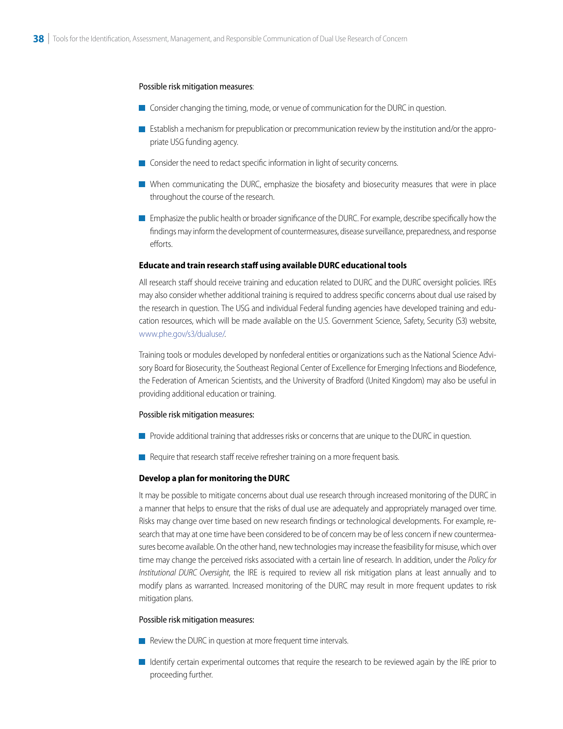Possible risk mitigation measures:

- Consider changing the timing, mode, or venue of communication for the DURC in question.
- Establish a mechanism for prepublication or precommunication review by the institution and/or the appropriate USG funding agency.
- Consider the need to redact specific information in light of security concerns.
- When communicating the DURC, emphasize the biosafety and biosecurity measures that were in place throughout the course of the research.
- Emphasize the public health or broader significance of the DURC. For example, describe specifically how the findings may inform the development of countermeasures, disease surveillance, preparedness, and response efforts.

**Educate and train research staff using available DURC educational tools**

All research staff should receive training and education related to DURC and the DURC oversight policies. IREs may also consider whether additional training is required to address specific concerns about dual use raised by the research in question. The USG and individual Federal funding agencies have developed training and education resources, which will be made available on the U.S. Government Science, Safety, Security (S3) website, www.phe.gov/s3/dualuse/.

Training tools or modules developed by nonfederal entities or organizations such as the National Science Advisory Board for Biosecurity, the Southeast Regional Center of Excellence for Emerging Infections and Biodefence, the Federation of American Scientists, and the University of Bradford (United Kingdom) may also be useful in providing additional education or training.

Possible risk mitigation measures:

- Provide additional training that addresses risks or concerns that are unique to the DURC in question.
- Require that research staff receive refresher training on a more frequent basis.

**Develop a plan for monitoring the DURC**

It may be possible to mitigate concerns about dual use research through increased monitoring of the DURC in a manner that helps to ensure that the risks of dual use are adequately and appropriately managed over time. Risks may change over time based on new research findings or technological developments. For example, research that may at one time have been considered to be of concern may be of less concern if new countermeasures become available. On the other hand, new technologies may increase the feasibility for misuse, which over time may change the perceived risks associated with a certain line of research. In addition, under the *Policy for Institutional DURC Oversight*, the IRE is required to review all risk mitigation plans at least annually and to modify plans as warranted. Increased monitoring of the DURC may result in more frequent updates to risk mitigation plans.

Possible risk mitigation measures:

- Review the DURC in question at more frequent time intervals.
- Identify certain experimental outcomes that require the research to be reviewed again by the IRE prior to proceeding further.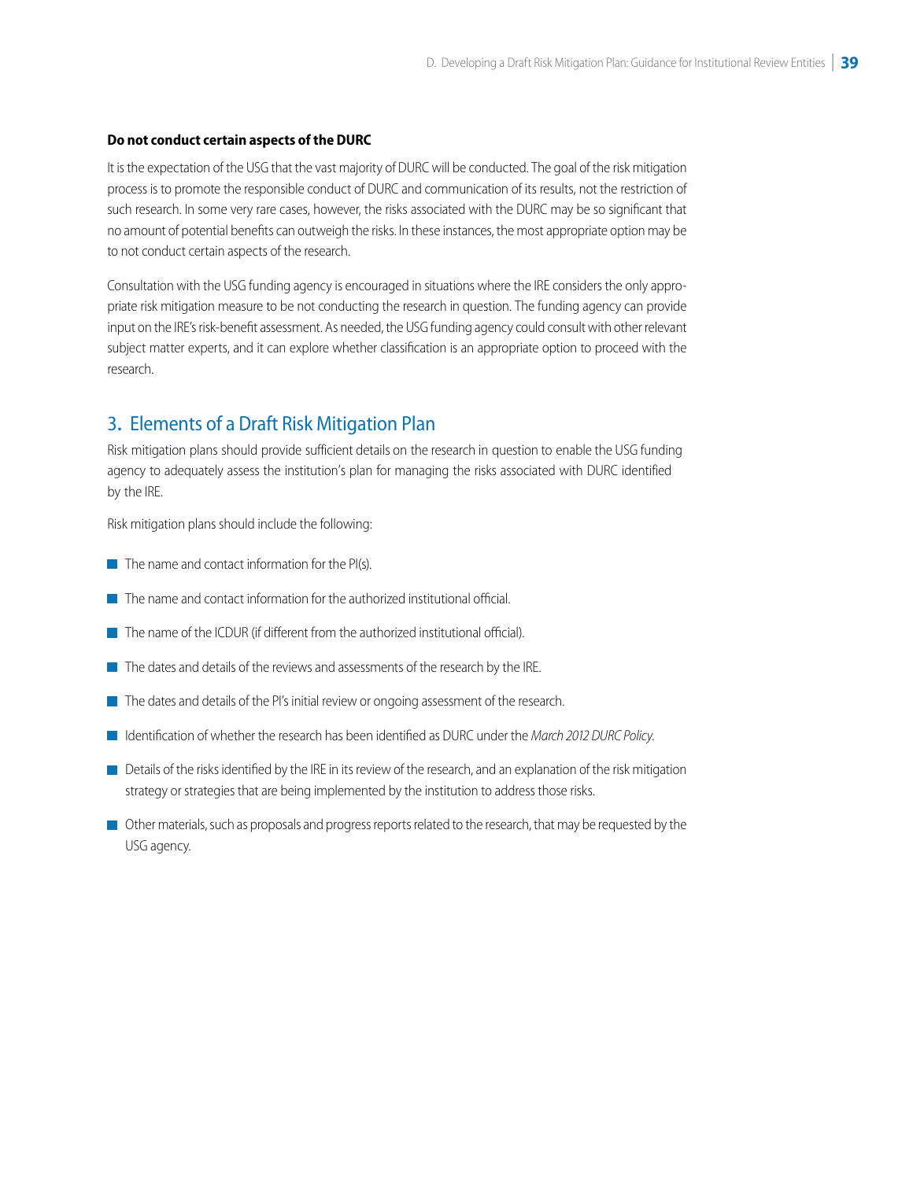**Do not conduct certain aspects of the DURC**

It is the expectation of the USG that the vast majority of DURC will be conducted. The goal of the risk mitigation process is to promote the responsible conduct of DURC and communication of its results, not the restriction of such research. In some very rare cases, however, the risks associated with the DURC may be so significant that no amount of potential benefits can outweigh the risks. In these instances, the most appropriate option may be to not conduct certain aspects of the research.

Consultation with the USG funding agency is encouraged in situations where the IRE considers the only appropriate risk mitigation measure to be not conducting the research in question. The funding agency can provide input on the IRE's risk-benefit assessment. As needed, the USG funding agency could consult with other relevant subject matter experts, and it can explore whether classification is an appropriate option to proceed with the research.

## 3. Elements of a Draft Risk Mitigation Plan

Risk mitigation plans should provide sufficient details on the research in question to enable the USG funding agency to adequately assess the institution's plan for managing the risks associated with DURC identified by the IRE.

Risk mitigation plans should include the following:

- The name and contact information for the PI(s).
- The name and contact information for the authorized institutional official.
- The name of the ICDUR (if different from the authorized institutional official).
- The dates and details of the reviews and assessments of the research by the IRE.
- The dates and details of the PI's initial review or ongoing assessment of the research.
- Identification of whether the research has been identified as DURC under the *March 2012 DURC Policy*.
- Details of the risks identified by the IRE in its review of the research, and an explanation of the risk mitigation strategy or strategies that are being implemented by the institution to address those risks.
- Other materials, such as proposals and progress reports related to the research, that may be requested by the USG agency.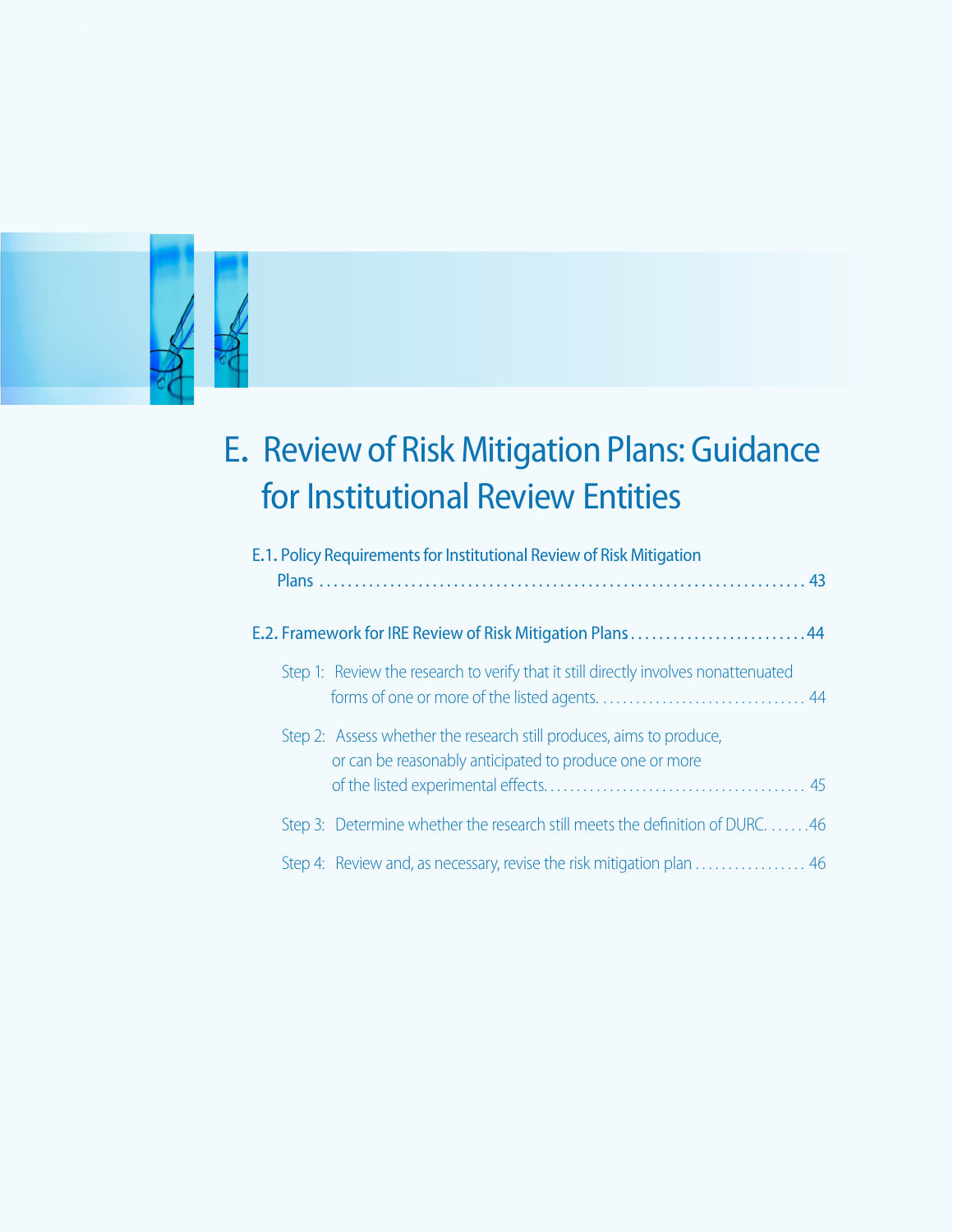# E. Review of Risk Mitigation Plans: Guidance for Institutional Review Entities

E.1. Policy Requirements for Institutional Review of Risk Mitigation Plans . . . . . . . . . . . . . . . . . . . . . . . . . . . . . . . . . . . . . . . . . . . . . . . . . . . . . . . . . . . . . . . . . . . 43

E.2. Framework for IRE Review of Risk Mitigation Plans . . . . . . . . . . . . . . . . . . . . . . . . . 44

Step 1: Review the research to verify that it still directly involves nonattenuated forms of one or more of the listed agents. . . . . . . . . . . . . . . . . . . . . . . . . . . . . . . . 44

Step 2: Assess whether the research still produces, aims to produce, or can be reasonably anticipated to produce one or more of the listed experimental effects. . . . . . . . . . . . . . . . . . . . . . . . . . . . . . . . . . . . . . . . 45

Step 3: Determine whether the research still meets the definition of DURC. . . . . . . 46

Step 4: Review and, as necessary, revise the risk mitigation plan . . . . . . . . . . . . . . . . . 46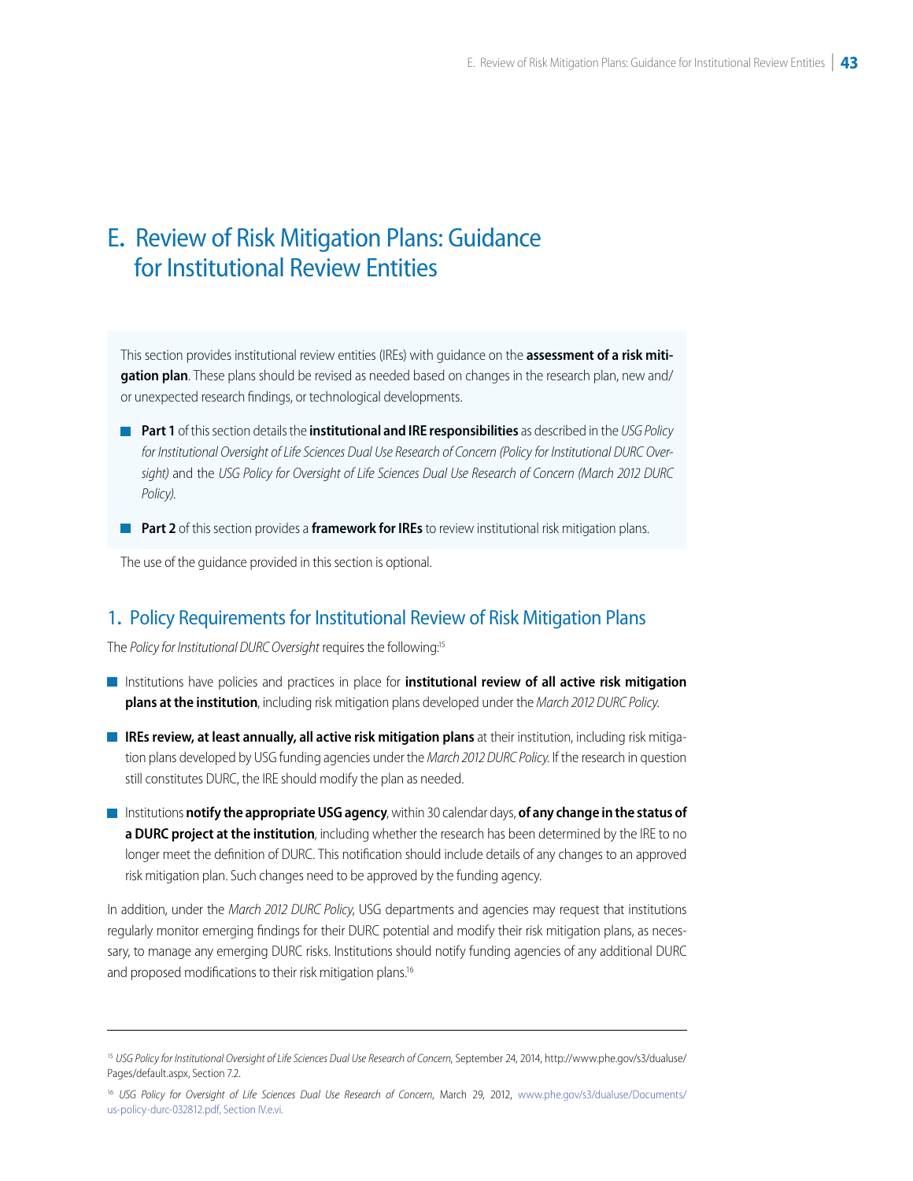# E. Review of Risk Mitigation Plans: Guidance for Institutional Review Entities

This section provides institutional review entities (IREs) with guidance on the **assessment of a risk mitigation plan**. These plans should be revised as needed based on changes in the research plan, new and/or unexpected research findings, or technological developments.

- **Part 1** of this section details the **institutional and IRE responsibilities** as described in the *USG Policy for Institutional Oversight of Life Sciences Dual Use Research of Concern (Policy for Institutional DURC Oversight)* and the *USG Policy for Oversight of Life Sciences Dual Use Research of Concern (March 2012 DURC Policy).*
- **Part 2** of this section provides a **framework for IREs** to review institutional risk mitigation plans.

The use of the guidance provided in this section is optional.

## 1. Policy Requirements for Institutional Review of Risk Mitigation Plans

The *Policy for Institutional DURC Oversight* requires the following:[15]

- Institutions have policies and practices in place for **institutional review of all active risk mitigation plans at the institution**, including risk mitigation plans developed under the *March 2012 DURC Policy.*
- **IREs review, at least annually, all active risk mitigation plans** at their institution, including risk mitigation plans developed by USG funding agencies under the *March 2012 DURC Policy.* If the research in question still constitutes DURC, the IRE should modify the plan as needed.
- Institutions **notify the appropriate USG agency**, within 30 calendar days, **of any change in the status of a DURC project at the institution**, including whether the research has been determined by the IRE to no longer meet the definition of DURC. This notification should include details of any changes to an approved risk mitigation plan. Such changes need to be approved by the funding agency.

In addition, under the *March 2012 DURC Policy*, USG departments and agencies may request that institutions regularly monitor emerging findings for their DURC potential and modify their risk mitigation plans, as necessary, to manage any emerging DURC risks. Institutions should notify funding agencies of any additional DURC and proposed modifications to their risk mitigation plans.[16]

---

[15] *USG Policy for Institutional Oversight of Life Sciences Dual Use Research of Concern*, September 24, 2014, http://www.phe.gov/s3/dualuse/Pages/default.aspx, Section 7.2.

[16] *USG Policy for Oversight of Life Sciences Dual Use Research of Concern*, March 29, 2012, www.phe.gov/s3/dualuse/Documents/us-policy-durc-032812.pdf, Section IV.e.vi.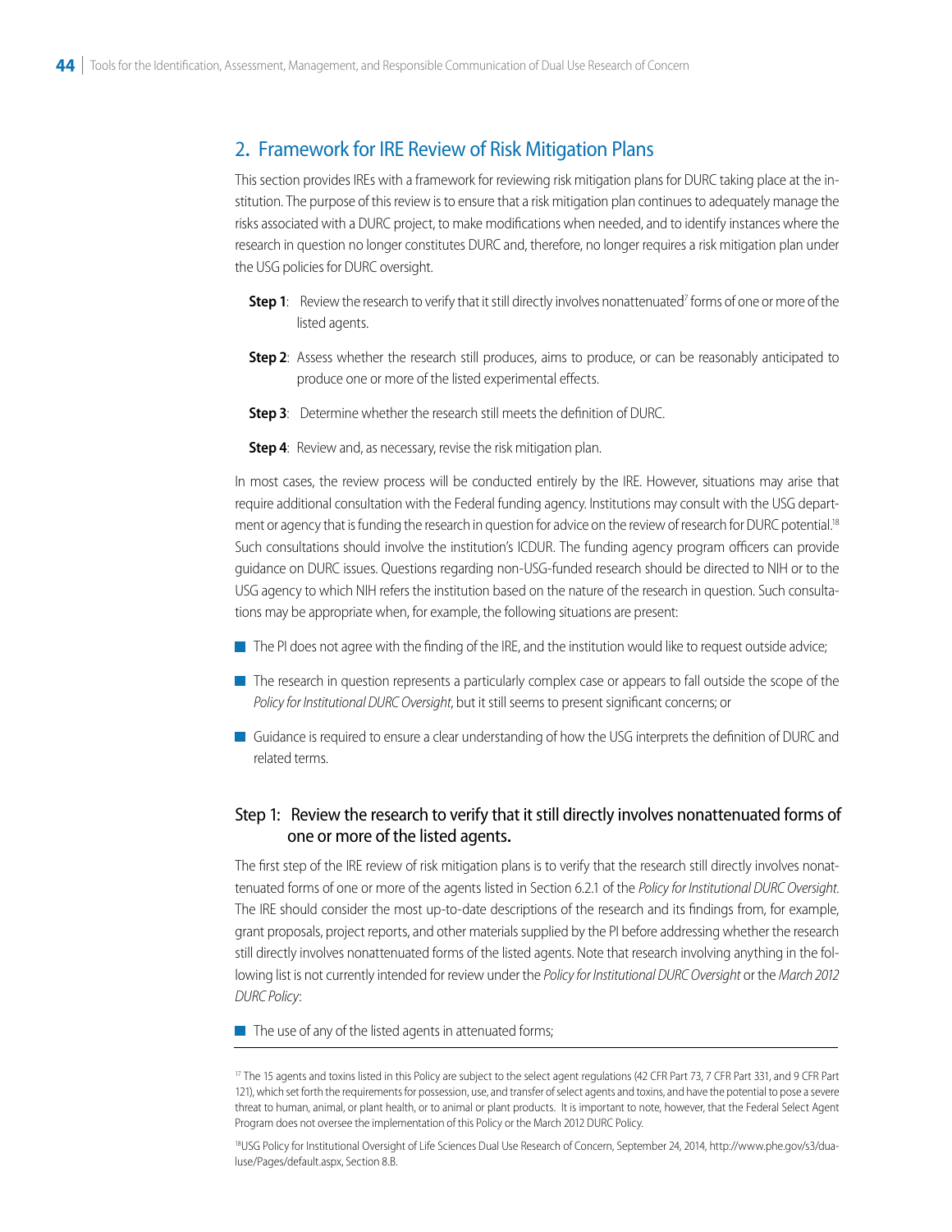## 2. Framework for IRE Review of Risk Mitigation Plans

This section provides IREs with a framework for reviewing risk mitigation plans for DURC taking place at the institution. The purpose of this review is to ensure that a risk mitigation plan continues to adequately manage the risks associated with a DURC project, to make modifications when needed, and to identify instances where the research in question no longer constitutes DURC and, therefore, no longer requires a risk mitigation plan under the USG policies for DURC oversight.

**Step 1**: Review the research to verify that it still directly involves nonattenuated[7] forms of one or more of the listed agents.

**Step 2**: Assess whether the research still produces, aims to produce, or can be reasonably anticipated to produce one or more of the listed experimental effects.

**Step 3**: Determine whether the research still meets the definition of DURC.

**Step 4**: Review and, as necessary, revise the risk mitigation plan.

In most cases, the review process will be conducted entirely by the IRE. However, situations may arise that require additional consultation with the Federal funding agency. Institutions may consult with the USG department or agency that is funding the research in question for advice on the review of research for DURC potential.[18] Such consultations should involve the institution's ICDUR. The funding agency program officers can provide guidance on DURC issues. Questions regarding non-USG-funded research should be directed to NIH or to the USG agency to which NIH refers the institution based on the nature of the research in question. Such consultations may be appropriate when, for example, the following situations are present:

- The PI does not agree with the finding of the IRE, and the institution would like to request outside advice;
- The research in question represents a particularly complex case or appears to fall outside the scope of the *Policy for Institutional DURC Oversight*, but it still seems to present significant concerns; or
- Guidance is required to ensure a clear understanding of how the USG interprets the definition of DURC and related terms.

### Step 1: Review the research to verify that it still directly involves nonattenuated forms of one or more of the listed agents.

The first step of the IRE review of risk mitigation plans is to verify that the research still directly involves nonattenuated forms of one or more of the agents listed in Section 6.2.1 of the *Policy for Institutional DURC Oversight*. The IRE should consider the most up-to-date descriptions of the research and its findings from, for example, grant proposals, project reports, and other materials supplied by the PI before addressing whether the research still directly involves nonattenuated forms of the listed agents. Note that research involving anything in the following list is not currently intended for review under the *Policy for Institutional DURC Oversight* or the *March 2012 DURC Policy*:

- The use of any of the listed agents in attenuated forms;

---

[17] The 15 agents and toxins listed in this Policy are subject to the select agent regulations (42 CFR Part 73, 7 CFR Part 331, and 9 CFR Part 121), which set forth the requirements for possession, use, and transfer of select agents and toxins, and have the potential to pose a severe threat to human, animal, or plant health, or to animal or plant products. It is important to note, however, that the Federal Select Agent Program does not oversee the implementation of this Policy or the March 2012 DURC Policy.

[18] USG Policy for Institutional Oversight of Life Sciences Dual Use Research of Concern, September 24, 2014, http://www.phe.gov/s3/dualuse/Pages/default.aspx, Section 8.B.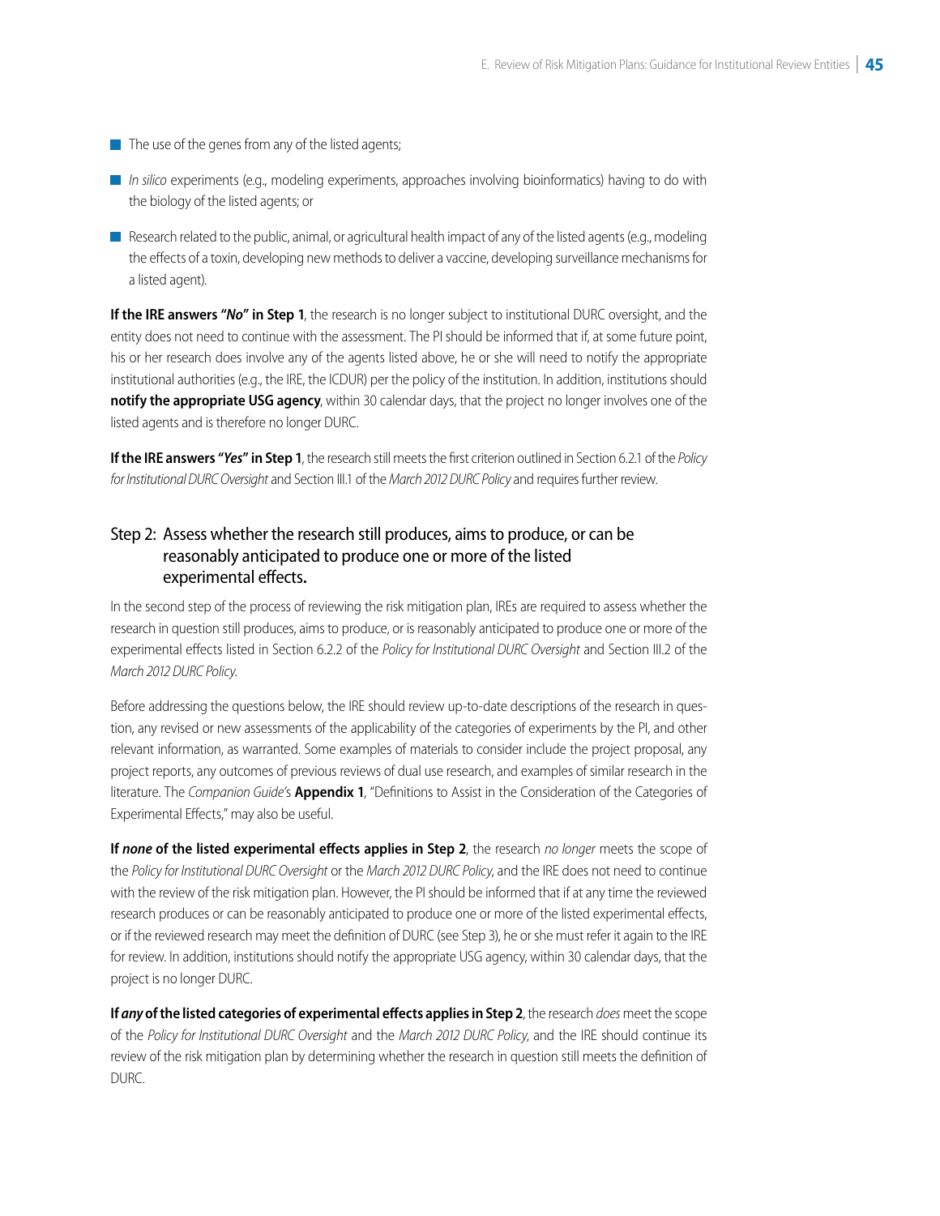- The use of the genes from any of the listed agents;
- *In silico* experiments (e.g., modeling experiments, approaches involving bioinformatics) having to do with the biology of the listed agents; or
- Research related to the public, animal, or agricultural health impact of any of the listed agents (e.g., modeling the effects of a toxin, developing new methods to deliver a vaccine, developing surveillance mechanisms for a listed agent).

**If the IRE answers "*No*" in Step 1**, the research is no longer subject to institutional DURC oversight, and the entity does not need to continue with the assessment. The PI should be informed that if, at some future point, his or her research does involve any of the agents listed above, he or she will need to notify the appropriate institutional authorities (e.g., the IRE, the ICDUR) per the policy of the institution. In addition, institutions should **notify the appropriate USG agency**, within 30 calendar days, that the project no longer involves one of the listed agents and is therefore no longer DURC.

**If the IRE answers "*Yes*" in Step 1**, the research still meets the first criterion outlined in Section 6.2.1 of the *Policy for Institutional DURC Oversight* and Section III.1 of the *March 2012 DURC Policy* and requires further review.

## Step 2: Assess whether the research still produces, aims to produce, or can be reasonably anticipated to produce one or more of the listed experimental effects.

In the second step of the process of reviewing the risk mitigation plan, IREs are required to assess whether the research in question still produces, aims to produce, or is reasonably anticipated to produce one or more of the experimental effects listed in Section 6.2.2 of the *Policy for Institutional DURC Oversight* and Section III.2 of the *March 2012 DURC Policy.*

Before addressing the questions below, the IRE should review up-to-date descriptions of the research in question, any revised or new assessments of the applicability of the categories of experiments by the PI, and other relevant information, as warranted. Some examples of materials to consider include the project proposal, any project reports, any outcomes of previous reviews of dual use research, and examples of similar research in the literature. The *Companion Guide's* **Appendix 1**, "Definitions to Assist in the Consideration of the Categories of Experimental Effects," may also be useful.

**If *none* of the listed experimental effects applies in Step 2**, the research *no longer* meets the scope of the *Policy for Institutional DURC Oversight* or the *March 2012 DURC Policy*, and the IRE does not need to continue with the review of the risk mitigation plan. However, the PI should be informed that if at any time the reviewed research produces or can be reasonably anticipated to produce one or more of the listed experimental effects, or if the reviewed research may meet the definition of DURC (see Step 3), he or she must refer it again to the IRE for review. In addition, institutions should notify the appropriate USG agency, within 30 calendar days, that the project is no longer DURC.

**If *any* of the listed categories of experimental effects applies in Step 2**, the research *does* meet the scope of the *Policy for Institutional DURC Oversight* and the *March 2012 DURC Policy*, and the IRE should continue its review of the risk mitigation plan by determining whether the research in question still meets the definition of DURC.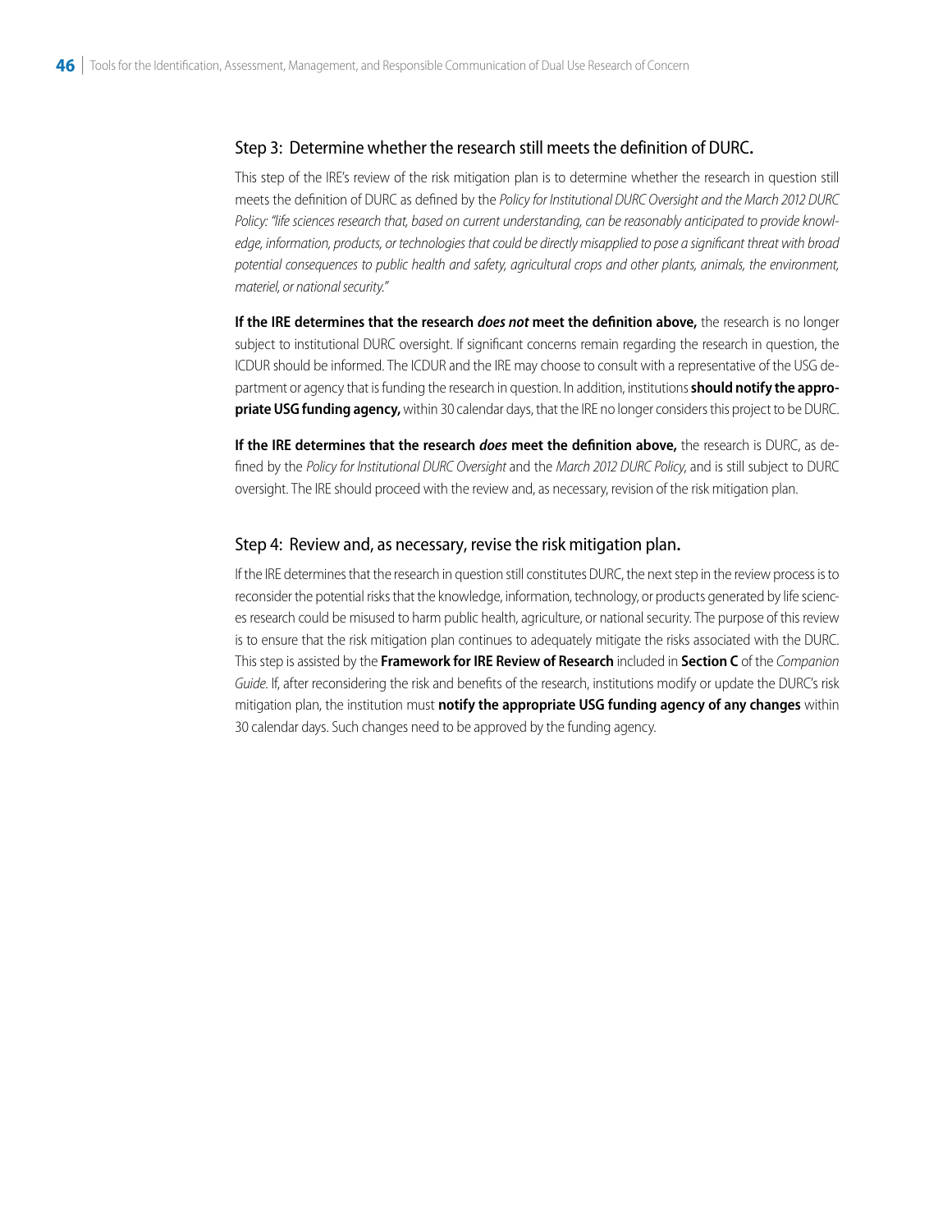## Step 3: Determine whether the research still meets the definition of DURC.

This step of the IRE's review of the risk mitigation plan is to determine whether the research in question still meets the definition of DURC as defined by the *Policy for Institutional DURC Oversight and the March 2012 DURC Policy: "life sciences research that, based on current understanding, can be reasonably anticipated to provide knowledge, information, products, or technologies that could be directly misapplied to pose a significant threat with broad potential consequences to public health and safety, agricultural crops and other plants, animals, the environment, materiel, or national security."*

**If the IRE determines that the research *does not* meet the definition above,** the research is no longer subject to institutional DURC oversight. If significant concerns remain regarding the research in question, the ICDUR should be informed. The ICDUR and the IRE may choose to consult with a representative of the USG department or agency that is funding the research in question. In addition, institutions **should notify the appropriate USG funding agency,** within 30 calendar days, that the IRE no longer considers this project to be DURC.

**If the IRE determines that the research *does* meet the definition above,** the research is DURC, as defined by the *Policy for Institutional DURC Oversight* and the *March 2012 DURC Policy*, and is still subject to DURC oversight. The IRE should proceed with the review and, as necessary, revision of the risk mitigation plan.

## Step 4: Review and, as necessary, revise the risk mitigation plan.

If the IRE determines that the research in question still constitutes DURC, the next step in the review process is to reconsider the potential risks that the knowledge, information, technology, or products generated by life sciences research could be misused to harm public health, agriculture, or national security. The purpose of this review is to ensure that the risk mitigation plan continues to adequately mitigate the risks associated with the DURC. This step is assisted by the **Framework for IRE Review of Research** included in **Section C** of the *Companion Guide.* If, after reconsidering the risk and benefits of the research, institutions modify or update the DURC's risk mitigation plan, the institution must **notify the appropriate USG funding agency of any changes** within 30 calendar days. Such changes need to be approved by the funding agency.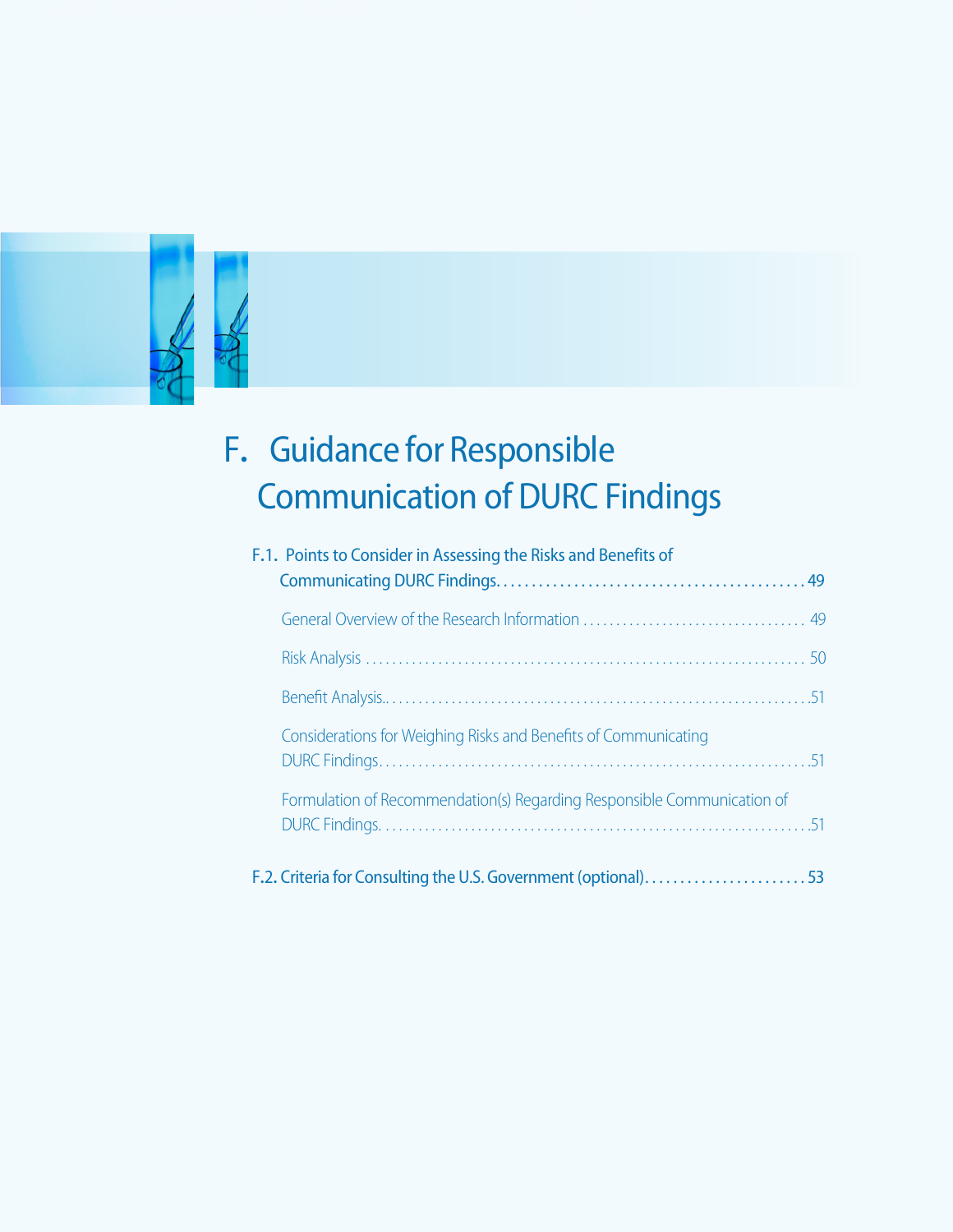# F. Guidance for Responsible Communication of DURC Findings

F.1. Points to Consider in Assessing the Risks and Benefits of Communicating DURC Findings . . . . . 49

- General Overview of the Research Information . . . . . 49
- Risk Analysis . . . . . 50
- Benefit Analysis . . . . . 51
- Considerations for Weighing Risks and Benefits of Communicating DURC Findings . . . . . 51
- Formulation of Recommendation(s) Regarding Responsible Communication of DURC Findings . . . . . 51

F.2. Criteria for Consulting the U.S. Government (optional) . . . . . 53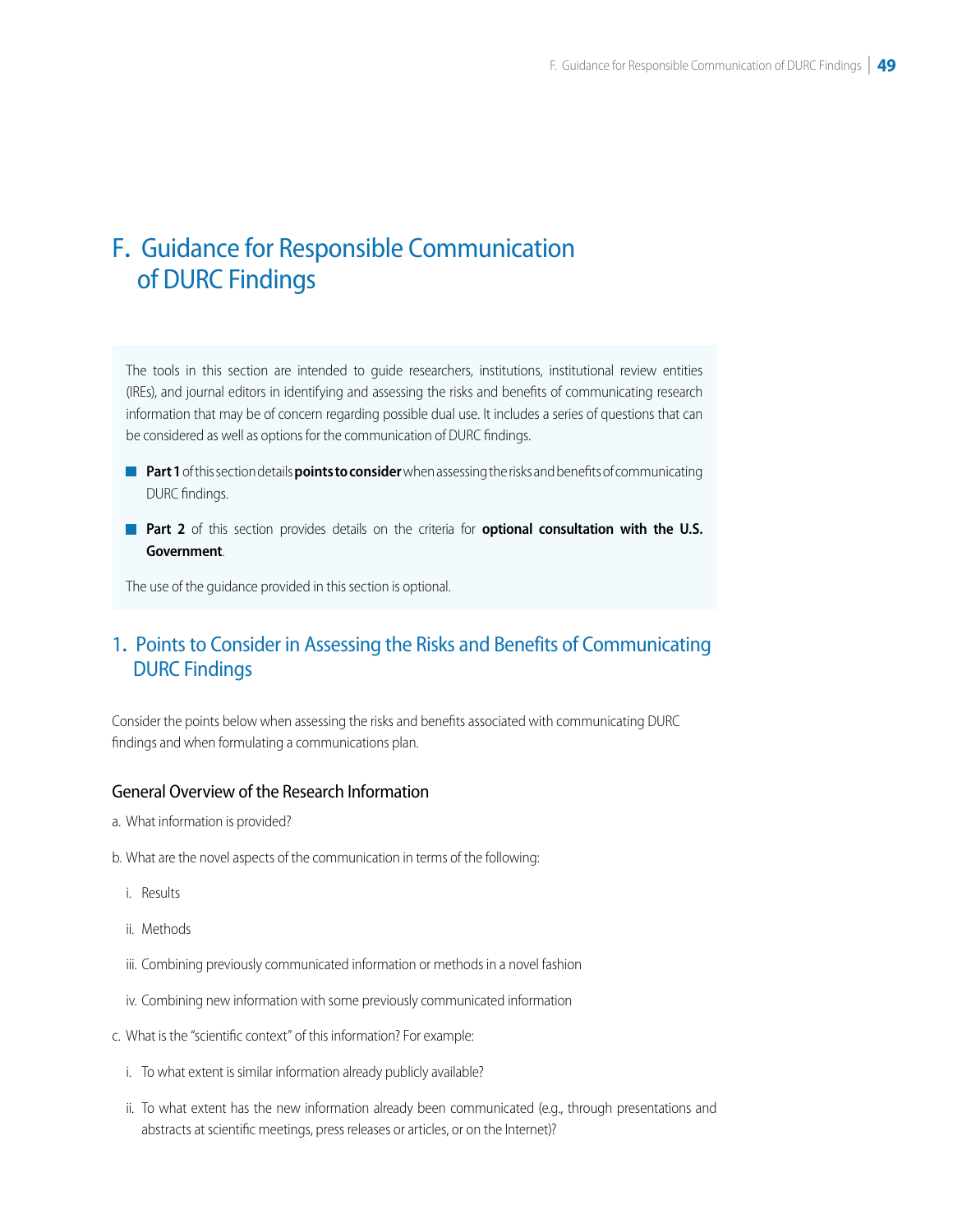# F. Guidance for Responsible Communication of DURC Findings

The tools in this section are intended to guide researchers, institutions, institutional review entities (IREs), and journal editors in identifying and assessing the risks and benefits of communicating research information that may be of concern regarding possible dual use. It includes a series of questions that can be considered as well as options for the communication of DURC findings.

- **Part 1** of this section details **points to consider** when assessing the risks and benefits of communicating DURC findings.
- **Part 2** of this section provides details on the criteria for **optional consultation with the U.S. Government**.

The use of the guidance provided in this section is optional.

## 1. Points to Consider in Assessing the Risks and Benefits of Communicating DURC Findings

Consider the points below when assessing the risks and benefits associated with communicating DURC findings and when formulating a communications plan.

### General Overview of the Research Information

a. What information is provided?

b. What are the novel aspects of the communication in terms of the following:

   i. Results

   ii. Methods

   iii. Combining previously communicated information or methods in a novel fashion

   iv. Combining new information with some previously communicated information

c. What is the "scientific context" of this information? For example:

   i. To what extent is similar information already publicly available?

   ii. To what extent has the new information already been communicated (e.g., through presentations and abstracts at scientific meetings, press releases or articles, or on the Internet)?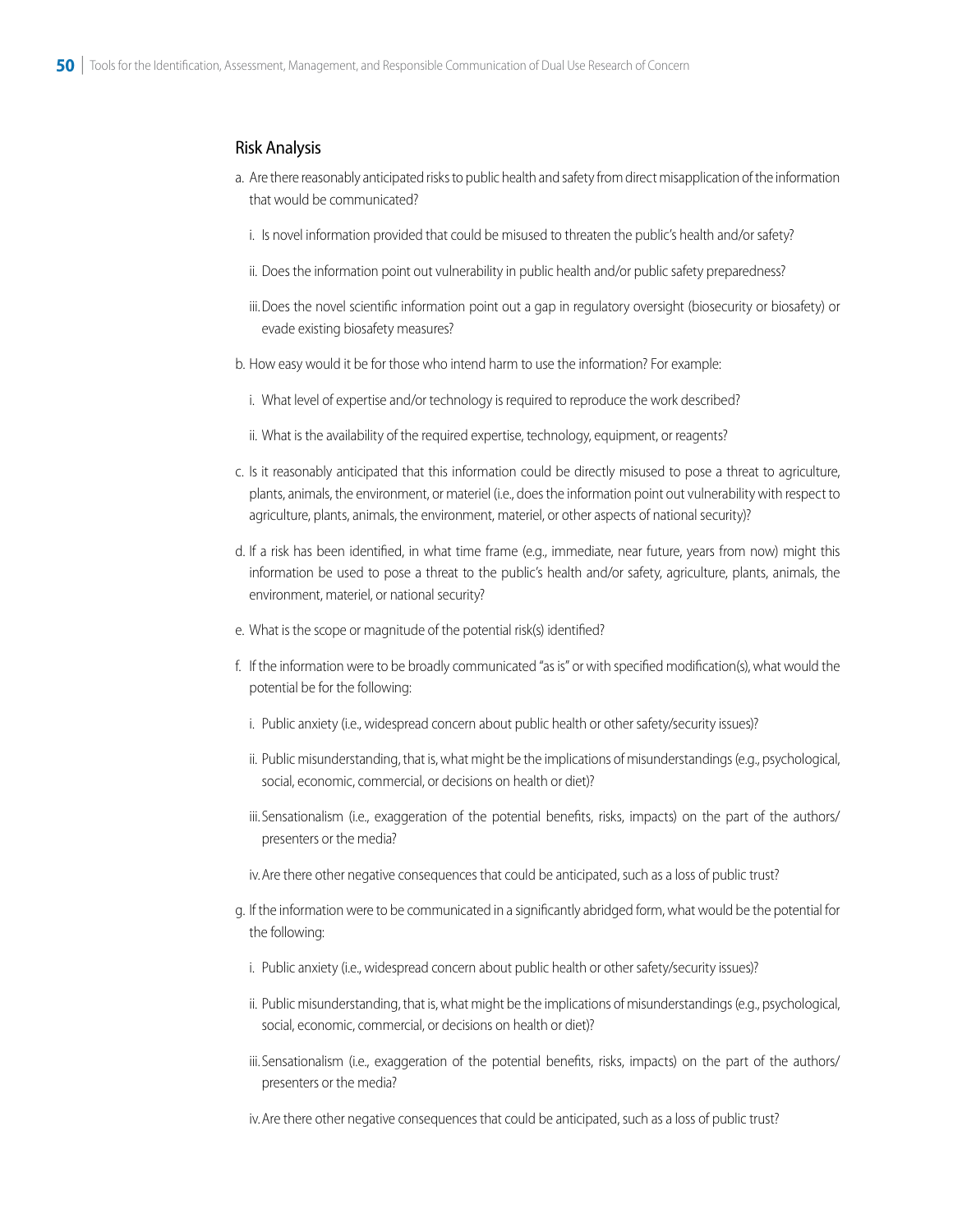## Risk Analysis

a. Are there reasonably anticipated risks to public health and safety from direct misapplication of the information that would be communicated?

   i. Is novel information provided that could be misused to threaten the public's health and/or safety?

   ii. Does the information point out vulnerability in public health and/or public safety preparedness?

   iii. Does the novel scientific information point out a gap in regulatory oversight (biosecurity or biosafety) or evade existing biosafety measures?

b. How easy would it be for those who intend harm to use the information? For example:

   i. What level of expertise and/or technology is required to reproduce the work described?

   ii. What is the availability of the required expertise, technology, equipment, or reagents?

c. Is it reasonably anticipated that this information could be directly misused to pose a threat to agriculture, plants, animals, the environment, or materiel (i.e., does the information point out vulnerability with respect to agriculture, plants, animals, the environment, materiel, or other aspects of national security)?

d. If a risk has been identified, in what time frame (e.g., immediate, near future, years from now) might this information be used to pose a threat to the public's health and/or safety, agriculture, plants, animals, the environment, materiel, or national security?

e. What is the scope or magnitude of the potential risk(s) identified?

f. If the information were to be broadly communicated "as is" or with specified modification(s), what would the potential be for the following:

   i. Public anxiety (i.e., widespread concern about public health or other safety/security issues)?

   ii. Public misunderstanding, that is, what might be the implications of misunderstandings (e.g., psychological, social, economic, commercial, or decisions on health or diet)?

   iii. Sensationalism (i.e., exaggeration of the potential benefits, risks, impacts) on the part of the authors/presenters or the media?

   iv. Are there other negative consequences that could be anticipated, such as a loss of public trust?

g. If the information were to be communicated in a significantly abridged form, what would be the potential for the following:

   i. Public anxiety (i.e., widespread concern about public health or other safety/security issues)?

   ii. Public misunderstanding, that is, what might be the implications of misunderstandings (e.g., psychological, social, economic, commercial, or decisions on health or diet)?

   iii. Sensationalism (i.e., exaggeration of the potential benefits, risks, impacts) on the part of the authors/presenters or the media?

   iv. Are there other negative consequences that could be anticipated, such as a loss of public trust?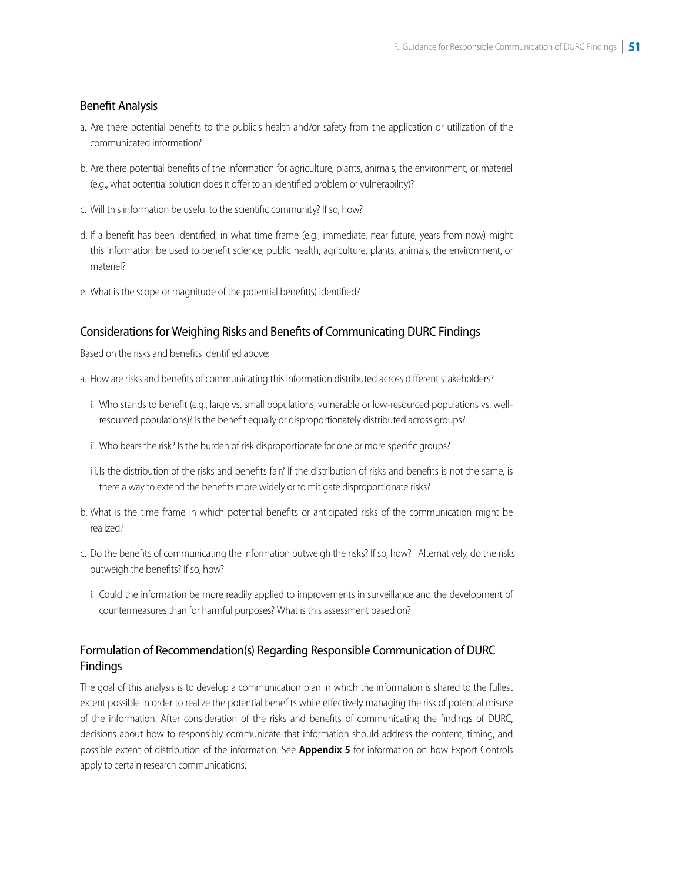## Benefit Analysis

a. Are there potential benefits to the public's health and/or safety from the application or utilization of the communicated information?

b. Are there potential benefits of the information for agriculture, plants, animals, the environment, or materiel (e.g., what potential solution does it offer to an identified problem or vulnerability)?

c. Will this information be useful to the scientific community? If so, how?

d. If a benefit has been identified, in what time frame (e.g., immediate, near future, years from now) might this information be used to benefit science, public health, agriculture, plants, animals, the environment, or materiel?

e. What is the scope or magnitude of the potential benefit(s) identified?

## Considerations for Weighing Risks and Benefits of Communicating DURC Findings

Based on the risks and benefits identified above:

a. How are risks and benefits of communicating this information distributed across different stakeholders?

   i. Who stands to benefit (e.g., large vs. small populations, vulnerable or low-resourced populations vs. well-resourced populations)? Is the benefit equally or disproportionately distributed across groups?

   ii. Who bears the risk? Is the burden of risk disproportionate for one or more specific groups?

   iii. Is the distribution of the risks and benefits fair? If the distribution of risks and benefits is not the same, is there a way to extend the benefits more widely or to mitigate disproportionate risks?

b. What is the time frame in which potential benefits or anticipated risks of the communication might be realized?

c. Do the benefits of communicating the information outweigh the risks? If so, how? Alternatively, do the risks outweigh the benefits? If so, how?

   i. Could the information be more readily applied to improvements in surveillance and the development of countermeasures than for harmful purposes? What is this assessment based on?

## Formulation of Recommendation(s) Regarding Responsible Communication of DURC Findings

The goal of this analysis is to develop a communication plan in which the information is shared to the fullest extent possible in order to realize the potential benefits while effectively managing the risk of potential misuse of the information. After consideration of the risks and benefits of communicating the findings of DURC, decisions about how to responsibly communicate that information should address the content, timing, and possible extent of distribution of the information. See **Appendix 5** for information on how Export Controls apply to certain research communications.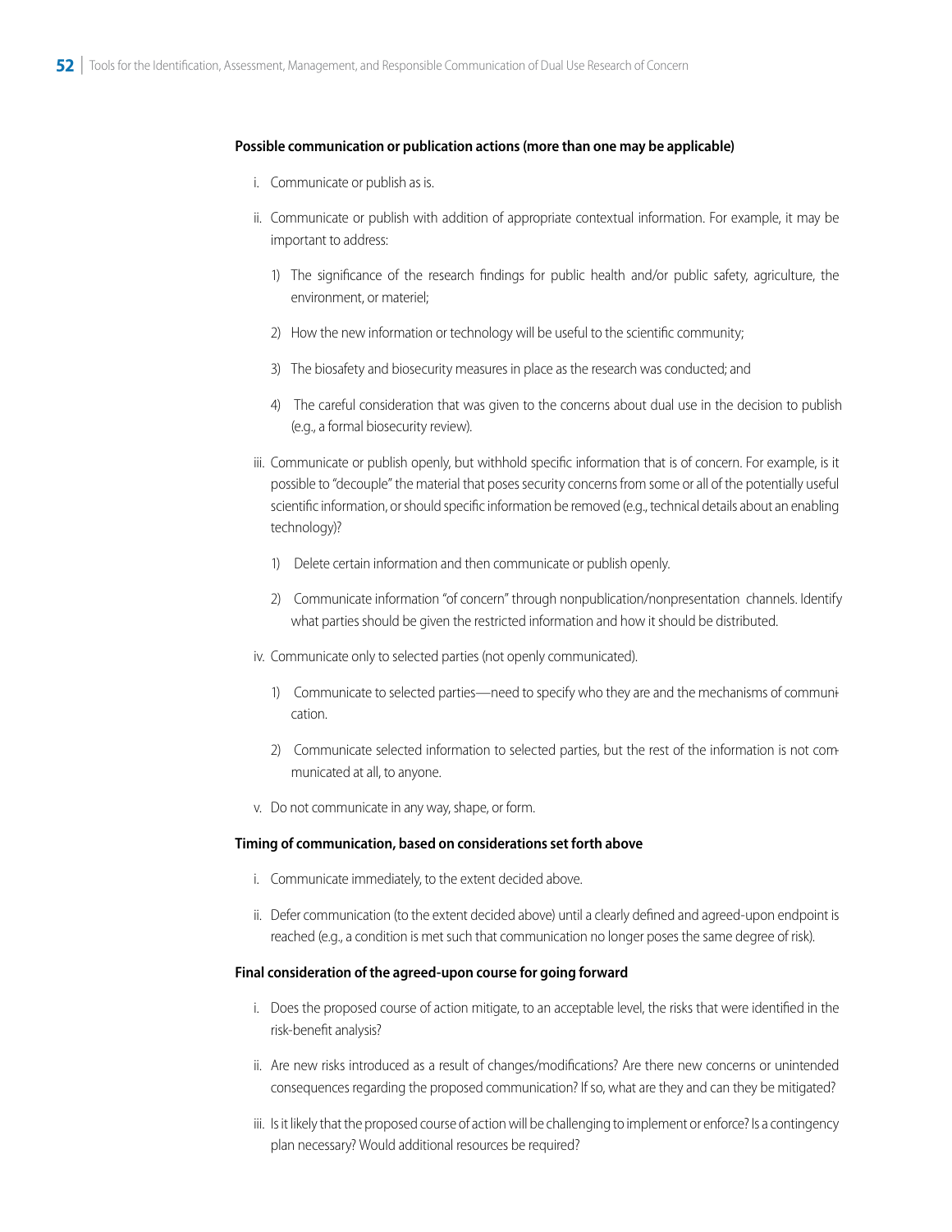**Possible communication or publication actions (more than one may be applicable)**

i. Communicate or publish as is.

ii. Communicate or publish with addition of appropriate contextual information. For example, it may be important to address:

   1) The significance of the research findings for public health and/or public safety, agriculture, the environment, or materiel;

   2) How the new information or technology will be useful to the scientific community;

   3) The biosafety and biosecurity measures in place as the research was conducted; and

   4) The careful consideration that was given to the concerns about dual use in the decision to publish (e.g., a formal biosecurity review).

iii. Communicate or publish openly, but withhold specific information that is of concern. For example, is it possible to "decouple" the material that poses security concerns from some or all of the potentially useful scientific information, or should specific information be removed (e.g., technical details about an enabling technology)?

   1) Delete certain information and then communicate or publish openly.

   2) Communicate information "of concern" through nonpublication/nonpresentation channels. Identify what parties should be given the restricted information and how it should be distributed.

iv. Communicate only to selected parties (not openly communicated).

   1) Communicate to selected parties—need to specify who they are and the mechanisms of communication.

   2) Communicate selected information to selected parties, but the rest of the information is not communicated at all, to anyone.

v. Do not communicate in any way, shape, or form.

**Timing of communication, based on considerations set forth above**

i. Communicate immediately, to the extent decided above.

ii. Defer communication (to the extent decided above) until a clearly defined and agreed-upon endpoint is reached (e.g., a condition is met such that communication no longer poses the same degree of risk).

**Final consideration of the agreed-upon course for going forward**

i. Does the proposed course of action mitigate, to an acceptable level, the risks that were identified in the risk-benefit analysis?

ii. Are new risks introduced as a result of changes/modifications? Are there new concerns or unintended consequences regarding the proposed communication? If so, what are they and can they be mitigated?

iii. Is it likely that the proposed course of action will be challenging to implement or enforce? Is a contingency plan necessary? Would additional resources be required?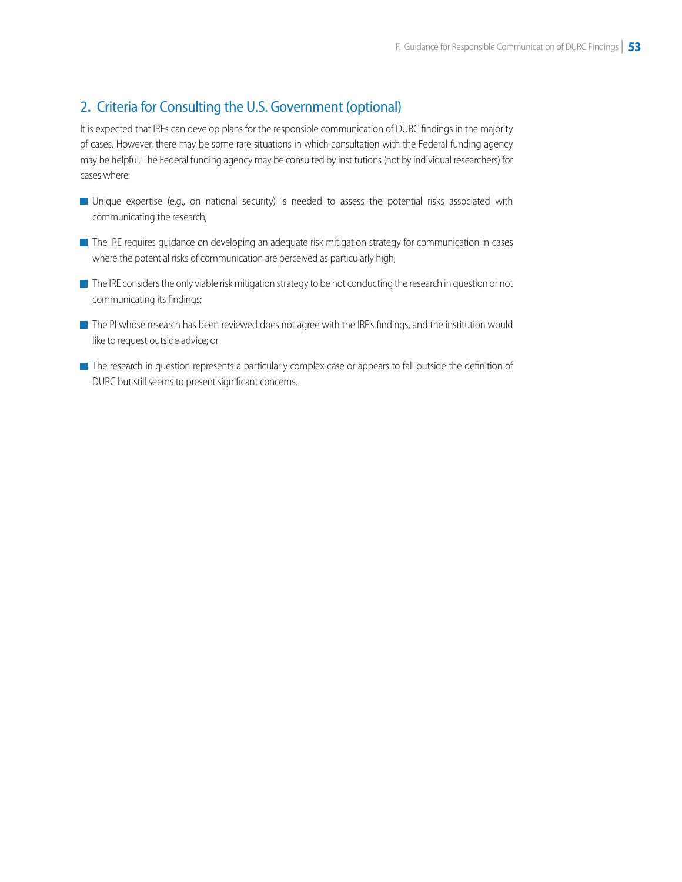## 2. Criteria for Consulting the U.S. Government (optional)

It is expected that IREs can develop plans for the responsible communication of DURC findings in the majority of cases. However, there may be some rare situations in which consultation with the Federal funding agency may be helpful. The Federal funding agency may be consulted by institutions (not by individual researchers) for cases where:

- Unique expertise (e.g., on national security) is needed to assess the potential risks associated with communicating the research;
- The IRE requires guidance on developing an adequate risk mitigation strategy for communication in cases where the potential risks of communication are perceived as particularly high;
- The IRE considers the only viable risk mitigation strategy to be not conducting the research in question or not communicating its findings;
- The PI whose research has been reviewed does not agree with the IRE's findings, and the institution would like to request outside advice; or
- The research in question represents a particularly complex case or appears to fall outside the definition of DURC but still seems to present significant concerns.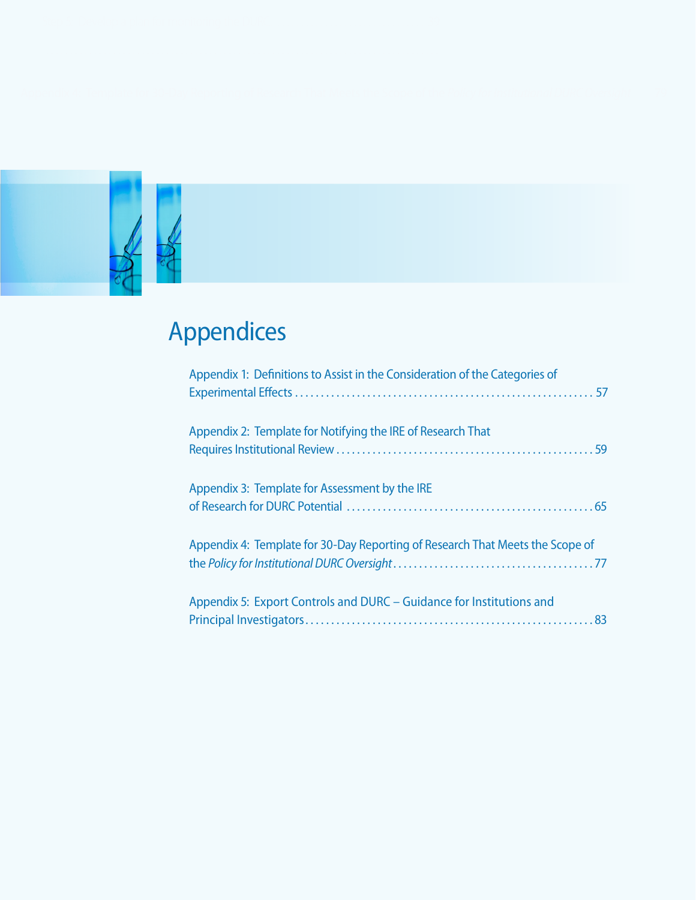# Appendices

Appendix 1: Definitions to Assist in the Consideration of the Categories of Experimental Effects . . . . . 57

Appendix 2: Template for Notifying the IRE of Research That Requires Institutional Review . . . . . 59

Appendix 3: Template for Assessment by the IRE of Research for DURC Potential . . . . . 65

Appendix 4: Template for 30-Day Reporting of Research That Meets the Scope of the *Policy for Institutional DURC Oversight* . . . . . 77

Appendix 5: Export Controls and DURC – Guidance for Institutions and Principal Investigators . . . . . 83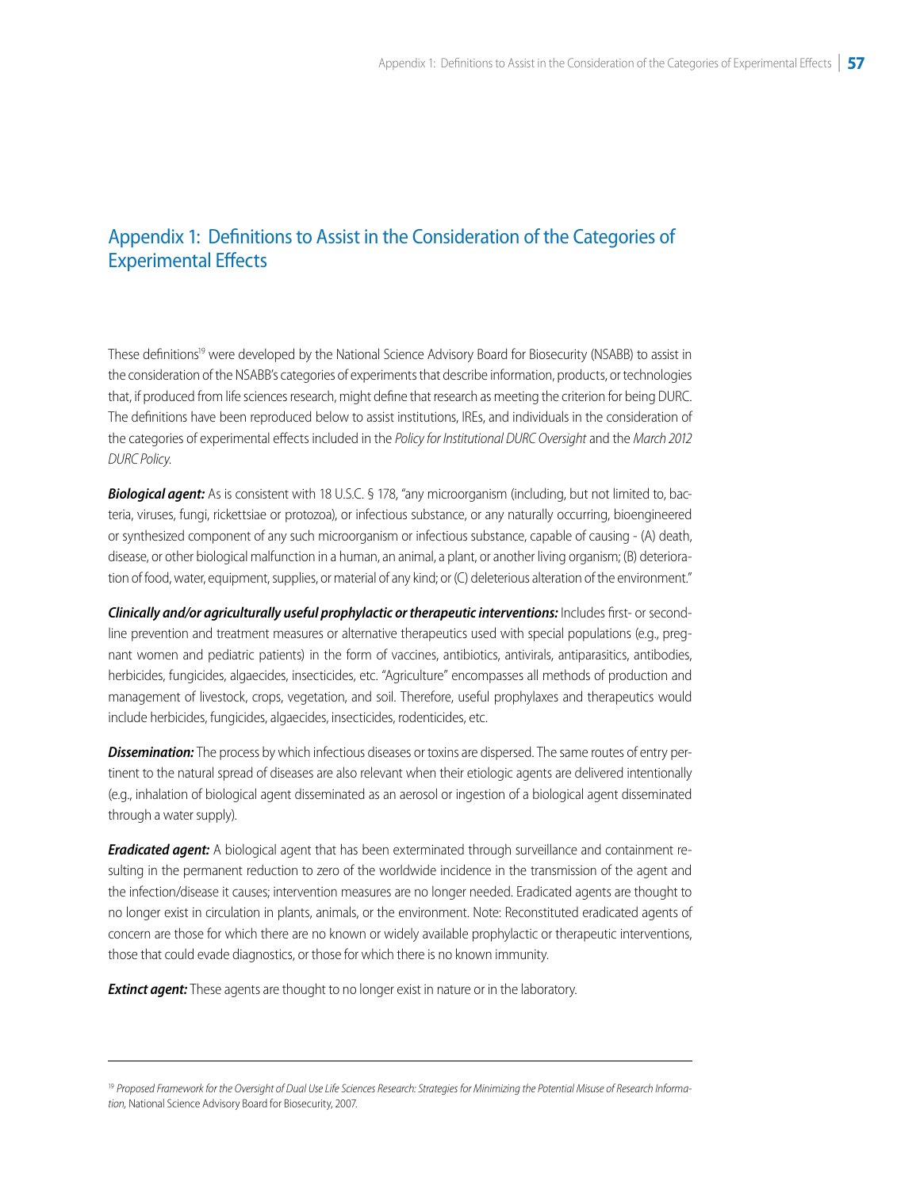# Appendix 1: Definitions to Assist in the Consideration of the Categories of Experimental Effects

These definitions[19] were developed by the National Science Advisory Board for Biosecurity (NSABB) to assist in the consideration of the NSABB's categories of experiments that describe information, products, or technologies that, if produced from life sciences research, might define that research as meeting the criterion for being DURC. The definitions have been reproduced below to assist institutions, IREs, and individuals in the consideration of the categories of experimental effects included in the *Policy for Institutional DURC Oversight* and the *March 2012 DURC Policy.*

***Biological agent:*** As is consistent with 18 U.S.C. § 178, "any microorganism (including, but not limited to, bacteria, viruses, fungi, rickettsiae or protozoa), or infectious substance, or any naturally occurring, bioengineered or synthesized component of any such microorganism or infectious substance, capable of causing - (A) death, disease, or other biological malfunction in a human, an animal, a plant, or another living organism; (B) deterioration of food, water, equipment, supplies, or material of any kind; or (C) deleterious alteration of the environment."

***Clinically and/or agriculturally useful prophylactic or therapeutic interventions:*** Includes first- or second-line prevention and treatment measures or alternative therapeutics used with special populations (e.g., pregnant women and pediatric patients) in the form of vaccines, antibiotics, antivirals, antiparasitics, antibodies, herbicides, fungicides, algaecides, insecticides, etc. "Agriculture" encompasses all methods of production and management of livestock, crops, vegetation, and soil. Therefore, useful prophylaxes and therapeutics would include herbicides, fungicides, algaecides, insecticides, rodenticides, etc.

***Dissemination:*** The process by which infectious diseases or toxins are dispersed. The same routes of entry pertinent to the natural spread of diseases are also relevant when their etiologic agents are delivered intentionally (e.g., inhalation of biological agent disseminated as an aerosol or ingestion of a biological agent disseminated through a water supply).

***Eradicated agent:*** A biological agent that has been exterminated through surveillance and containment resulting in the permanent reduction to zero of the worldwide incidence in the transmission of the agent and the infection/disease it causes; intervention measures are no longer needed. Eradicated agents are thought to no longer exist in circulation in plants, animals, or the environment. Note: Reconstituted eradicated agents of concern are those for which there are no known or widely available prophylactic or therapeutic interventions, those that could evade diagnostics, or those for which there is no known immunity.

***Extinct agent:*** These agents are thought to no longer exist in nature or in the laboratory.

---

[19] *Proposed Framework for the Oversight of Dual Use Life Sciences Research: Strategies for Minimizing the Potential Misuse of Research Information,* National Science Advisory Board for Biosecurity, 2007.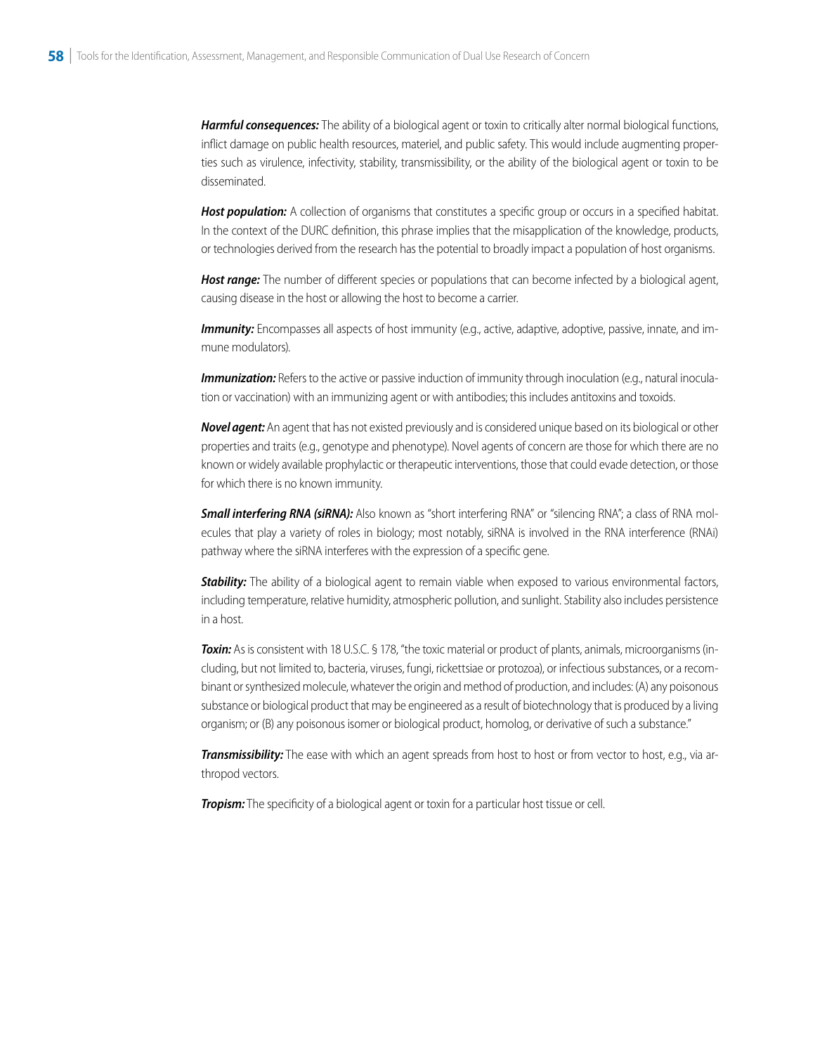***Harmful consequences:*** The ability of a biological agent or toxin to critically alter normal biological functions, inflict damage on public health resources, materiel, and public safety. This would include augmenting properties such as virulence, infectivity, stability, transmissibility, or the ability of the biological agent or toxin to be disseminated.

***Host population:*** A collection of organisms that constitutes a specific group or occurs in a specified habitat. In the context of the DURC definition, this phrase implies that the misapplication of the knowledge, products, or technologies derived from the research has the potential to broadly impact a population of host organisms.

***Host range:*** The number of different species or populations that can become infected by a biological agent, causing disease in the host or allowing the host to become a carrier.

***Immunity:*** Encompasses all aspects of host immunity (e.g., active, adaptive, adoptive, passive, innate, and immune modulators).

***Immunization:*** Refers to the active or passive induction of immunity through inoculation (e.g., natural inoculation or vaccination) with an immunizing agent or with antibodies; this includes antitoxins and toxoids.

***Novel agent:*** An agent that has not existed previously and is considered unique based on its biological or other properties and traits (e.g., genotype and phenotype). Novel agents of concern are those for which there are no known or widely available prophylactic or therapeutic interventions, those that could evade detection, or those for which there is no known immunity.

***Small interfering RNA (siRNA):*** Also known as "short interfering RNA" or "silencing RNA"; a class of RNA molecules that play a variety of roles in biology; most notably, siRNA is involved in the RNA interference (RNAi) pathway where the siRNA interferes with the expression of a specific gene.

***Stability:*** The ability of a biological agent to remain viable when exposed to various environmental factors, including temperature, relative humidity, atmospheric pollution, and sunlight. Stability also includes persistence in a host.

***Toxin:*** As is consistent with 18 U.S.C. § 178, "the toxic material or product of plants, animals, microorganisms (including, but not limited to, bacteria, viruses, fungi, rickettsiae or protozoa), or infectious substances, or a recombinant or synthesized molecule, whatever the origin and method of production, and includes: (A) any poisonous substance or biological product that may be engineered as a result of biotechnology that is produced by a living organism; or (B) any poisonous isomer or biological product, homolog, or derivative of such a substance."

***Transmissibility:*** The ease with which an agent spreads from host to host or from vector to host, e.g., via arthropod vectors.

***Tropism:*** The specificity of a biological agent or toxin for a particular host tissue or cell.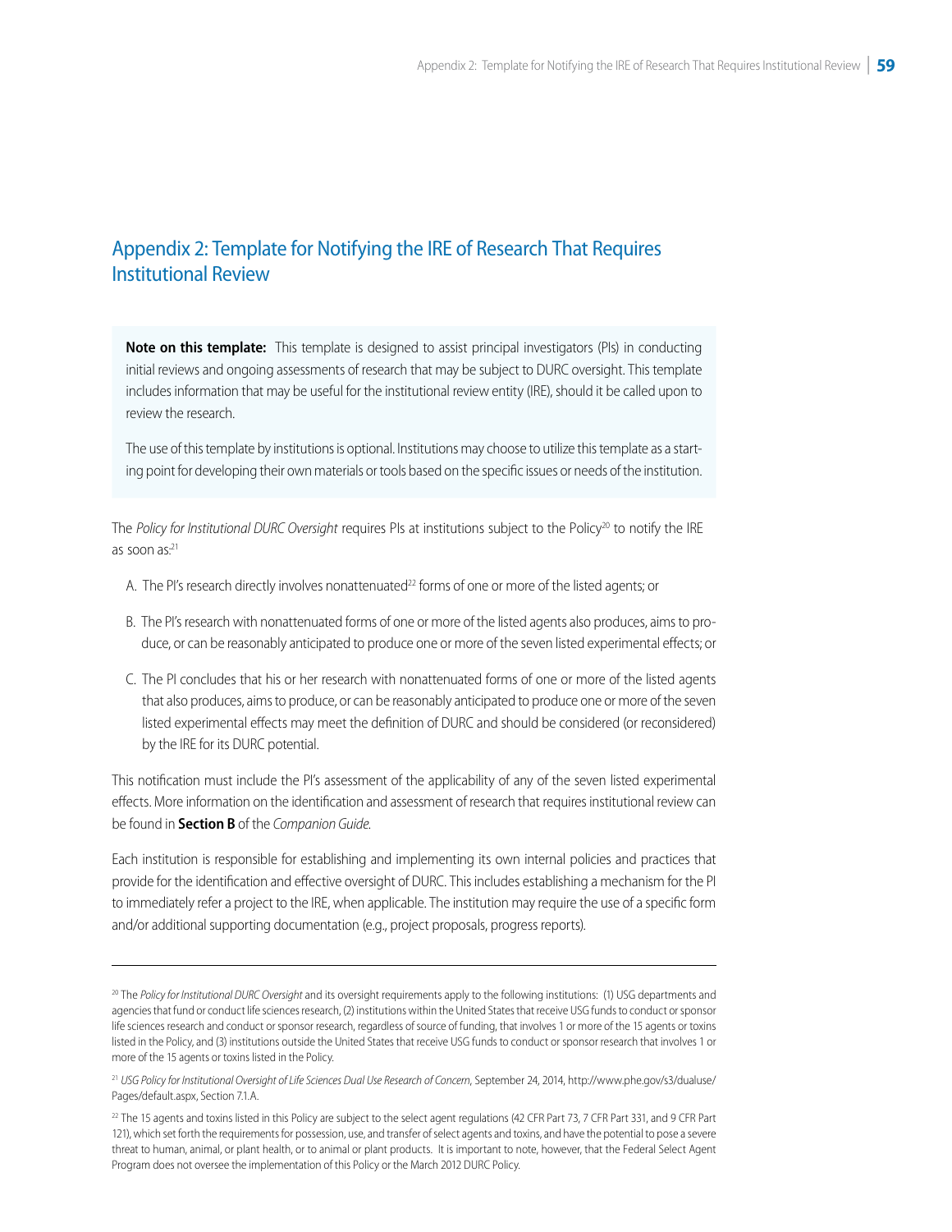# Appendix 2: Template for Notifying the IRE of Research That Requires Institutional Review

**Note on this template:** This template is designed to assist principal investigators (PIs) in conducting initial reviews and ongoing assessments of research that may be subject to DURC oversight. This template includes information that may be useful for the institutional review entity (IRE), should it be called upon to review the research.

The use of this template by institutions is optional. Institutions may choose to utilize this template as a starting point for developing their own materials or tools based on the specific issues or needs of the institution.

The *Policy for Institutional DURC Oversight* requires PIs at institutions subject to the Policy[20] to notify the IRE as soon as:[21]

A. The PI's research directly involves nonattenuated[22] forms of one or more of the listed agents; or

B. The PI's research with nonattenuated forms of one or more of the listed agents also produces, aims to produce, or can be reasonably anticipated to produce one or more of the seven listed experimental effects; or

C. The PI concludes that his or her research with nonattenuated forms of one or more of the listed agents that also produces, aims to produce, or can be reasonably anticipated to produce one or more of the seven listed experimental effects may meet the definition of DURC and should be considered (or reconsidered) by the IRE for its DURC potential.

This notification must include the PI's assessment of the applicability of any of the seven listed experimental effects. More information on the identification and assessment of research that requires institutional review can be found in **Section B** of the *Companion Guide.*

Each institution is responsible for establishing and implementing its own internal policies and practices that provide for the identification and effective oversight of DURC. This includes establishing a mechanism for the PI to immediately refer a project to the IRE, when applicable. The institution may require the use of a specific form and/or additional supporting documentation (e.g., project proposals, progress reports).

---

[20] The *Policy for Institutional DURC Oversight* and its oversight requirements apply to the following institutions: (1) USG departments and agencies that fund or conduct life sciences research, (2) institutions within the United States that receive USG funds to conduct or sponsor life sciences research and conduct or sponsor research, regardless of source of funding, that involves 1 or more of the 15 agents or toxins listed in the Policy, and (3) institutions outside the United States that receive USG funds to conduct or sponsor research that involves 1 or more of the 15 agents or toxins listed in the Policy.

[21] *USG Policy for Institutional Oversight of Life Sciences Dual Use Research of Concern,* September 24, 2014, http://www.phe.gov/s3/dualuse/Pages/default.aspx, Section 7.1.A.

[22] The 15 agents and toxins listed in this Policy are subject to the select agent regulations (42 CFR Part 73, 7 CFR Part 331, and 9 CFR Part 121), which set forth the requirements for possession, use, and transfer of select agents and toxins, and have the potential to pose a severe threat to human, animal, or plant health, or to animal or plant products. It is important to note, however, that the Federal Select Agent Program does not oversee the implementation of this Policy or the March 2012 DURC Policy.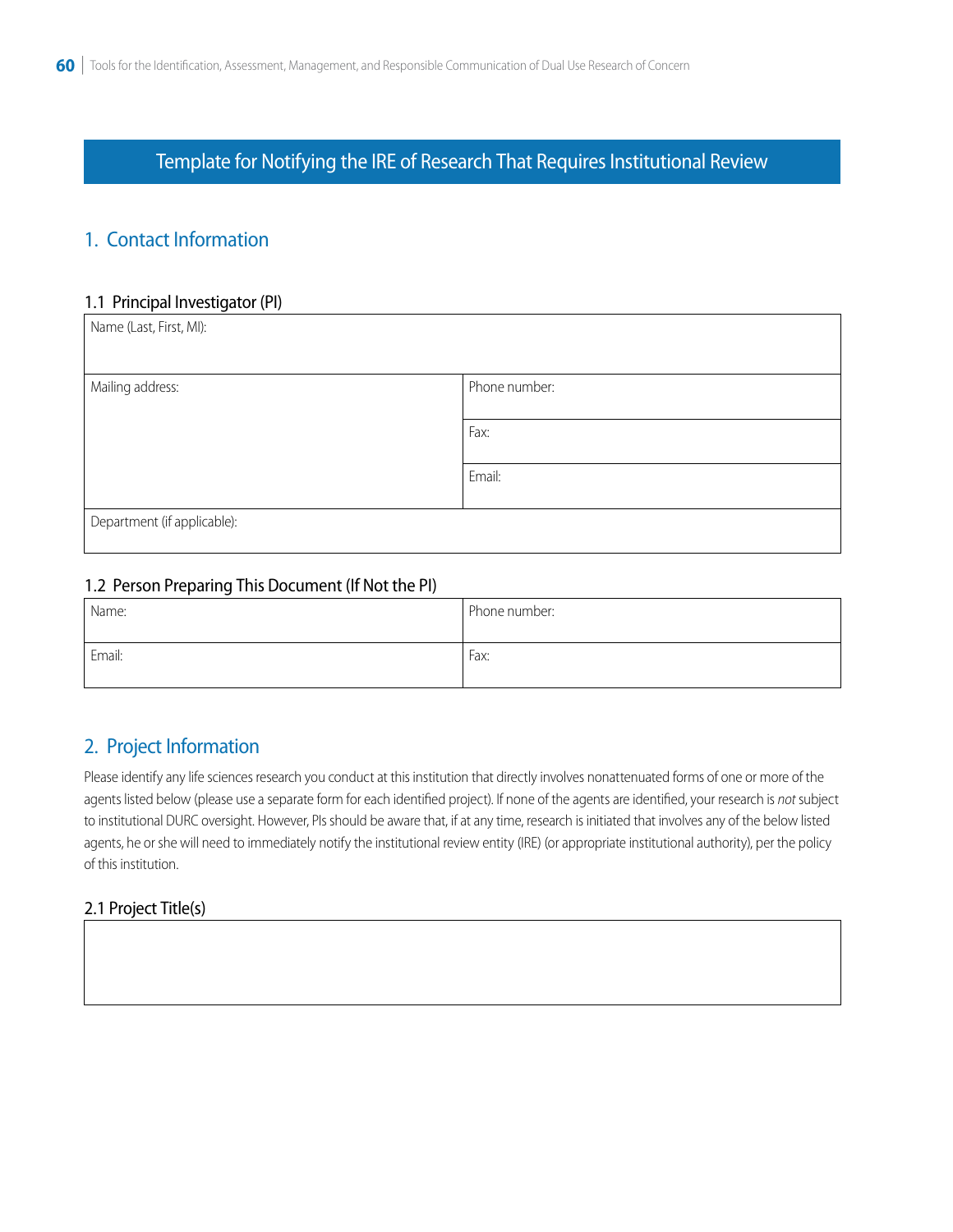# Template for Notifying the IRE of Research That Requires Institutional Review

## 1. Contact Information

### 1.1 Principal Investigator (PI)

| Name (Last, First, MI): | |
|---|---|
| Mailing address: | Phone number: |
| | Fax: |
| | Email: |
| Department (if applicable): | |

### 1.2 Person Preparing This Document (If Not the PI)

| Name: | Phone number: |
|---|---|
| Email: | Fax: |

## 2. Project Information

Please identify any life sciences research you conduct at this institution that directly involves nonattenuated forms of one or more of the agents listed below (please use a separate form for each identified project). If none of the agents are identified, your research is *not* subject to institutional DURC oversight. However, PIs should be aware that, if at any time, research is initiated that involves any of the below listed agents, he or she will need to immediately notify the institutional review entity (IRE) (or appropriate institutional authority), per the policy of this institution.

### 2.1 Project Title(s)

| |
|---|
| |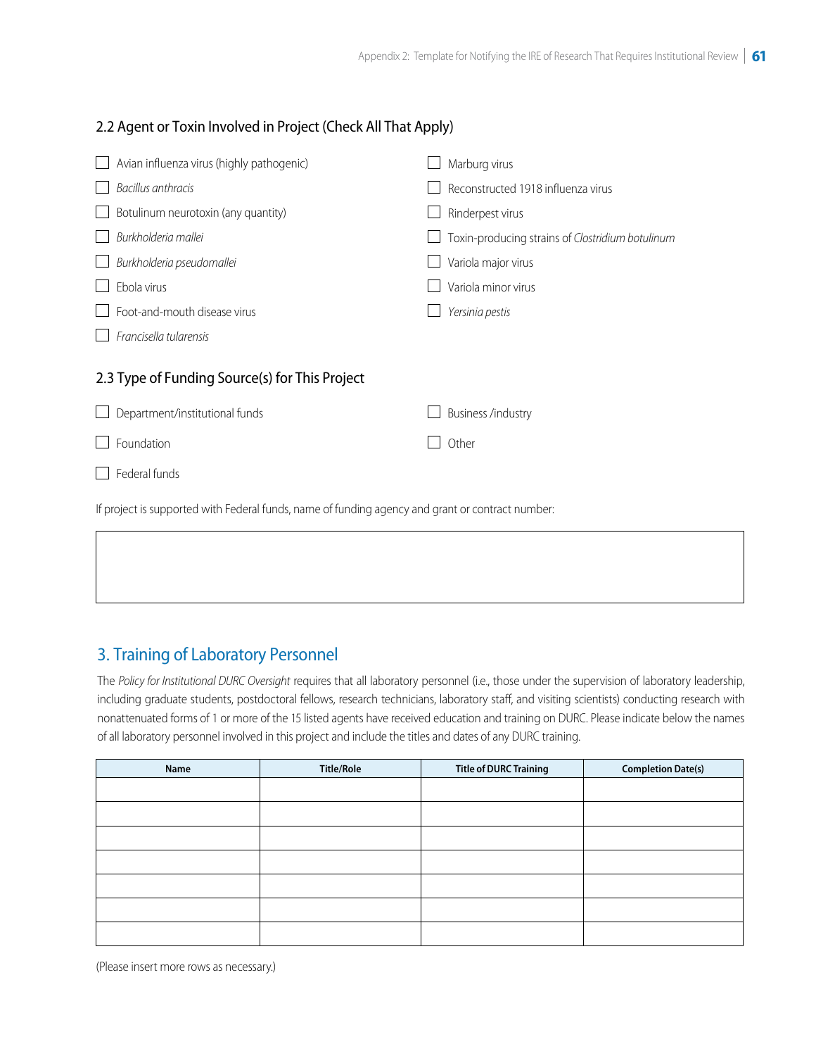## 2.2 Agent or Toxin Involved in Project (Check All That Apply)

- ☐ Avian influenza virus (highly pathogenic)
- ☐ *Bacillus anthracis*
- ☐ Botulinum neurotoxin (any quantity)
- ☐ *Burkholderia mallei*
- ☐ *Burkholderia pseudomallei*
- ☐ Ebola virus
- ☐ Foot-and-mouth disease virus
- ☐ *Francisella tularensis*
- ☐ Marburg virus
- ☐ Reconstructed 1918 influenza virus
- ☐ Rinderpest virus
- ☐ Toxin-producing strains of *Clostridium botulinum*
- ☐ Variola major virus
- ☐ Variola minor virus
- ☐ *Yersinia pestis*

## 2.3 Type of Funding Source(s) for This Project

- ☐ Department/institutional funds
- ☐ Foundation
- ☐ Federal funds
- ☐ Business /industry
- ☐ Other

If project is supported with Federal funds, name of funding agency and grant or contract number:

| |
|---|
| |

## 3. Training of Laboratory Personnel

The *Policy for Institutional DURC Oversight* requires that all laboratory personnel (i.e., those under the supervision of laboratory leadership, including graduate students, postdoctoral fellows, research technicians, laboratory staff, and visiting scientists) conducting research with nonattenuated forms of 1 or more of the 15 listed agents have received education and training on DURC. Please indicate below the names of all laboratory personnel involved in this project and include the titles and dates of any DURC training.

| Name | Title/Role | Title of DURC Training | Completion Date(s) |
|---|---|---|---|
| | | | |
| | | | |
| | | | |
| | | | |
| | | | |
| | | | |
| | | | |

(Please insert more rows as necessary.)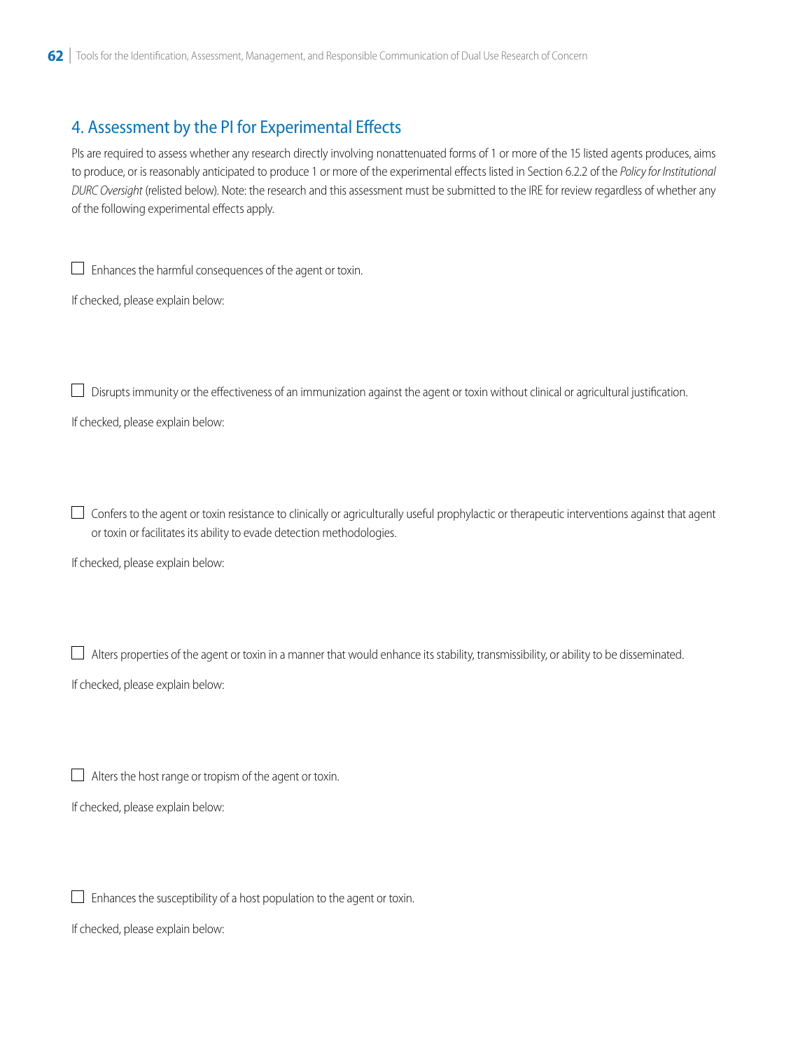## 4. Assessment by the PI for Experimental Effects

PIs are required to assess whether any research directly involving nonattenuated forms of 1 or more of the 15 listed agents produces, aims to produce, or is reasonably anticipated to produce 1 or more of the experimental effects listed in Section 6.2.2 of the *Policy for Institutional DURC Oversight* (relisted below). Note: the research and this assessment must be submitted to the IRE for review regardless of whether any of the following experimental effects apply.

☐ Enhances the harmful consequences of the agent or toxin.

If checked, please explain below:

☐ Disrupts immunity or the effectiveness of an immunization against the agent or toxin without clinical or agricultural justification.

If checked, please explain below:

☐ Confers to the agent or toxin resistance to clinically or agriculturally useful prophylactic or therapeutic interventions against that agent or toxin or facilitates its ability to evade detection methodologies.

If checked, please explain below:

☐ Alters properties of the agent or toxin in a manner that would enhance its stability, transmissibility, or ability to be disseminated.

If checked, please explain below:

☐ Alters the host range or tropism of the agent or toxin.

If checked, please explain below:

☐ Enhances the susceptibility of a host population to the agent or toxin.

If checked, please explain below: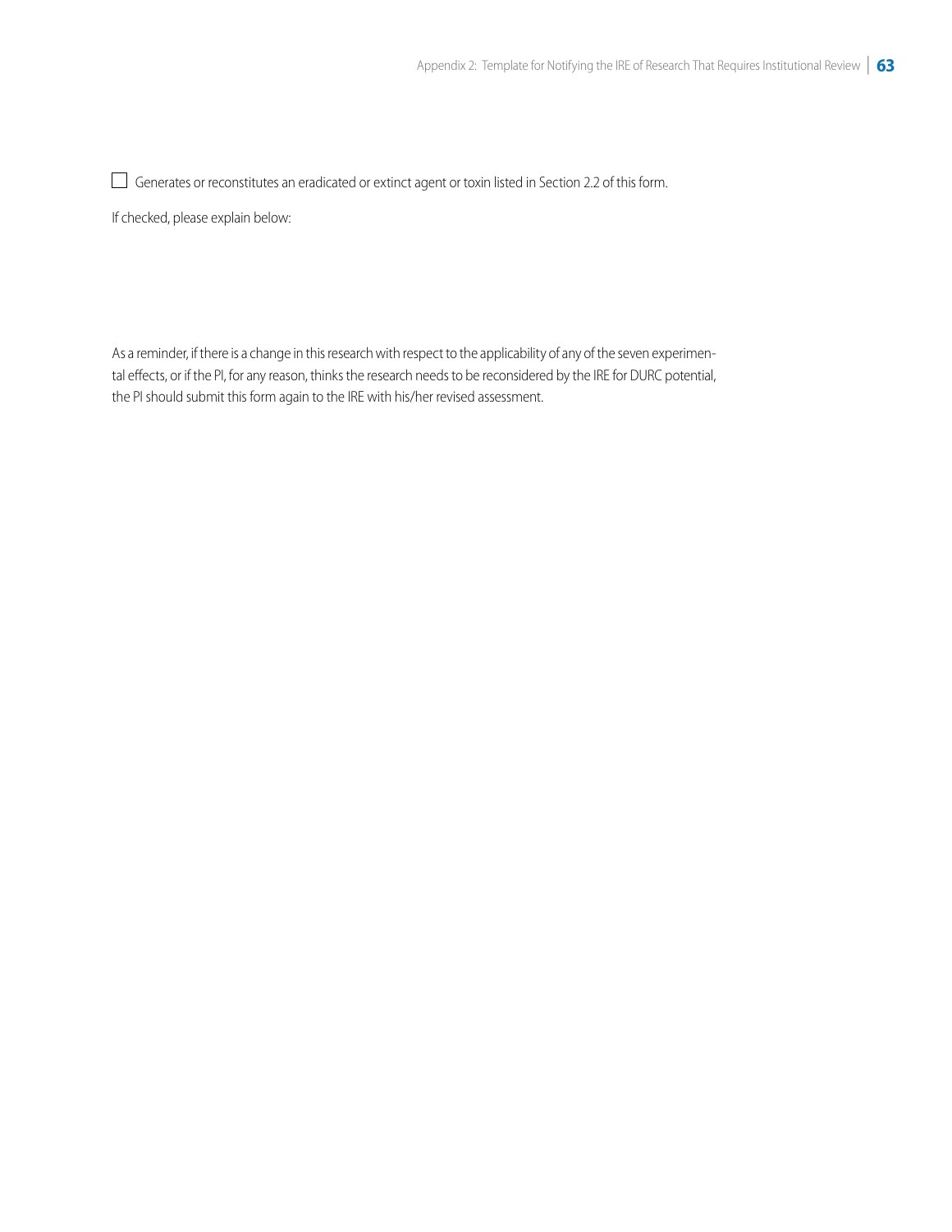☐ Generates or reconstitutes an eradicated or extinct agent or toxin listed in Section 2.2 of this form.

If checked, please explain below:

As a reminder, if there is a change in this research with respect to the applicability of any of the seven experimental effects, or if the PI, for any reason, thinks the research needs to be reconsidered by the IRE for DURC potential, the PI should submit this form again to the IRE with his/her revised assessment.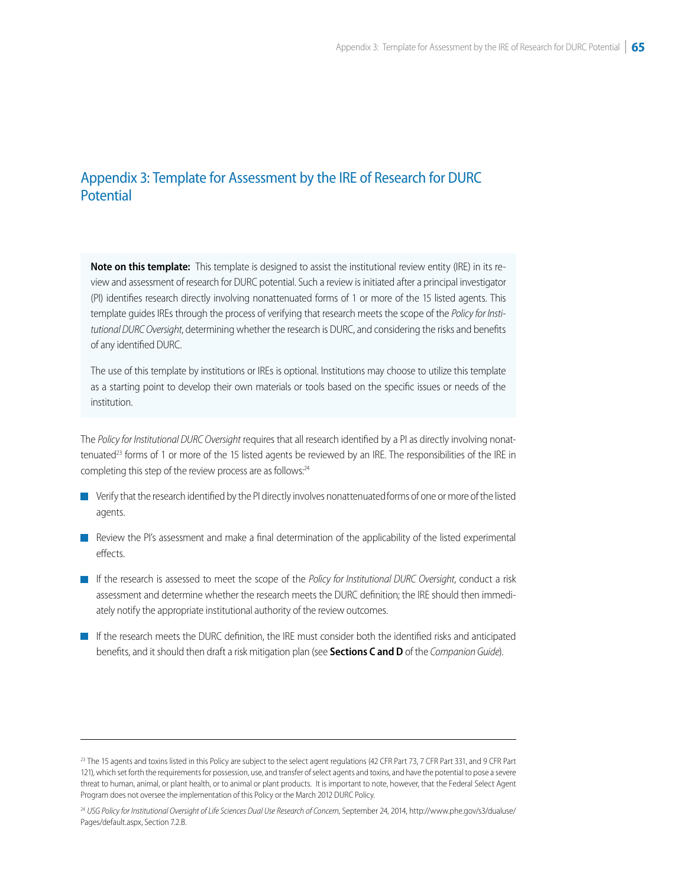# Appendix 3: Template for Assessment by the IRE of Research for DURC Potential

**Note on this template:** This template is designed to assist the institutional review entity (IRE) in its review and assessment of research for DURC potential. Such a review is initiated after a principal investigator (PI) identifies research directly involving nonattenuated forms of 1 or more of the 15 listed agents. This template guides IREs through the process of verifying that research meets the scope of the *Policy for Institutional DURC Oversight*, determining whether the research is DURC, and considering the risks and benefits of any identified DURC.

The use of this template by institutions or IREs is optional. Institutions may choose to utilize this template as a starting point to develop their own materials or tools based on the specific issues or needs of the institution.

The *Policy for Institutional DURC Oversight* requires that all research identified by a PI as directly involving nonattenuated[23] forms of 1 or more of the 15 listed agents be reviewed by an IRE. The responsibilities of the IRE in completing this step of the review process are as follows:[24]

- Verify that the research identified by the PI directly involves nonattenuated forms of one or more of the listed agents.
- Review the PI's assessment and make a final determination of the applicability of the listed experimental effects.
- If the research is assessed to meet the scope of the *Policy for Institutional DURC Oversight*, conduct a risk assessment and determine whether the research meets the DURC definition; the IRE should then immediately notify the appropriate institutional authority of the review outcomes.
- If the research meets the DURC definition, the IRE must consider both the identified risks and anticipated benefits, and it should then draft a risk mitigation plan (see **Sections C and D** of the *Companion Guide*).

---

[23] The 15 agents and toxins listed in this Policy are subject to the select agent regulations (42 CFR Part 73, 7 CFR Part 331, and 9 CFR Part 121), which set forth the requirements for possession, use, and transfer of select agents and toxins, and have the potential to pose a severe threat to human, animal, or plant health, or to animal or plant products. It is important to note, however, that the Federal Select Agent Program does not oversee the implementation of this Policy or the March 2012 DURC Policy.

[24] *USG Policy for Institutional Oversight of Life Sciences Dual Use Research of Concern*, September 24, 2014, http://www.phe.gov/s3/dualuse/Pages/default.aspx, Section 7.2.B.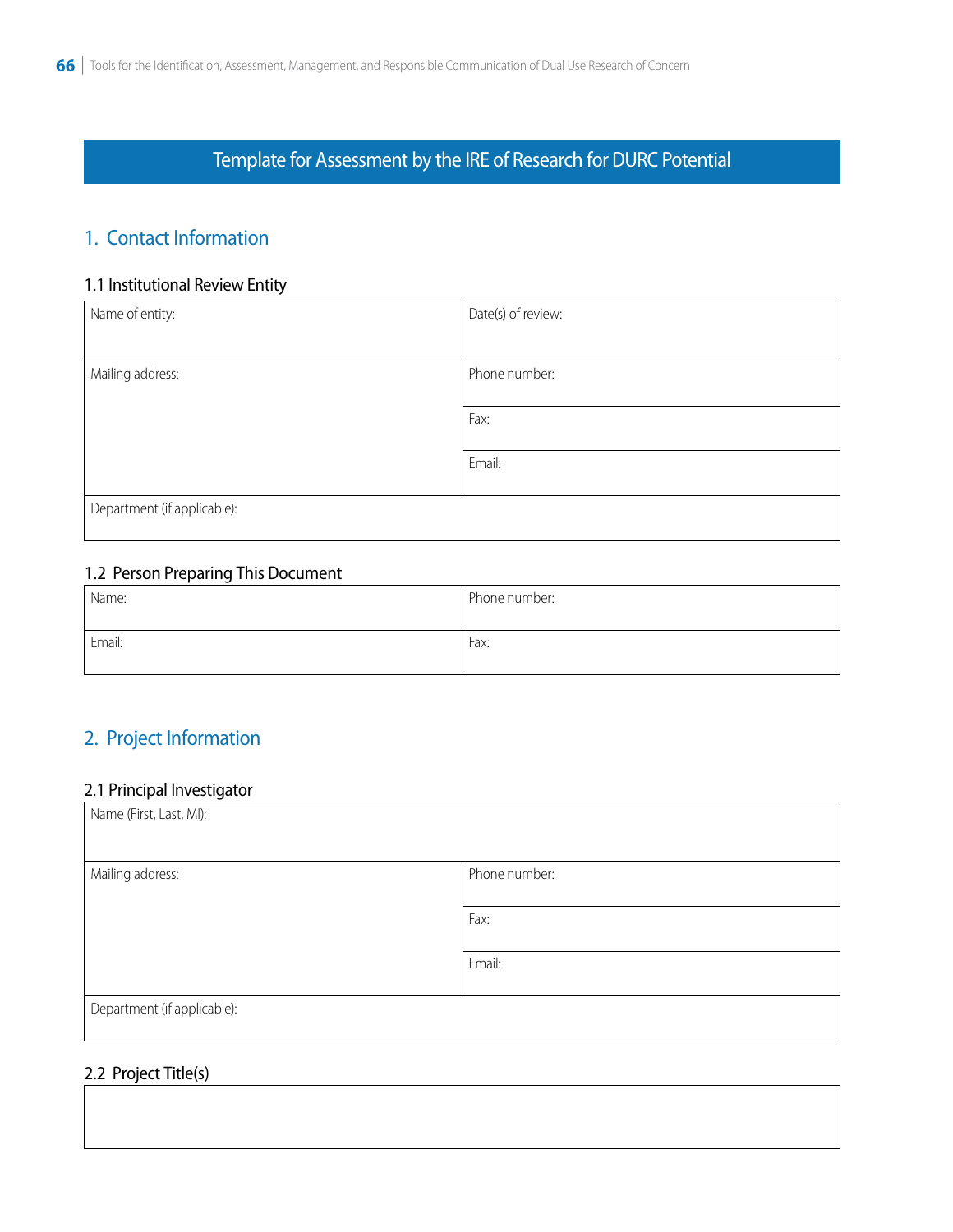# Template for Assessment by the IRE of Research for DURC Potential

## 1. Contact Information

### 1.1 Institutional Review Entity

| Name of entity: | Date(s) of review: |
|---|---|
| Mailing address: | Phone number: |
| | Fax: |
| | Email: |
| Department (if applicable): | |

### 1.2 Person Preparing This Document

| Name: | Phone number: |
|---|---|
| Email: | Fax: |

## 2. Project Information

### 2.1 Principal Investigator

| Name (First, Last, MI): | |
|---|---|
| Mailing address: | Phone number: |
| | Fax: |
| | Email: |
| Department (if applicable): | |

### 2.2 Project Title(s)

| |
|---|
| |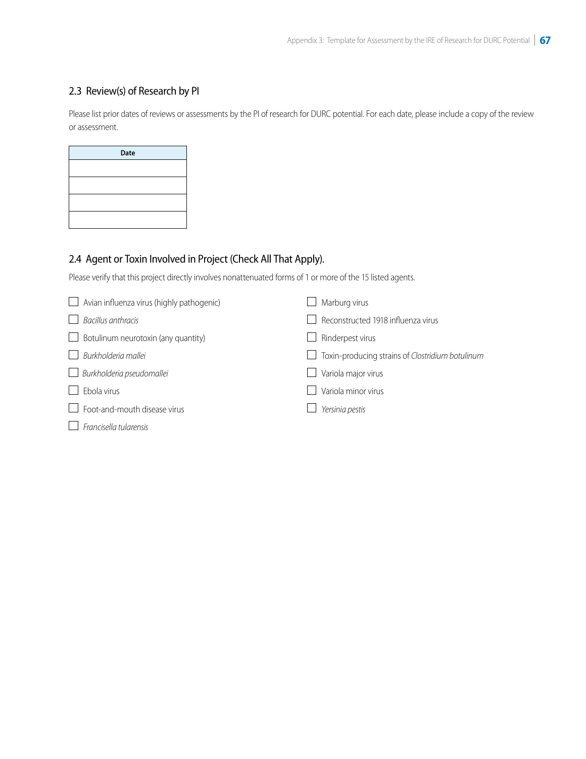## 2.3 Review(s) of Research by PI

Please list prior dates of reviews or assessments by the PI of research for DURC potential. For each date, please include a copy of the review or assessment.

| Date |
| --- |
| |
| |
| |
| |

## 2.4 Agent or Toxin Involved in Project (Check All That Apply).

Please verify that this project directly involves nonattenuated forms of 1 or more of the 15 listed agents.

- ☐ Avian influenza virus (highly pathogenic)
- ☐ *Bacillus anthracis*
- ☐ Botulinum neurotoxin (any quantity)
- ☐ *Burkholderia mallei*
- ☐ *Burkholderia pseudomallei*
- ☐ Ebola virus
- ☐ Foot-and-mouth disease virus
- ☐ *Francisella tularensis*
- ☐ Marburg virus
- ☐ Reconstructed 1918 influenza virus
- ☐ Rinderpest virus
- ☐ Toxin-producing strains of *Clostridium botulinum*
- ☐ Variola major virus
- ☐ Variola minor virus
- ☐ *Yersinia pestis*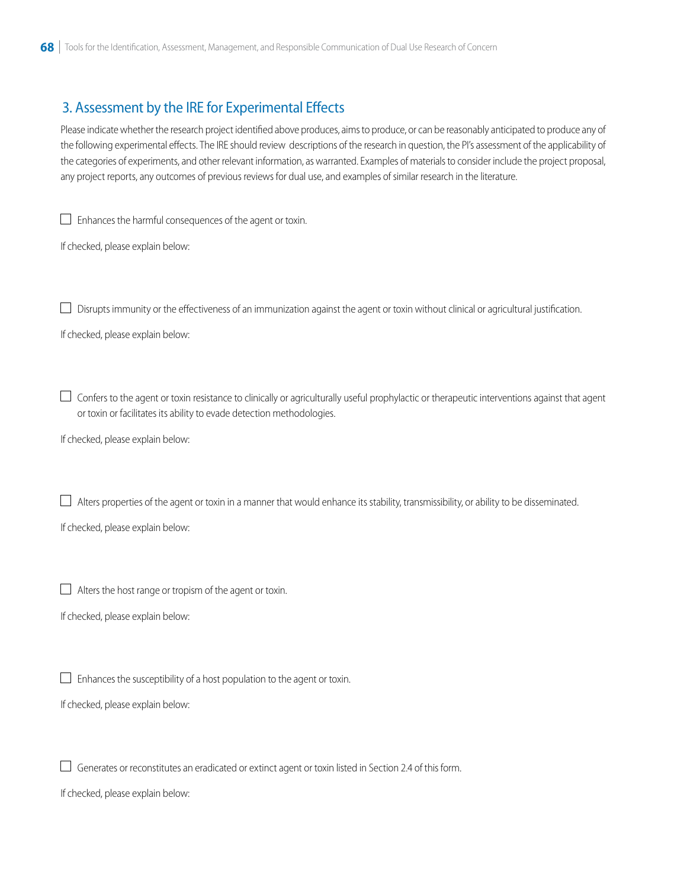## 3. Assessment by the IRE for Experimental Effects

Please indicate whether the research project identified above produces, aims to produce, or can be reasonably anticipated to produce any of the following experimental effects. The IRE should review descriptions of the research in question, the PI's assessment of the applicability of the categories of experiments, and other relevant information, as warranted. Examples of materials to consider include the project proposal, any project reports, any outcomes of previous reviews for dual use, and examples of similar research in the literature.

☐ Enhances the harmful consequences of the agent or toxin.

If checked, please explain below:

☐ Disrupts immunity or the effectiveness of an immunization against the agent or toxin without clinical or agricultural justification.

If checked, please explain below:

☐ Confers to the agent or toxin resistance to clinically or agriculturally useful prophylactic or therapeutic interventions against that agent or toxin or facilitates its ability to evade detection methodologies.

If checked, please explain below:

☐ Alters properties of the agent or toxin in a manner that would enhance its stability, transmissibility, or ability to be disseminated.

If checked, please explain below:

☐ Alters the host range or tropism of the agent or toxin.

If checked, please explain below:

☐ Enhances the susceptibility of a host population to the agent or toxin.

If checked, please explain below:

☐ Generates or reconstitutes an eradicated or extinct agent or toxin listed in Section 2.4 of this form.

If checked, please explain below: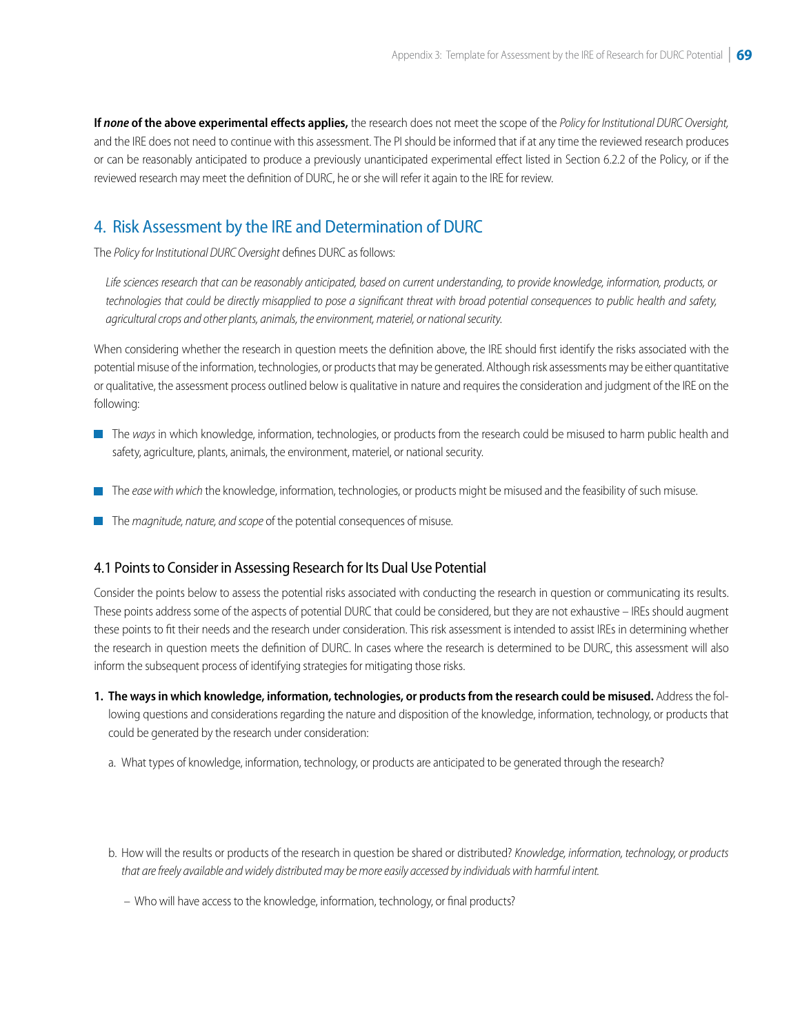**If *none* of the above experimental effects applies,** the research does not meet the scope of the *Policy for Institutional DURC Oversight,* and the IRE does not need to continue with this assessment. The PI should be informed that if at any time the reviewed research produces or can be reasonably anticipated to produce a previously unanticipated experimental effect listed in Section 6.2.2 of the Policy, or if the reviewed research may meet the definition of DURC, he or she will refer it again to the IRE for review.

## 4. Risk Assessment by the IRE and Determination of DURC

The *Policy for Institutional DURC Oversight* defines DURC as follows:

> *Life sciences research that can be reasonably anticipated, based on current understanding, to provide knowledge, information, products, or technologies that could be directly misapplied to pose a significant threat with broad potential consequences to public health and safety, agricultural crops and other plants, animals, the environment, materiel, or national security.*

When considering whether the research in question meets the definition above, the IRE should first identify the risks associated with the potential misuse of the information, technologies, or products that may be generated. Although risk assessments may be either quantitative or qualitative, the assessment process outlined below is qualitative in nature and requires the consideration and judgment of the IRE on the following:

- The *ways* in which knowledge, information, technologies, or products from the research could be misused to harm public health and safety, agriculture, plants, animals, the environment, materiel, or national security.
- The *ease with which* the knowledge, information, technologies, or products might be misused and the feasibility of such misuse.
- The *magnitude, nature, and scope* of the potential consequences of misuse.

### 4.1 Points to Consider in Assessing Research for Its Dual Use Potential

Consider the points below to assess the potential risks associated with conducting the research in question or communicating its results. These points address some of the aspects of potential DURC that could be considered, but they are not exhaustive – IREs should augment these points to fit their needs and the research under consideration. This risk assessment is intended to assist IREs in determining whether the research in question meets the definition of DURC. In cases where the research is determined to be DURC, this assessment will also inform the subsequent process of identifying strategies for mitigating those risks.

1. **The ways in which knowledge, information, technologies, or products from the research could be misused.** Address the following questions and considerations regarding the nature and disposition of the knowledge, information, technology, or products that could be generated by the research under consideration:

   a. What types of knowledge, information, technology, or products are anticipated to be generated through the research?

   b. How will the results or products of the research in question be shared or distributed? *Knowledge, information, technology, or products that are freely available and widely distributed may be more easily accessed by individuals with harmful intent.*

      – Who will have access to the knowledge, information, technology, or final products?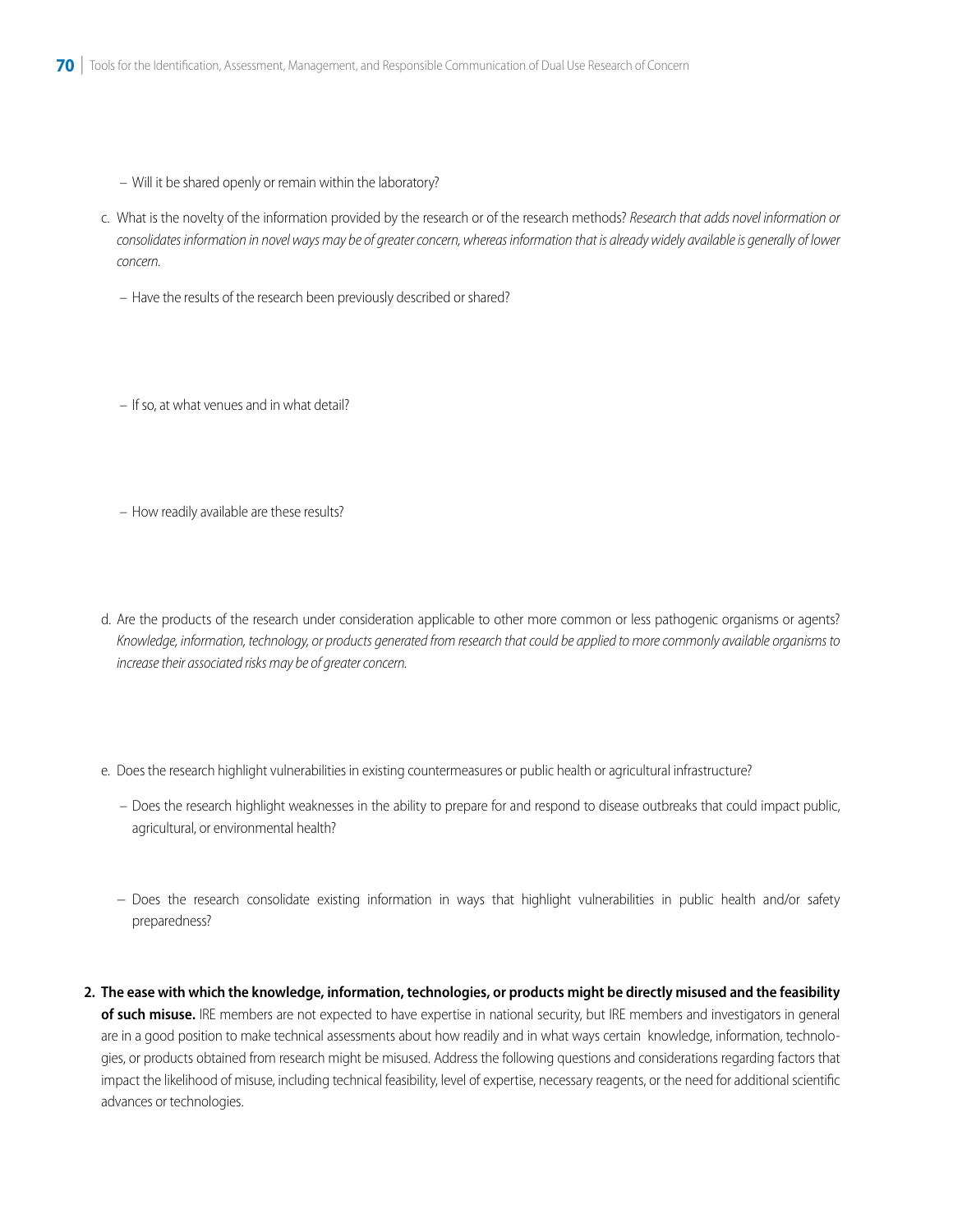- Will it be shared openly or remain within the laboratory?

c. What is the novelty of the information provided by the research or of the research methods? *Research that adds novel information or consolidates information in novel ways may be of greater concern, whereas information that is already widely available is generally of lower concern.*

  - Have the results of the research been previously described or shared?

  - If so, at what venues and in what detail?

  - How readily available are these results?

d. Are the products of the research under consideration applicable to other more common or less pathogenic organisms or agents? *Knowledge, information, technology, or products generated from research that could be applied to more commonly available organisms to increase their associated risks may be of greater concern.*

e. Does the research highlight vulnerabilities in existing countermeasures or public health or agricultural infrastructure?

  - Does the research highlight weaknesses in the ability to prepare for and respond to disease outbreaks that could impact public, agricultural, or environmental health?

  - Does the research consolidate existing information in ways that highlight vulnerabilities in public health and/or safety preparedness?

2. **The ease with which the knowledge, information, technologies, or products might be directly misused and the feasibility of such misuse.** IRE members are not expected to have expertise in national security, but IRE members and investigators in general are in a good position to make technical assessments about how readily and in what ways certain knowledge, information, technologies, or products obtained from research might be misused. Address the following questions and considerations regarding factors that impact the likelihood of misuse, including technical feasibility, level of expertise, necessary reagents, or the need for additional scientific advances or technologies.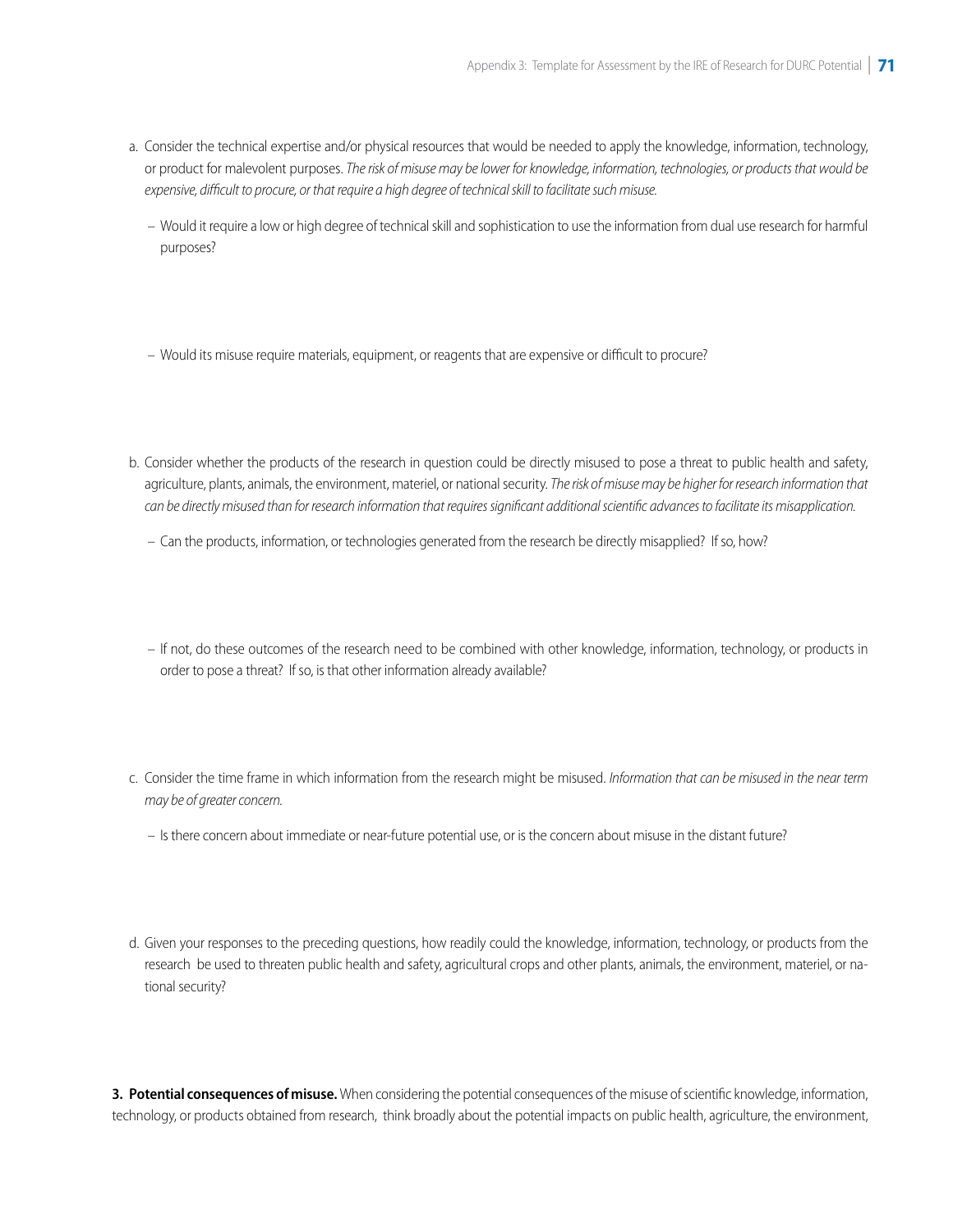a. Consider the technical expertise and/or physical resources that would be needed to apply the knowledge, information, technology, or product for malevolent purposes. *The risk of misuse may be lower for knowledge, information, technologies, or products that would be expensive, difficult to procure, or that require a high degree of technical skill to facilitate such misuse.*

   – Would it require a low or high degree of technical skill and sophistication to use the information from dual use research for harmful purposes?

   – Would its misuse require materials, equipment, or reagents that are expensive or difficult to procure?

b. Consider whether the products of the research in question could be directly misused to pose a threat to public health and safety, agriculture, plants, animals, the environment, materiel, or national security. *The risk of misuse may be higher for research information that can be directly misused than for research information that requires significant additional scientific advances to facilitate its misapplication.*

   – Can the products, information, or technologies generated from the research be directly misapplied? If so, how?

   – If not, do these outcomes of the research need to be combined with other knowledge, information, technology, or products in order to pose a threat? If so, is that other information already available?

c. Consider the time frame in which information from the research might be misused. *Information that can be misused in the near term may be of greater concern.*

   – Is there concern about immediate or near-future potential use, or is the concern about misuse in the distant future?

d. Given your responses to the preceding questions, how readily could the knowledge, information, technology, or products from the research be used to threaten public health and safety, agricultural crops and other plants, animals, the environment, materiel, or national security?

**3. Potential consequences of misuse.** When considering the potential consequences of the misuse of scientific knowledge, information, technology, or products obtained from research, think broadly about the potential impacts on public health, agriculture, the environment,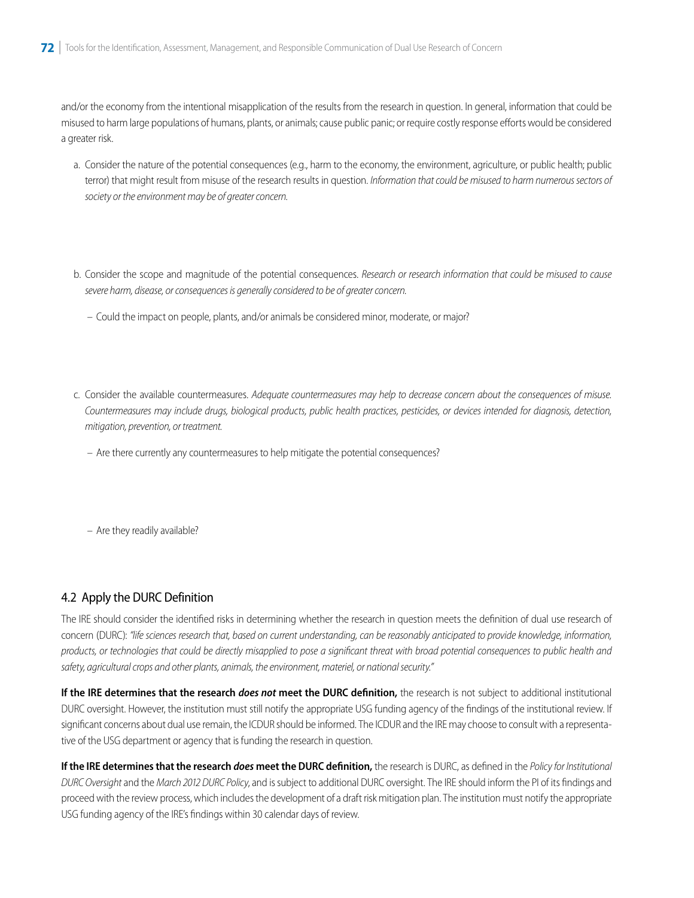and/or the economy from the intentional misapplication of the results from the research in question. In general, information that could be misused to harm large populations of humans, plants, or animals; cause public panic; or require costly response efforts would be considered a greater risk.

a. Consider the nature of the potential consequences (e.g., harm to the economy, the environment, agriculture, or public health; public terror) that might result from misuse of the research results in question. *Information that could be misused to harm numerous sectors of society or the environment may be of greater concern.*

b. Consider the scope and magnitude of the potential consequences. *Research or research information that could be misused to cause severe harm, disease, or consequences is generally considered to be of greater concern.*

   – Could the impact on people, plants, and/or animals be considered minor, moderate, or major?

c. Consider the available countermeasures. *Adequate countermeasures may help to decrease concern about the consequences of misuse. Countermeasures may include drugs, biological products, public health practices, pesticides, or devices intended for diagnosis, detection, mitigation, prevention, or treatment.*

   – Are there currently any countermeasures to help mitigate the potential consequences?

   – Are they readily available?

## 4.2 Apply the DURC Definition

The IRE should consider the identified risks in determining whether the research in question meets the definition of dual use research of concern (DURC): *"life sciences research that, based on current understanding, can be reasonably anticipated to provide knowledge, information, products, or technologies that could be directly misapplied to pose a significant threat with broad potential consequences to public health and safety, agricultural crops and other plants, animals, the environment, materiel, or national security."*

**If the IRE determines that the research *does not* meet the DURC definition,** the research is not subject to additional institutional DURC oversight. However, the institution must still notify the appropriate USG funding agency of the findings of the institutional review. If significant concerns about dual use remain, the ICDUR should be informed. The ICDUR and the IRE may choose to consult with a representative of the USG department or agency that is funding the research in question.

**If the IRE determines that the research *does* meet the DURC definition,** the research is DURC, as defined in the *Policy for Institutional DURC Oversight* and the *March 2012 DURC Policy*, and is subject to additional DURC oversight. The IRE should inform the PI of its findings and proceed with the review process, which includes the development of a draft risk mitigation plan. The institution must notify the appropriate USG funding agency of the IRE's findings within 30 calendar days of review.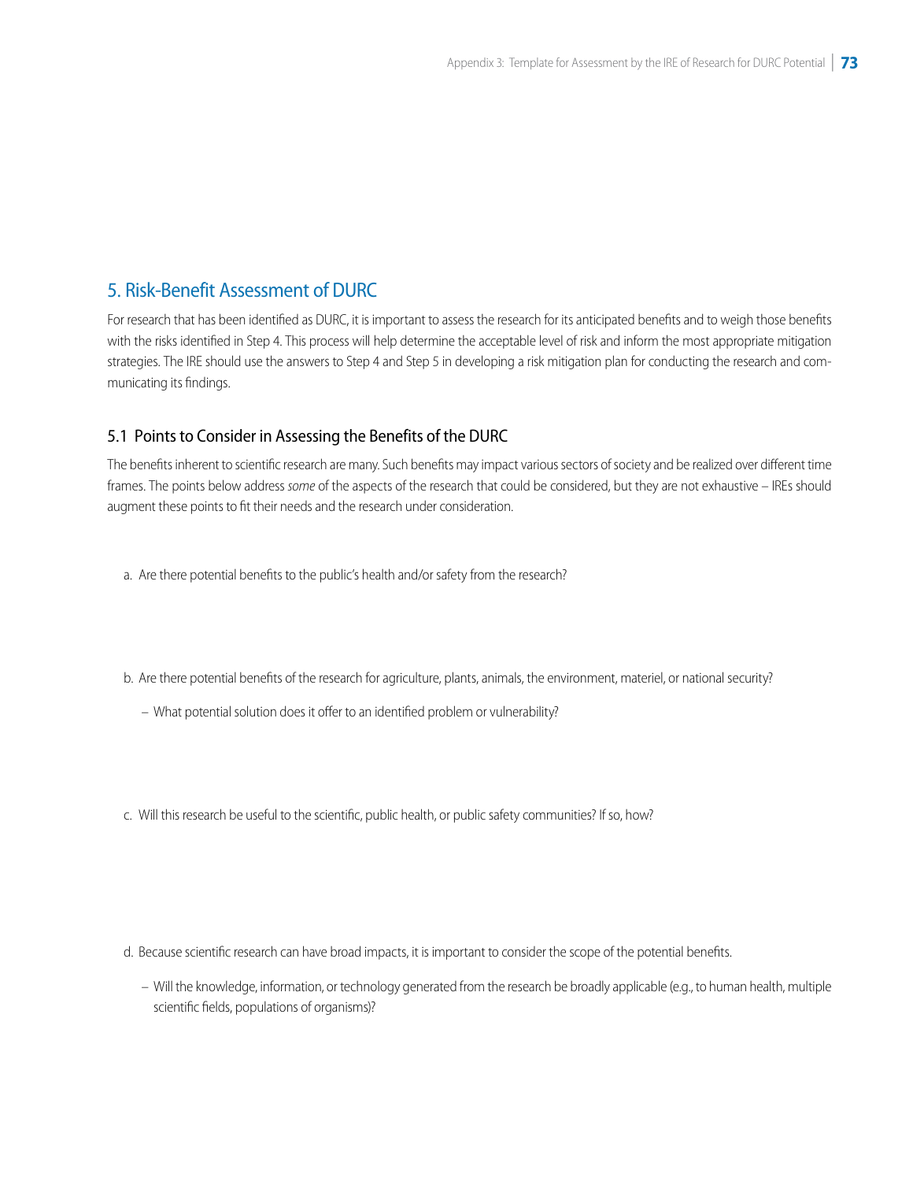## 5. Risk-Benefit Assessment of DURC

For research that has been identified as DURC, it is important to assess the research for its anticipated benefits and to weigh those benefits with the risks identified in Step 4. This process will help determine the acceptable level of risk and inform the most appropriate mitigation strategies. The IRE should use the answers to Step 4 and Step 5 in developing a risk mitigation plan for conducting the research and communicating its findings.

### 5.1 Points to Consider in Assessing the Benefits of the DURC

The benefits inherent to scientific research are many. Such benefits may impact various sectors of society and be realized over different time frames. The points below address *some* of the aspects of the research that could be considered, but they are not exhaustive – IREs should augment these points to fit their needs and the research under consideration.

a. Are there potential benefits to the public's health and/or safety from the research?

b. Are there potential benefits of the research for agriculture, plants, animals, the environment, materiel, or national security?

   – What potential solution does it offer to an identified problem or vulnerability?

c. Will this research be useful to the scientific, public health, or public safety communities? If so, how?

d. Because scientific research can have broad impacts, it is important to consider the scope of the potential benefits.

   – Will the knowledge, information, or technology generated from the research be broadly applicable (e.g., to human health, multiple scientific fields, populations of organisms)?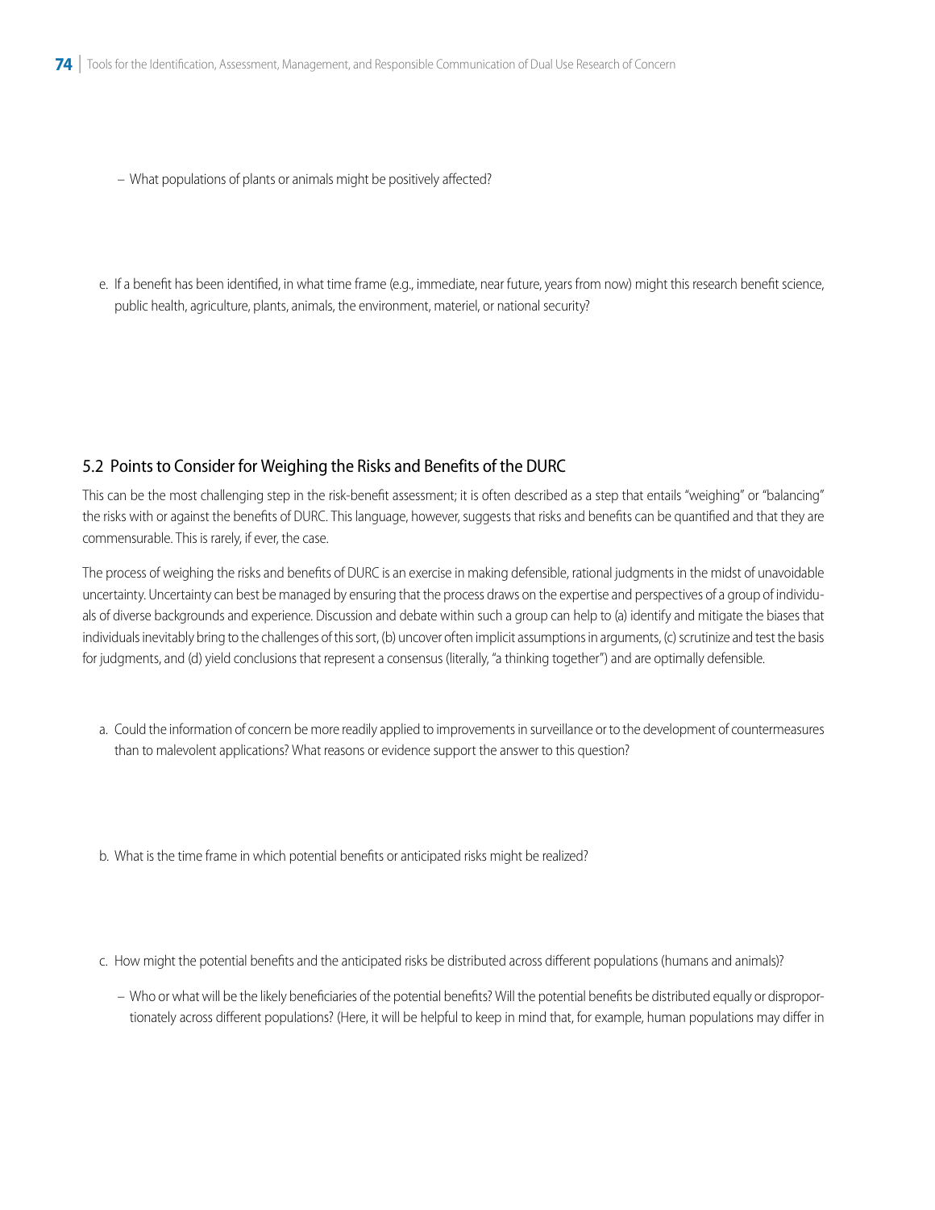– What populations of plants or animals might be positively affected?

e. If a benefit has been identified, in what time frame (e.g., immediate, near future, years from now) might this research benefit science, public health, agriculture, plants, animals, the environment, materiel, or national security?

## 5.2 Points to Consider for Weighing the Risks and Benefits of the DURC

This can be the most challenging step in the risk-benefit assessment; it is often described as a step that entails "weighing" or "balancing" the risks with or against the benefits of DURC. This language, however, suggests that risks and benefits can be quantified and that they are commensurable. This is rarely, if ever, the case.

The process of weighing the risks and benefits of DURC is an exercise in making defensible, rational judgments in the midst of unavoidable uncertainty. Uncertainty can best be managed by ensuring that the process draws on the expertise and perspectives of a group of individuals of diverse backgrounds and experience. Discussion and debate within such a group can help to (a) identify and mitigate the biases that individuals inevitably bring to the challenges of this sort, (b) uncover often implicit assumptions in arguments, (c) scrutinize and test the basis for judgments, and (d) yield conclusions that represent a consensus (literally, "a thinking together") and are optimally defensible.

a. Could the information of concern be more readily applied to improvements in surveillance or to the development of countermeasures than to malevolent applications? What reasons or evidence support the answer to this question?

b. What is the time frame in which potential benefits or anticipated risks might be realized?

c. How might the potential benefits and the anticipated risks be distributed across different populations (humans and animals)?

   – Who or what will be the likely beneficiaries of the potential benefits? Will the potential benefits be distributed equally or disproportionately across different populations? (Here, it will be helpful to keep in mind that, for example, human populations may differ in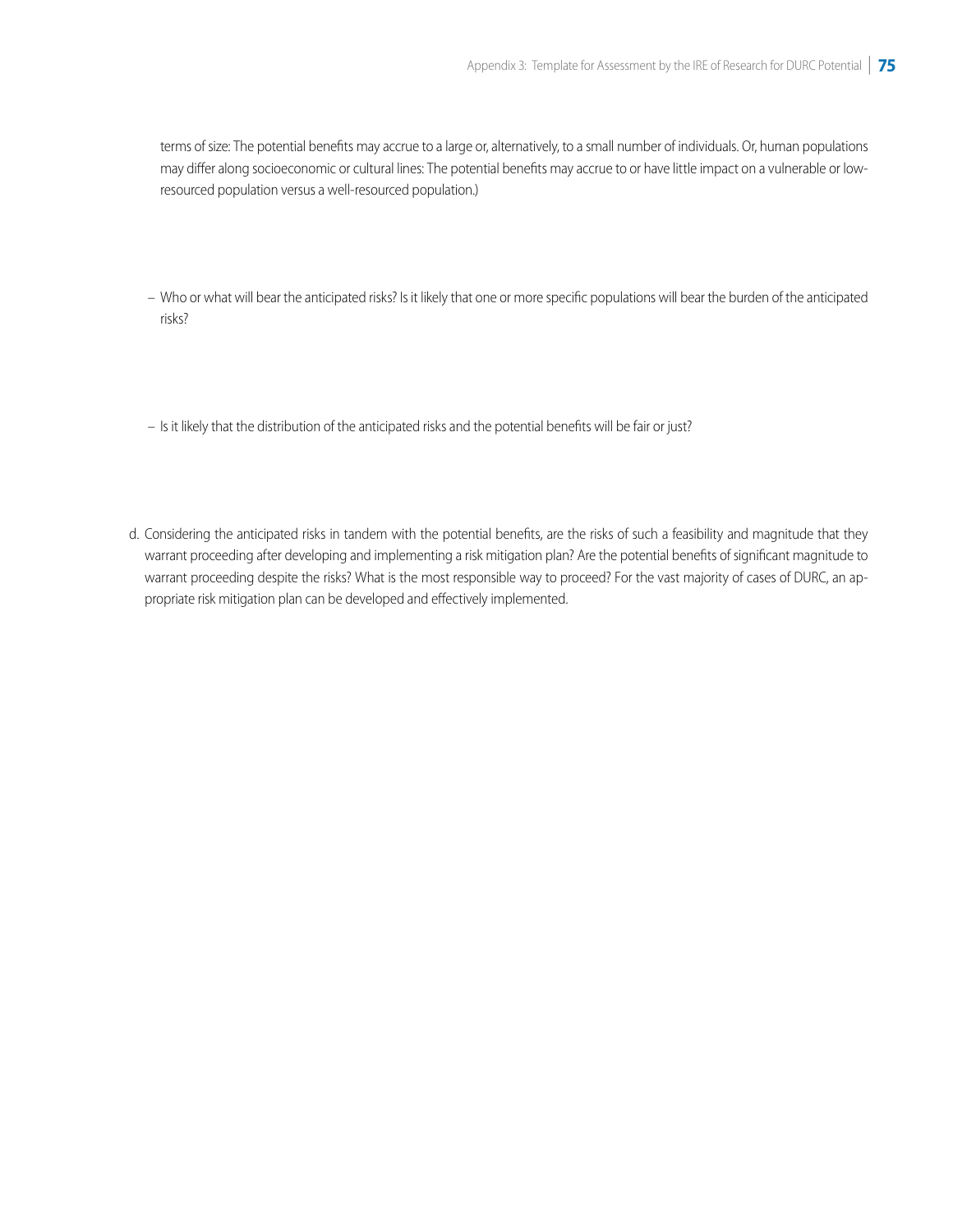terms of size: The potential benefits may accrue to a large or, alternatively, to a small number of individuals. Or, human populations may differ along socioeconomic or cultural lines: The potential benefits may accrue to or have little impact on a vulnerable or low-resourced population versus a well-resourced population.)

– Who or what will bear the anticipated risks? Is it likely that one or more specific populations will bear the burden of the anticipated risks?

– Is it likely that the distribution of the anticipated risks and the potential benefits will be fair or just?

d. Considering the anticipated risks in tandem with the potential benefits, are the risks of such a feasibility and magnitude that they warrant proceeding after developing and implementing a risk mitigation plan? Are the potential benefits of significant magnitude to warrant proceeding despite the risks? What is the most responsible way to proceed? For the vast majority of cases of DURC, an appropriate risk mitigation plan can be developed and effectively implemented.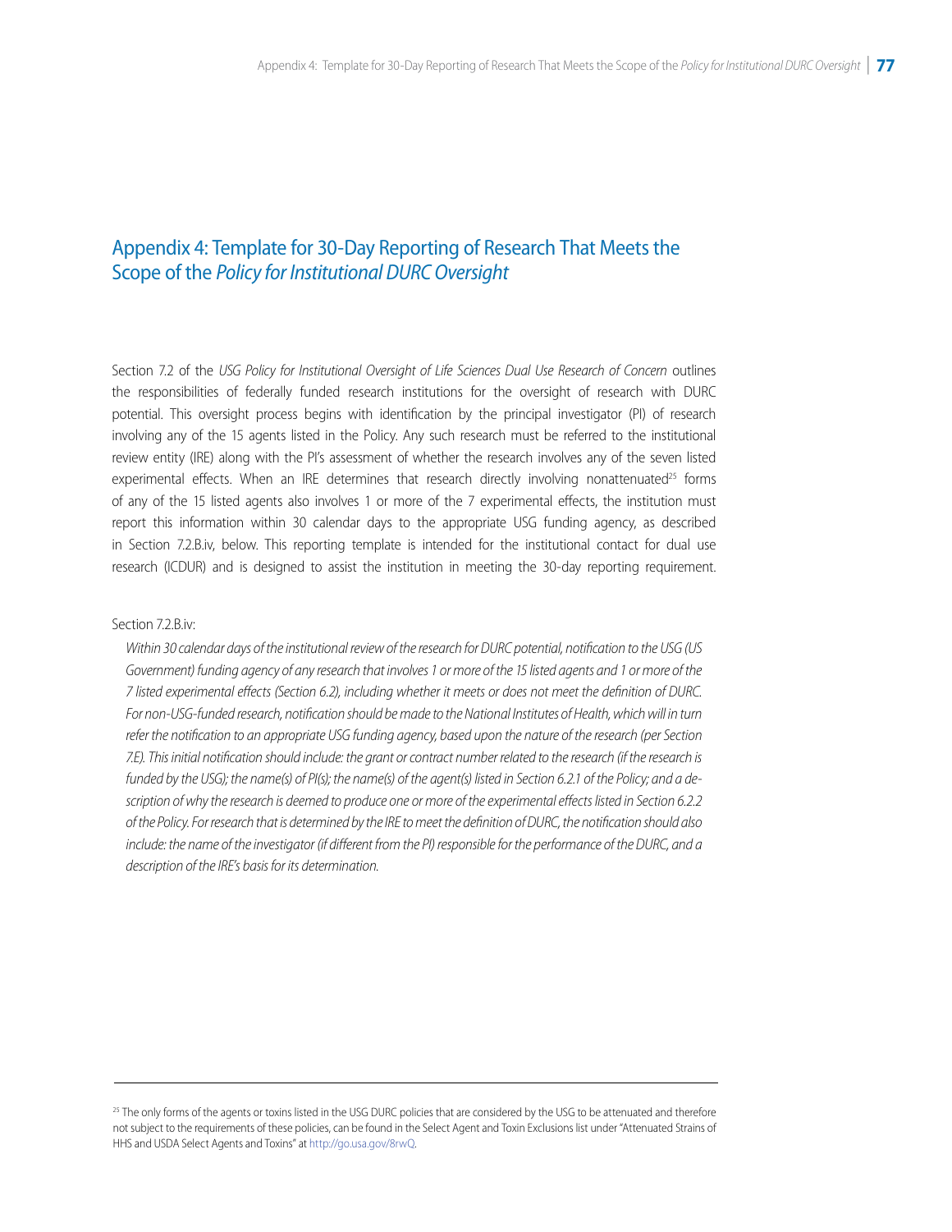# Appendix 4: Template for 30-Day Reporting of Research That Meets the Scope of the *Policy for Institutional DURC Oversight*

Section 7.2 of the *USG Policy for Institutional Oversight of Life Sciences Dual Use Research of Concern* outlines the responsibilities of federally funded research institutions for the oversight of research with DURC potential. This oversight process begins with identification by the principal investigator (PI) of research involving any of the 15 agents listed in the Policy. Any such research must be referred to the institutional review entity (IRE) along with the PI's assessment of whether the research involves any of the seven listed experimental effects. When an IRE determines that research directly involving nonattenuated[25] forms of any of the 15 listed agents also involves 1 or more of the 7 experimental effects, the institution must report this information within 30 calendar days to the appropriate USG funding agency, as described in Section 7.2.B.iv, below. This reporting template is intended for the institutional contact for dual use research (ICDUR) and is designed to assist the institution in meeting the 30-day reporting requirement.

Section 7.2.B.iv:

> *Within 30 calendar days of the institutional review of the research for DURC potential, notification to the USG (US Government) funding agency of any research that involves 1 or more of the 15 listed agents and 1 or more of the 7 listed experimental effects (Section 6.2), including whether it meets or does not meet the definition of DURC. For non-USG-funded research, notification should be made to the National Institutes of Health, which will in turn refer the notification to an appropriate USG funding agency, based upon the nature of the research (per Section 7.E). This initial notification should include: the grant or contract number related to the research (if the research is funded by the USG); the name(s) of PI(s); the name(s) of the agent(s) listed in Section 6.2.1 of the Policy; and a description of why the research is deemed to produce one or more of the experimental effects listed in Section 6.2.2 of the Policy. For research that is determined by the IRE to meet the definition of DURC, the notification should also include: the name of the investigator (if different from the PI) responsible for the performance of the DURC, and a description of the IRE's basis for its determination.*

---

[25] The only forms of the agents or toxins listed in the USG DURC policies that are considered by the USG to be attenuated and therefore not subject to the requirements of these policies, can be found in the Select Agent and Toxin Exclusions list under "Attenuated Strains of HHS and USDA Select Agents and Toxins" at http://go.usa.gov/8rwQ.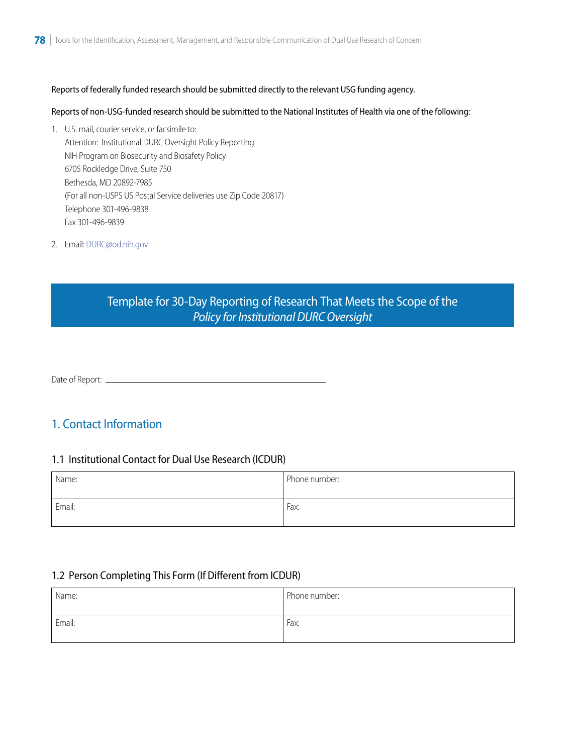Reports of federally funded research should be submitted directly to the relevant USG funding agency.

Reports of non-USG-funded research should be submitted to the National Institutes of Health via one of the following:

1. U.S. mail, courier service, or facsimile to:
   Attention: Institutional DURC Oversight Policy Reporting
   NIH Program on Biosecurity and Biosafety Policy
   6705 Rockledge Drive, Suite 750
   Bethesda, MD 20892-7985
   (For all non-USPS US Postal Service deliveries use Zip Code 20817)
   Telephone 301-496-9838
   Fax 301-496-9839

2. Email: DURC@od.nih.gov

## Template for 30-Day Reporting of Research That Meets the Scope of the *Policy for Institutional DURC Oversight*

Date of Report: ______________________________

## 1. Contact Information

### 1.1 Institutional Contact for Dual Use Research (ICDUR)

| Name: | Phone number: |
|---|---|
| Email: | Fax: |

### 1.2 Person Completing This Form (If Different from ICDUR)

| Name: | Phone number: |
|---|---|
| Email: | Fax: |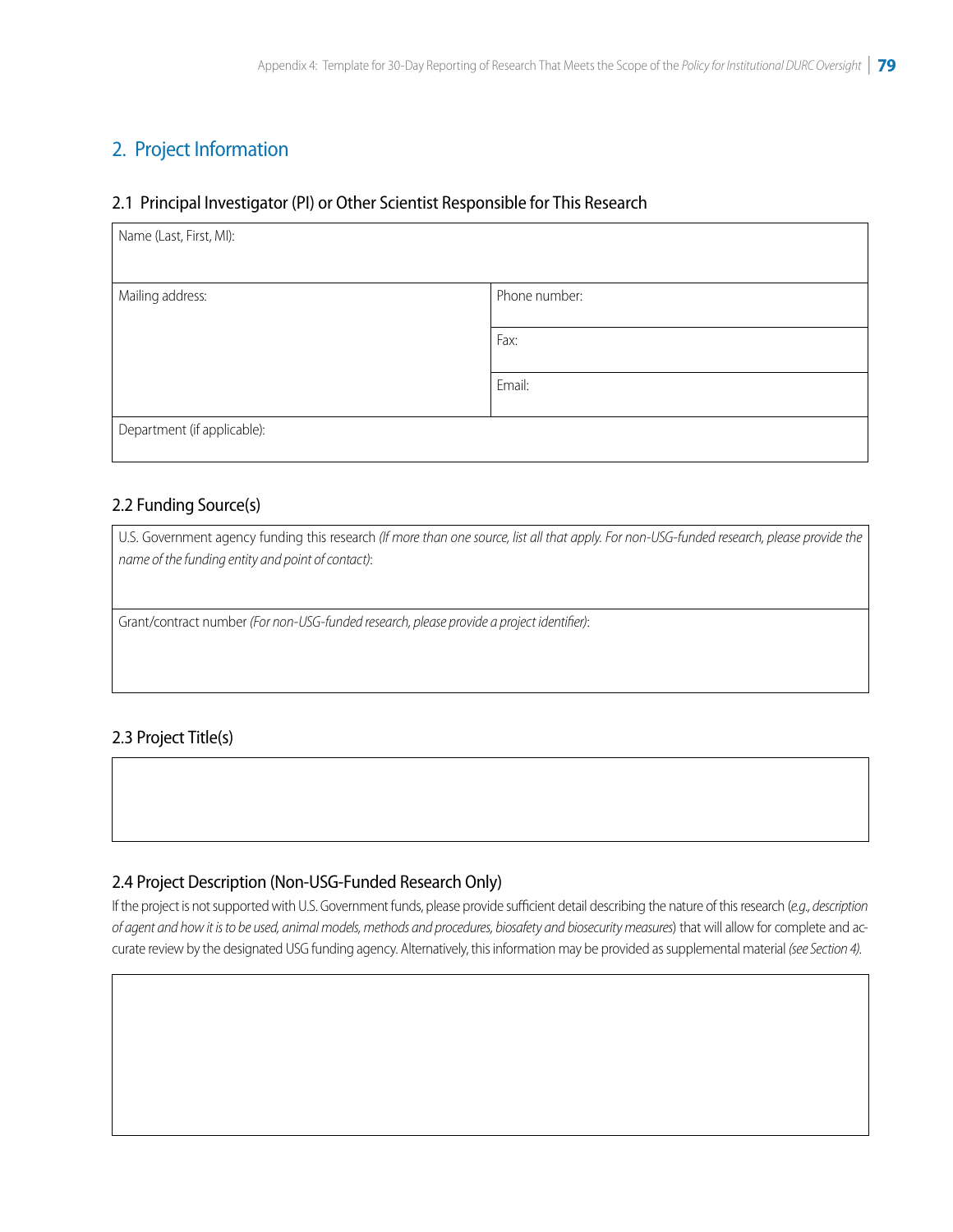## 2. Project Information

### 2.1 Principal Investigator (PI) or Other Scientist Responsible for This Research

| Name (Last, First, MI): | |
|---|---|
| Mailing address: | Phone number: |
| | Fax: |
| | Email: |
| Department (if applicable): | |

### 2.2 Funding Source(s)

| U.S. Government agency funding this research *(If more than one source, list all that apply. For non-USG-funded research, please provide the name of the funding entity and point of contact)*: |
|---|
| Grant/contract number *(For non-USG-funded research, please provide a project identifier)*: |

### 2.3 Project Title(s)

| |
|---|
| |

### 2.4 Project Description (Non-USG-Funded Research Only)

If the project is not supported with U.S. Government funds, please provide sufficient detail describing the nature of this research (*e.g., description of agent and how it is to be used, animal models, methods and procedures, biosafety and biosecurity measures*) that will allow for complete and accurate review by the designated USG funding agency. Alternatively, this information may be provided as supplemental material *(see Section 4).*

| |
|---|
| |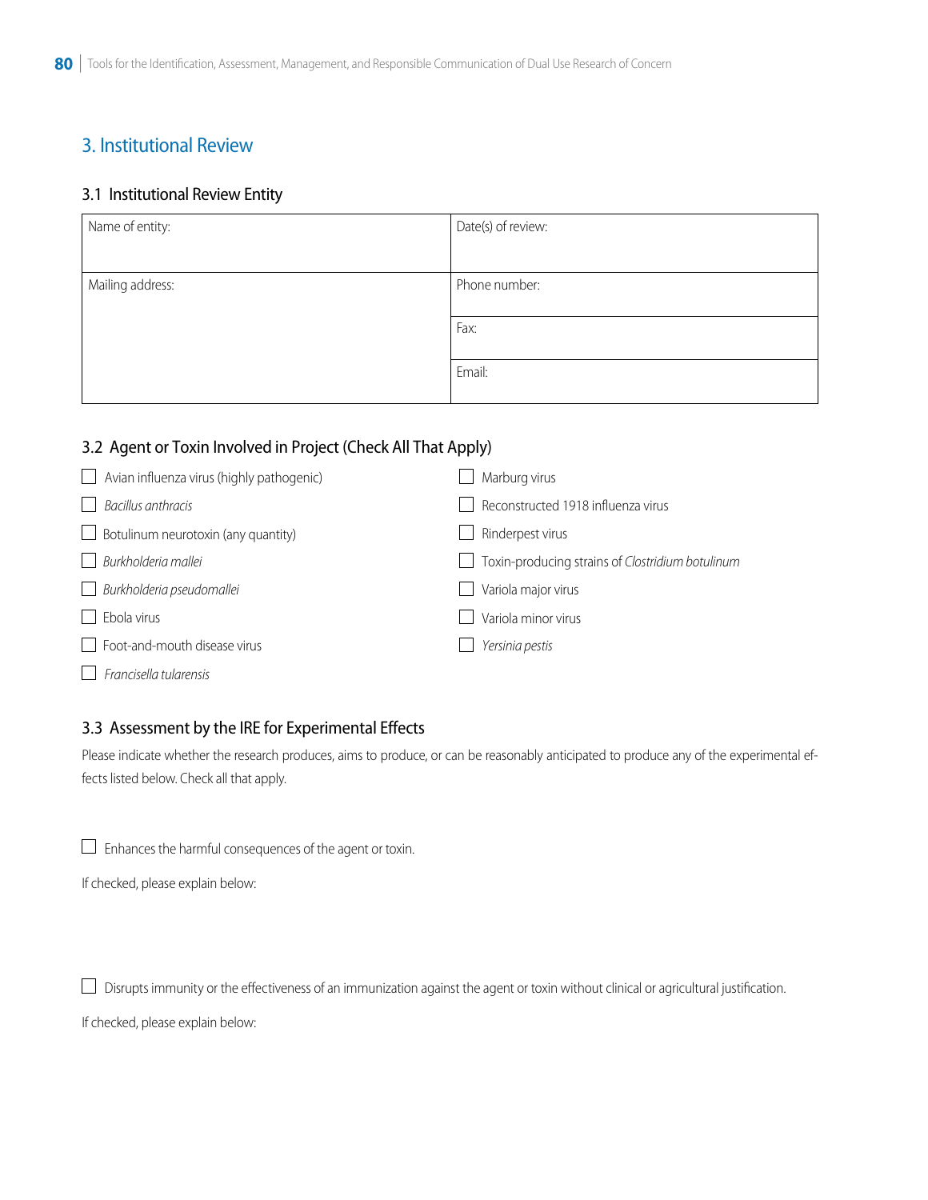## 3. Institutional Review

### 3.1 Institutional Review Entity

| Name of entity: | Date(s) of review: |
|---|---|
| Mailing address: | Phone number: |
| | Fax: |
| | Email: |

### 3.2 Agent or Toxin Involved in Project (Check All That Apply)

- ☐ Avian influenza virus (highly pathogenic)
- ☐ *Bacillus anthracis*
- ☐ Botulinum neurotoxin (any quantity)
- ☐ *Burkholderia mallei*
- ☐ *Burkholderia pseudomallei*
- ☐ Ebola virus
- ☐ Foot-and-mouth disease virus
- ☐ *Francisella tularensis*
- ☐ Marburg virus
- ☐ Reconstructed 1918 influenza virus
- ☐ Rinderpest virus
- ☐ Toxin-producing strains of *Clostridium botulinum*
- ☐ Variola major virus
- ☐ Variola minor virus
- ☐ *Yersinia pestis*

### 3.3 Assessment by the IRE for Experimental Effects

Please indicate whether the research produces, aims to produce, or can be reasonably anticipated to produce any of the experimental effects listed below. Check all that apply.

☐ Enhances the harmful consequences of the agent or toxin.

If checked, please explain below:

☐ Disrupts immunity or the effectiveness of an immunization against the agent or toxin without clinical or agricultural justification.

If checked, please explain below: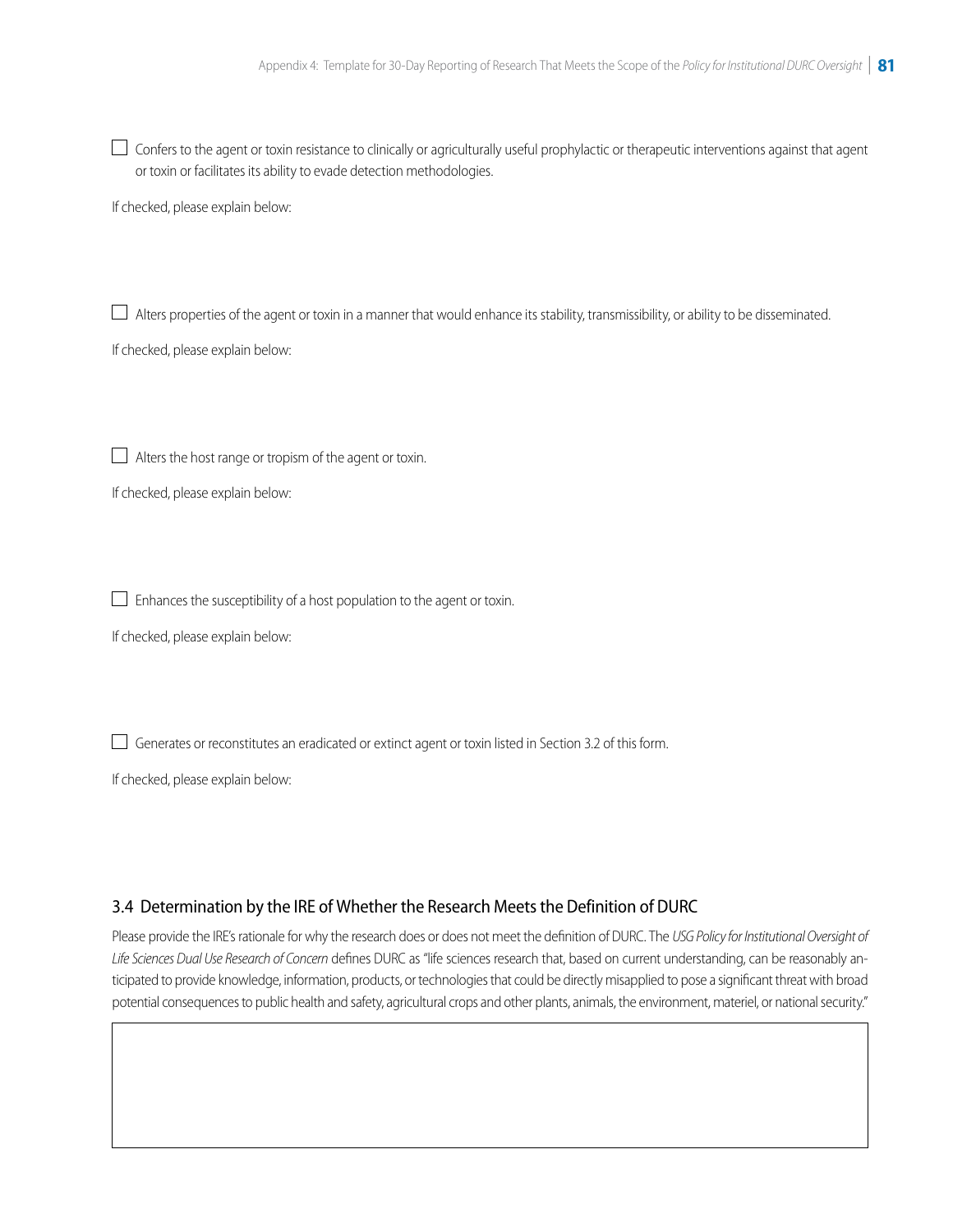- [ ] Confers to the agent or toxin resistance to clinically or agriculturally useful prophylactic or therapeutic interventions against that agent or toxin or facilitates its ability to evade detection methodologies.

If checked, please explain below:

- [ ] Alters properties of the agent or toxin in a manner that would enhance its stability, transmissibility, or ability to be disseminated.

If checked, please explain below:

- [ ] Alters the host range or tropism of the agent or toxin.

If checked, please explain below:

- [ ] Enhances the susceptibility of a host population to the agent or toxin.

If checked, please explain below:

- [ ] Generates or reconstitutes an eradicated or extinct agent or toxin listed in Section 3.2 of this form.

If checked, please explain below:

## 3.4 Determination by the IRE of Whether the Research Meets the Definition of DURC

Please provide the IRE's rationale for why the research does or does not meet the definition of DURC. The *USG Policy for Institutional Oversight of Life Sciences Dual Use Research of Concern* defines DURC as "life sciences research that, based on current understanding, can be reasonably anticipated to provide knowledge, information, products, or technologies that could be directly misapplied to pose a significant threat with broad potential consequences to public health and safety, agricultural crops and other plants, animals, the environment, materiel, or national security."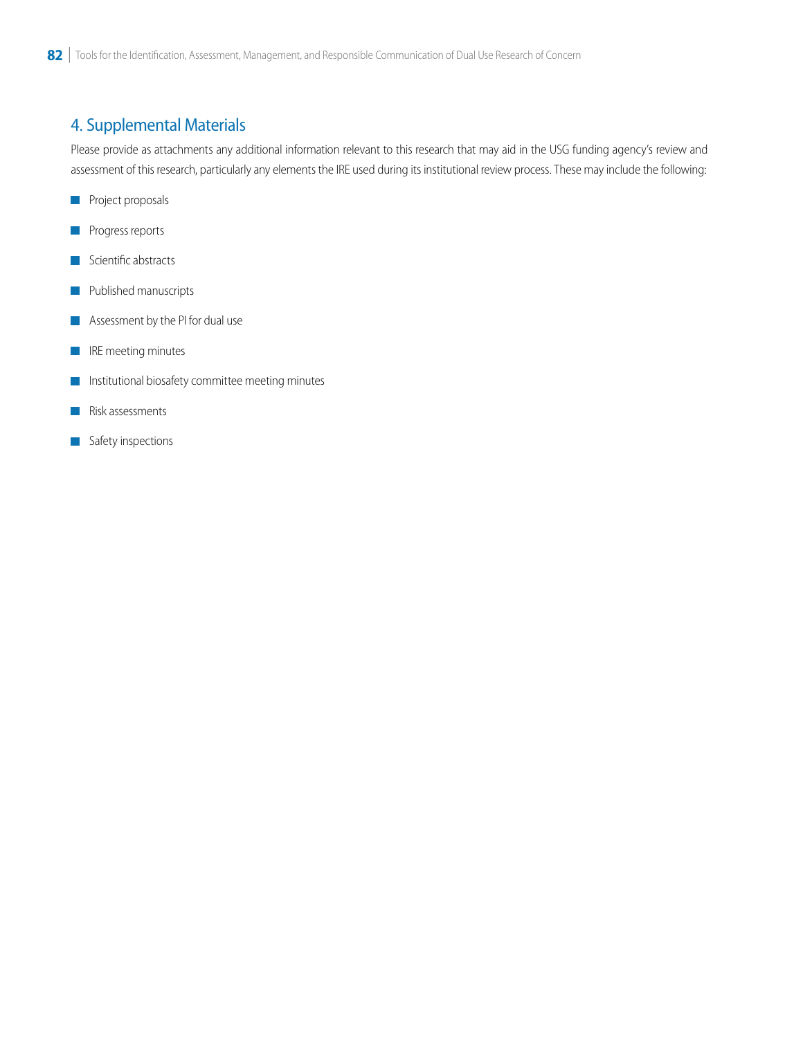## 4. Supplemental Materials

Please provide as attachments any additional information relevant to this research that may aid in the USG funding agency's review and assessment of this research, particularly any elements the IRE used during its institutional review process. These may include the following:

- Project proposals
- Progress reports
- Scientific abstracts
- Published manuscripts
- Assessment by the PI for dual use
- IRE meeting minutes
- Institutional biosafety committee meeting minutes
- Risk assessments
- Safety inspections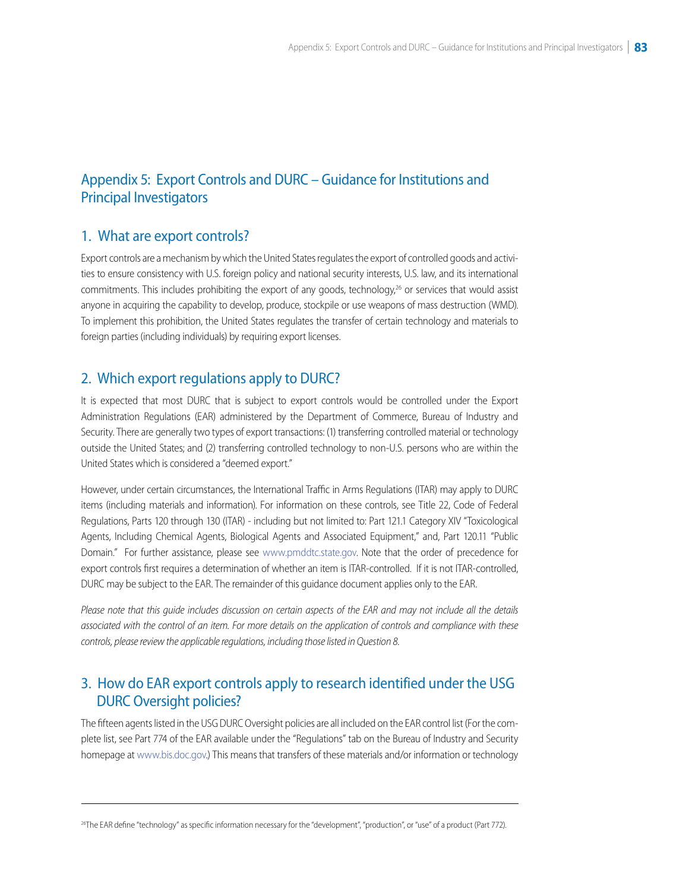# Appendix 5: Export Controls and DURC – Guidance for Institutions and Principal Investigators

## 1. What are export controls?

Export controls are a mechanism by which the United States regulates the export of controlled goods and activities to ensure consistency with U.S. foreign policy and national security interests, U.S. law, and its international commitments. This includes prohibiting the export of any goods, technology,[26] or services that would assist anyone in acquiring the capability to develop, produce, stockpile or use weapons of mass destruction (WMD). To implement this prohibition, the United States regulates the transfer of certain technology and materials to foreign parties (including individuals) by requiring export licenses.

## 2. Which export regulations apply to DURC?

It is expected that most DURC that is subject to export controls would be controlled under the Export Administration Regulations (EAR) administered by the Department of Commerce, Bureau of Industry and Security. There are generally two types of export transactions: (1) transferring controlled material or technology outside the United States; and (2) transferring controlled technology to non-U.S. persons who are within the United States which is considered a "deemed export."

However, under certain circumstances, the International Traffic in Arms Regulations (ITAR) may apply to DURC items (including materials and information). For information on these controls, see Title 22, Code of Federal Regulations, Parts 120 through 130 (ITAR) - including but not limited to: Part 121.1 Category XIV "Toxicological Agents, Including Chemical Agents, Biological Agents and Associated Equipment," and, Part 120.11 "Public Domain." For further assistance, please see www.pmddtc.state.gov. Note that the order of precedence for export controls first requires a determination of whether an item is ITAR-controlled. If it is not ITAR-controlled, DURC may be subject to the EAR. The remainder of this guidance document applies only to the EAR.

*Please note that this guide includes discussion on certain aspects of the EAR and may not include all the details associated with the control of an item. For more details on the application of controls and compliance with these controls, please review the applicable regulations, including those listed in Question 8.*

## 3. How do EAR export controls apply to research identified under the USG DURC Oversight policies?

The fifteen agents listed in the USG DURC Oversight policies are all included on the EAR control list (For the complete list, see Part 774 of the EAR available under the "Regulations" tab on the Bureau of Industry and Security homepage at www.bis.doc.gov.) This means that transfers of these materials and/or information or technology

---

[26] The EAR define "technology" as specific information necessary for the "development", "production", or "use" of a product (Part 772).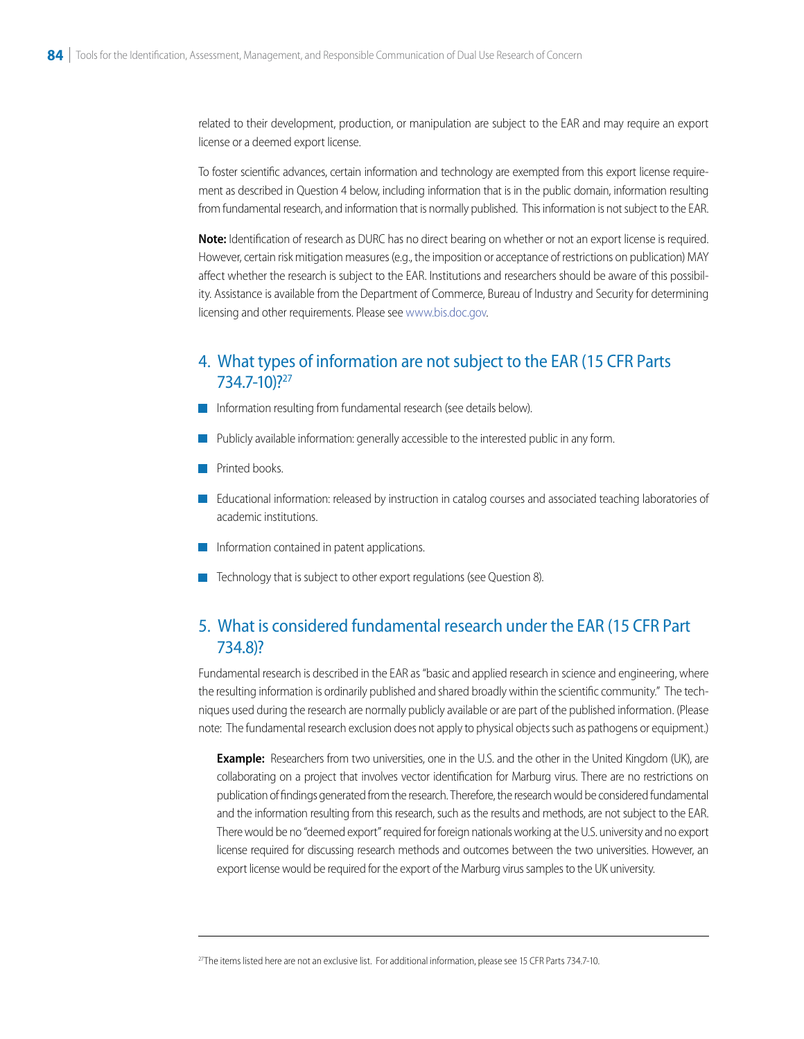related to their development, production, or manipulation are subject to the EAR and may require an export license or a deemed export license.

To foster scientific advances, certain information and technology are exempted from this export license requirement as described in Question 4 below, including information that is in the public domain, information resulting from fundamental research, and information that is normally published. This information is not subject to the EAR.

**Note:** Identification of research as DURC has no direct bearing on whether or not an export license is required. However, certain risk mitigation measures (e.g., the imposition or acceptance of restrictions on publication) MAY affect whether the research is subject to the EAR. Institutions and researchers should be aware of this possibility. Assistance is available from the Department of Commerce, Bureau of Industry and Security for determining licensing and other requirements. Please see www.bis.doc.gov.

## 4. What types of information are not subject to the EAR (15 CFR Parts 734.7-10)?[27]

- Information resulting from fundamental research (see details below).
- Publicly available information: generally accessible to the interested public in any form.
- Printed books.
- Educational information: released by instruction in catalog courses and associated teaching laboratories of academic institutions.
- Information contained in patent applications.
- Technology that is subject to other export regulations (see Question 8).

## 5. What is considered fundamental research under the EAR (15 CFR Part 734.8)?

Fundamental research is described in the EAR as "basic and applied research in science and engineering, where the resulting information is ordinarily published and shared broadly within the scientific community." The techniques used during the research are normally publicly available or are part of the published information. (Please note: The fundamental research exclusion does not apply to physical objects such as pathogens or equipment.)

> **Example:** Researchers from two universities, one in the U.S. and the other in the United Kingdom (UK), are collaborating on a project that involves vector identification for Marburg virus. There are no restrictions on publication of findings generated from the research. Therefore, the research would be considered fundamental and the information resulting from this research, such as the results and methods, are not subject to the EAR. There would be no "deemed export" required for foreign nationals working at the U.S. university and no export license required for discussing research methods and outcomes between the two universities. However, an export license would be required for the export of the Marburg virus samples to the UK university.

---

[27] The items listed here are not an exclusive list. For additional information, please see 15 CFR Parts 734.7-10.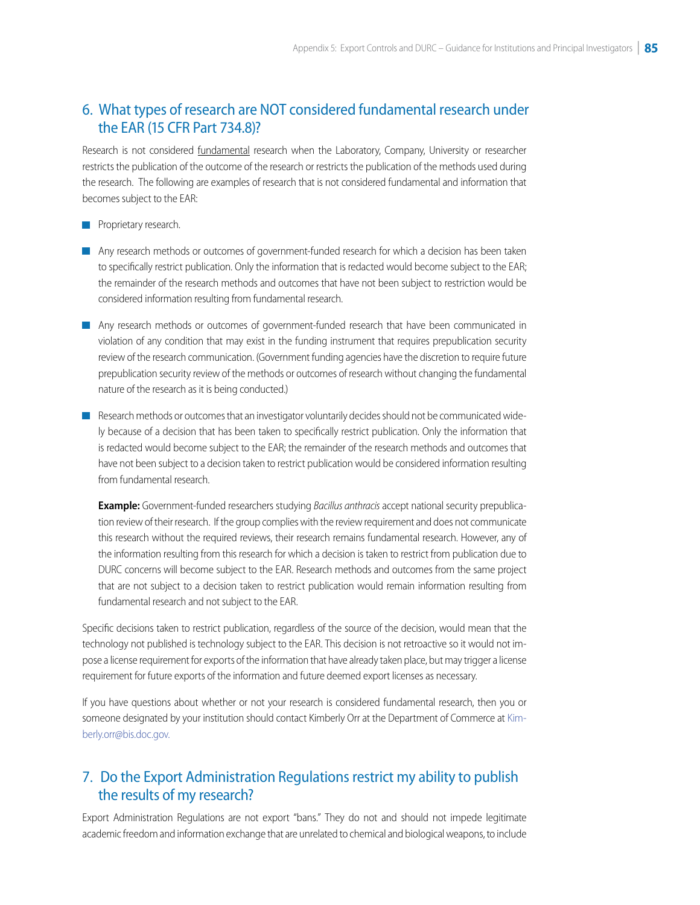## 6. What types of research are NOT considered fundamental research under the EAR (15 CFR Part 734.8)?

Research is not considered fundamental research when the Laboratory, Company, University or researcher restricts the publication of the outcome of the research or restricts the publication of the methods used during the research. The following are examples of research that is not considered fundamental and information that becomes subject to the EAR:

- Proprietary research.
- Any research methods or outcomes of government-funded research for which a decision has been taken to specifically restrict publication. Only the information that is redacted would become subject to the EAR; the remainder of the research methods and outcomes that have not been subject to restriction would be considered information resulting from fundamental research.
- Any research methods or outcomes of government-funded research that have been communicated in violation of any condition that may exist in the funding instrument that requires prepublication security review of the research communication. (Government funding agencies have the discretion to require future prepublication security review of the methods or outcomes of research without changing the fundamental nature of the research as it is being conducted.)
- Research methods or outcomes that an investigator voluntarily decides should not be communicated widely because of a decision that has been taken to specifically restrict publication. Only the information that is redacted would become subject to the EAR; the remainder of the research methods and outcomes that have not been subject to a decision taken to restrict publication would be considered information resulting from fundamental research.

  **Example:** Government-funded researchers studying *Bacillus anthracis* accept national security prepublication review of their research. If the group complies with the review requirement and does not communicate this research without the required reviews, their research remains fundamental research. However, any of the information resulting from this research for which a decision is taken to restrict from publication due to DURC concerns will become subject to the EAR. Research methods and outcomes from the same project that are not subject to a decision taken to restrict publication would remain information resulting from fundamental research and not subject to the EAR.

Specific decisions taken to restrict publication, regardless of the source of the decision, would mean that the technology not published is technology subject to the EAR. This decision is not retroactive so it would not impose a license requirement for exports of the information that have already taken place, but may trigger a license requirement for future exports of the information and future deemed export licenses as necessary.

If you have questions about whether or not your research is considered fundamental research, then you or someone designated by your institution should contact Kimberly Orr at the Department of Commerce at Kimberly.orr@bis.doc.gov.

## 7. Do the Export Administration Regulations restrict my ability to publish the results of my research?

Export Administration Regulations are not export "bans." They do not and should not impede legitimate academic freedom and information exchange that are unrelated to chemical and biological weapons, to include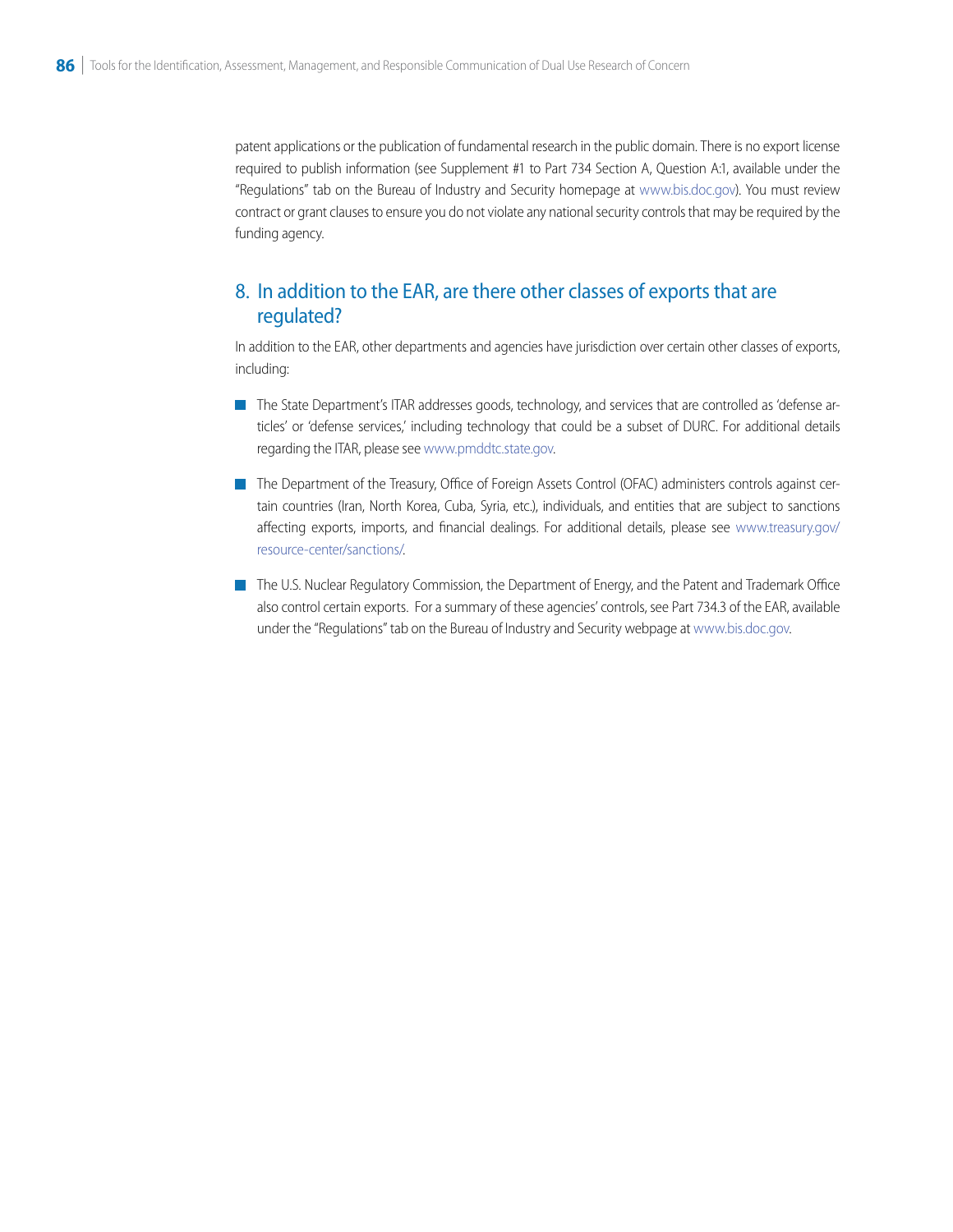patent applications or the publication of fundamental research in the public domain. There is no export license required to publish information (see Supplement #1 to Part 734 Section A, Question A:1, available under the "Regulations" tab on the Bureau of Industry and Security homepage at www.bis.doc.gov). You must review contract or grant clauses to ensure you do not violate any national security controls that may be required by the funding agency.

## 8. In addition to the EAR, are there other classes of exports that are regulated?

In addition to the EAR, other departments and agencies have jurisdiction over certain other classes of exports, including:

- The State Department's ITAR addresses goods, technology, and services that are controlled as 'defense articles' or 'defense services,' including technology that could be a subset of DURC. For additional details regarding the ITAR, please see www.pmddtc.state.gov.
- The Department of the Treasury, Office of Foreign Assets Control (OFAC) administers controls against certain countries (Iran, North Korea, Cuba, Syria, etc.), individuals, and entities that are subject to sanctions affecting exports, imports, and financial dealings. For additional details, please see www.treasury.gov/resource-center/sanctions/.
- The U.S. Nuclear Regulatory Commission, the Department of Energy, and the Patent and Trademark Office also control certain exports. For a summary of these agencies' controls, see Part 734.3 of the EAR, available under the "Regulations" tab on the Bureau of Industry and Security webpage at www.bis.doc.gov.